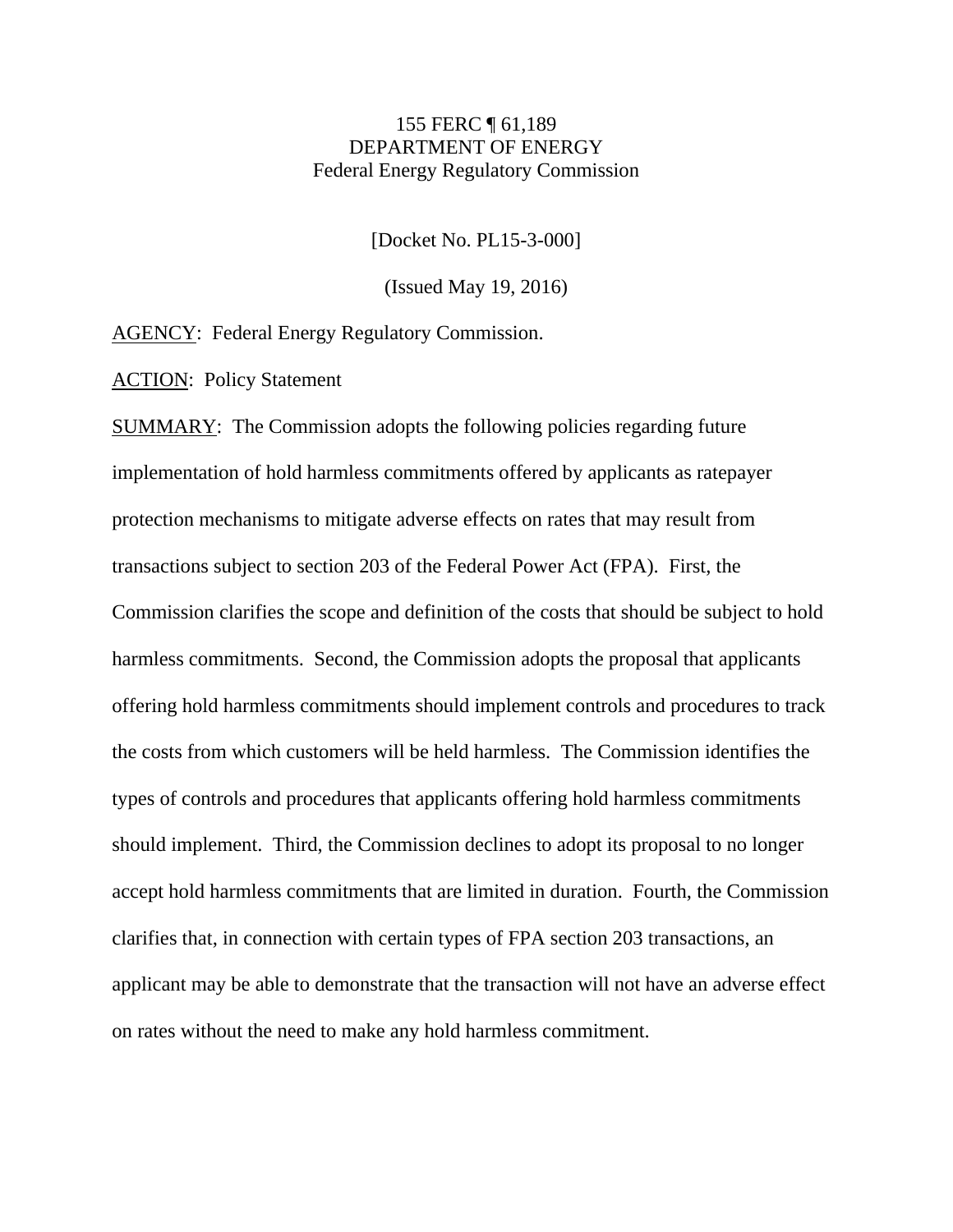155 FERC ¶ 61,189
DEPARTMENT OF ENERGY
Federal Energy Regulatory Commission

[Docket No. PL15-3-000]

(Issued May 19, 2016)

AGENCY: Federal Energy Regulatory Commission.

ACTION: Policy Statement

SUMMARY: The Commission adopts the following policies regarding future implementation of hold harmless commitments offered by applicants as ratepayer protection mechanisms to mitigate adverse effects on rates that may result from transactions subject to section 203 of the Federal Power Act (FPA). First, the Commission clarifies the scope and definition of the costs that should be subject to hold harmless commitments. Second, the Commission adopts the proposal that applicants offering hold harmless commitments should implement controls and procedures to track the costs from which customers will be held harmless. The Commission identifies the types of controls and procedures that applicants offering hold harmless commitments should implement. Third, the Commission declines to adopt its proposal to no longer accept hold harmless commitments that are limited in duration. Fourth, the Commission clarifies that, in connection with certain types of FPA section 203 transactions, an applicant may be able to demonstrate that the transaction will not have an adverse effect on rates without the need to make any hold harmless commitment.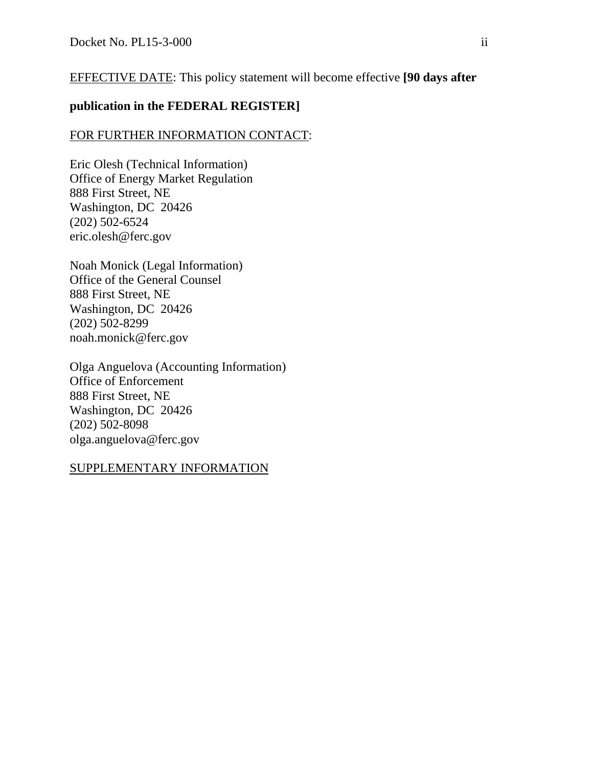<u>EFFECTIVE DATE</u>: This policy statement will become effective **[90 days after publication in the FEDERAL REGISTER]**

<u>FOR FURTHER INFORMATION CONTACT</u>:

Eric Olesh (Technical Information)
Office of Energy Market Regulation
888 First Street, NE
Washington, DC 20426
(202) 502-6524
eric.olesh@ferc.gov

Noah Monick (Legal Information)
Office of the General Counsel
888 First Street, NE
Washington, DC 20426
(202) 502-8299
noah.monick@ferc.gov

Olga Anguelova (Accounting Information)
Office of Enforcement
888 First Street, NE
Washington, DC 20426
(202) 502-8098
olga.anguelova@ferc.gov

<u>SUPPLEMENTARY INFORMATION</u>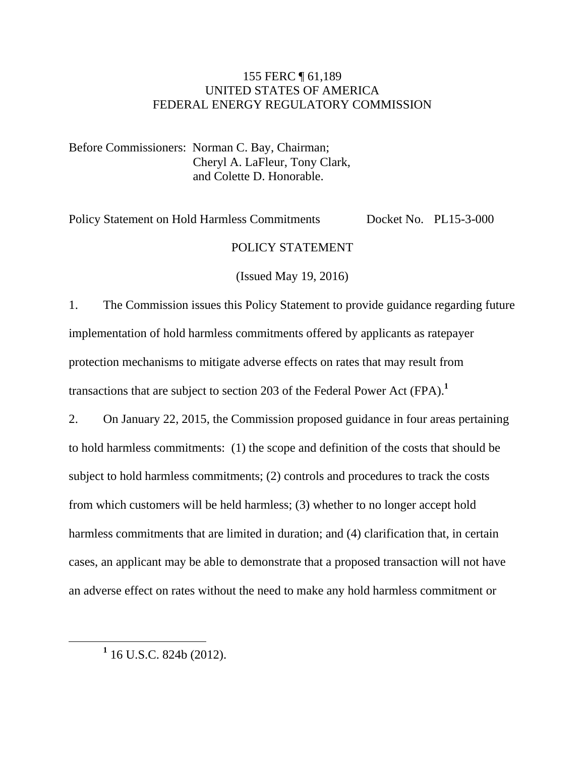155 FERC ¶ 61,189
UNITED STATES OF AMERICA
FEDERAL ENERGY REGULATORY COMMISSION

Before Commissioners: Norman C. Bay, Chairman;
Cheryl A. LaFleur, Tony Clark,
and Colette D. Honorable.

Policy Statement on Hold Harmless Commitments Docket No. PL15-3-000

POLICY STATEMENT

(Issued May 19, 2016)

1. The Commission issues this Policy Statement to provide guidance regarding future implementation of hold harmless commitments offered by applicants as ratepayer protection mechanisms to mitigate adverse effects on rates that may result from transactions that are subject to section 203 of the Federal Power Act (FPA).[1]

2. On January 22, 2015, the Commission proposed guidance in four areas pertaining to hold harmless commitments: (1) the scope and definition of the costs that should be subject to hold harmless commitments; (2) controls and procedures to track the costs from which customers will be held harmless; (3) whether to no longer accept hold harmless commitments that are limited in duration; and (4) clarification that, in certain cases, an applicant may be able to demonstrate that a proposed transaction will not have an adverse effect on rates without the need to make any hold harmless commitment or

[1] 16 U.S.C. 824b (2012).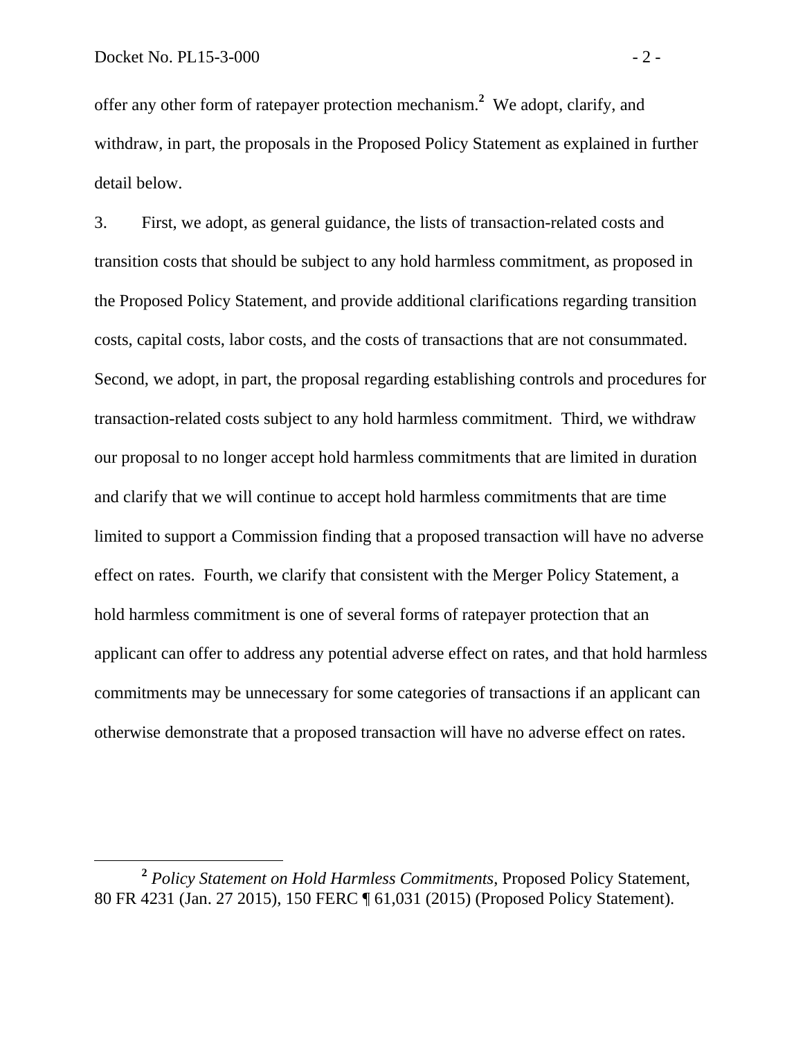offer any other form of ratepayer protection mechanism.[2] We adopt, clarify, and withdraw, in part, the proposals in the Proposed Policy Statement as explained in further detail below.

3. First, we adopt, as general guidance, the lists of transaction-related costs and transition costs that should be subject to any hold harmless commitment, as proposed in the Proposed Policy Statement, and provide additional clarifications regarding transition costs, capital costs, labor costs, and the costs of transactions that are not consummated. Second, we adopt, in part, the proposal regarding establishing controls and procedures for transaction-related costs subject to any hold harmless commitment. Third, we withdraw our proposal to no longer accept hold harmless commitments that are limited in duration and clarify that we will continue to accept hold harmless commitments that are time limited to support a Commission finding that a proposed transaction will have no adverse effect on rates. Fourth, we clarify that consistent with the Merger Policy Statement, a hold harmless commitment is one of several forms of ratepayer protection that an applicant can offer to address any potential adverse effect on rates, and that hold harmless commitments may be unnecessary for some categories of transactions if an applicant can otherwise demonstrate that a proposed transaction will have no adverse effect on rates.

[2] *Policy Statement on Hold Harmless Commitments*, Proposed Policy Statement, 80 FR 4231 (Jan. 27 2015), 150 FERC ¶ 61,031 (2015) (Proposed Policy Statement).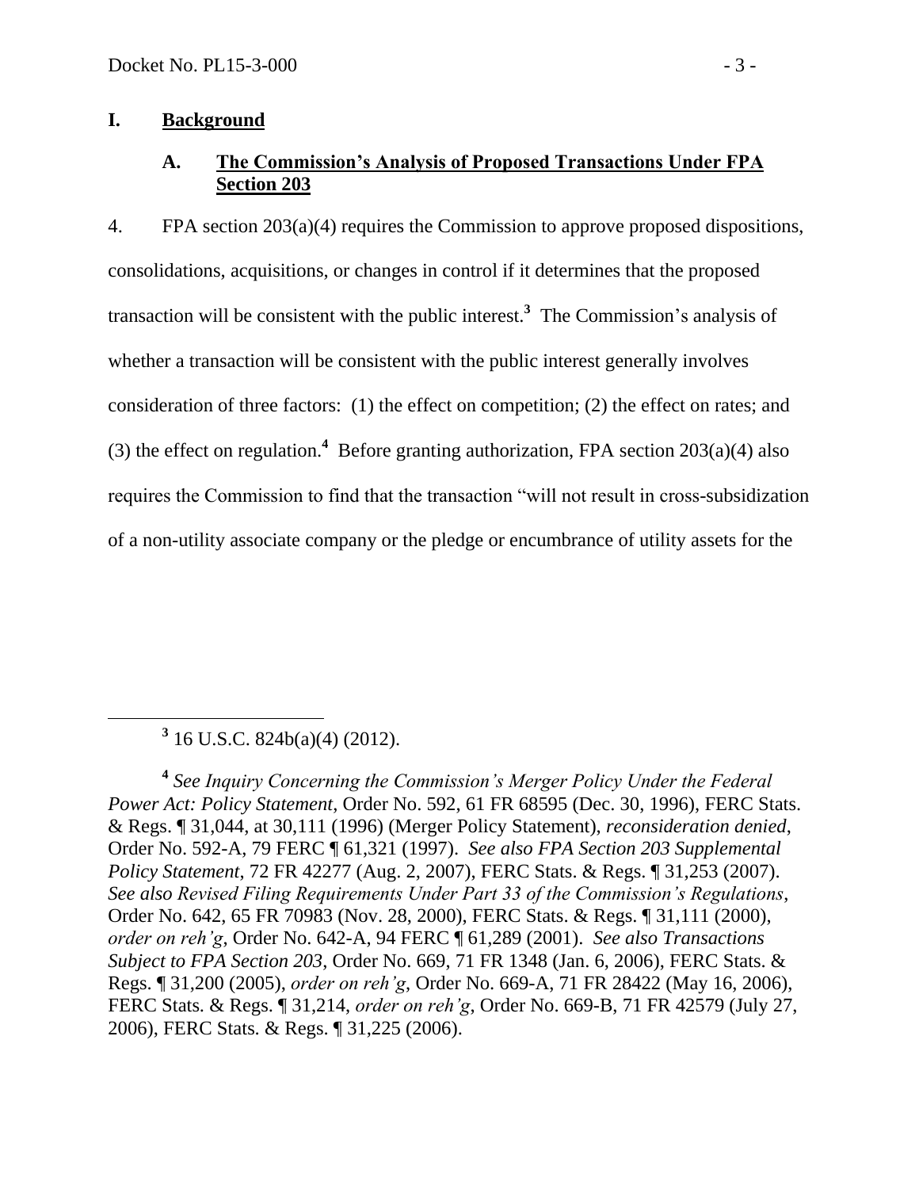# I. Background

## A. The Commission's Analysis of Proposed Transactions Under FPA Section 203

4. FPA section 203(a)(4) requires the Commission to approve proposed dispositions, consolidations, acquisitions, or changes in control if it determines that the proposed transaction will be consistent with the public interest.[3] The Commission's analysis of whether a transaction will be consistent with the public interest generally involves consideration of three factors: (1) the effect on competition; (2) the effect on rates; and (3) the effect on regulation.[4] Before granting authorization, FPA section 203(a)(4) also requires the Commission to find that the transaction "will not result in cross-subsidization of a non-utility associate company or the pledge or encumbrance of utility assets for the

---

[3] 16 U.S.C. 824b(a)(4) (2012).

[4] *See Inquiry Concerning the Commission's Merger Policy Under the Federal Power Act: Policy Statement*, Order No. 592, 61 FR 68595 (Dec. 30, 1996), FERC Stats. & Regs. ¶ 31,044, at 30,111 (1996) (Merger Policy Statement), *reconsideration denied*, Order No. 592-A, 79 FERC ¶ 61,321 (1997). *See also FPA Section 203 Supplemental Policy Statement*, 72 FR 42277 (Aug. 2, 2007), FERC Stats. & Regs. ¶ 31,253 (2007). *See also Revised Filing Requirements Under Part 33 of the Commission's Regulations*, Order No. 642, 65 FR 70983 (Nov. 28, 2000), FERC Stats. & Regs. ¶ 31,111 (2000), *order on reh'g*, Order No. 642-A, 94 FERC ¶ 61,289 (2001). *See also Transactions Subject to FPA Section 203*, Order No. 669, 71 FR 1348 (Jan. 6, 2006), FERC Stats. & Regs. ¶ 31,200 (2005), *order on reh'g*, Order No. 669-A, 71 FR 28422 (May 16, 2006), FERC Stats. & Regs. ¶ 31,214, *order on reh'g*, Order No. 669-B, 71 FR 42579 (July 27, 2006), FERC Stats. & Regs. ¶ 31,225 (2006).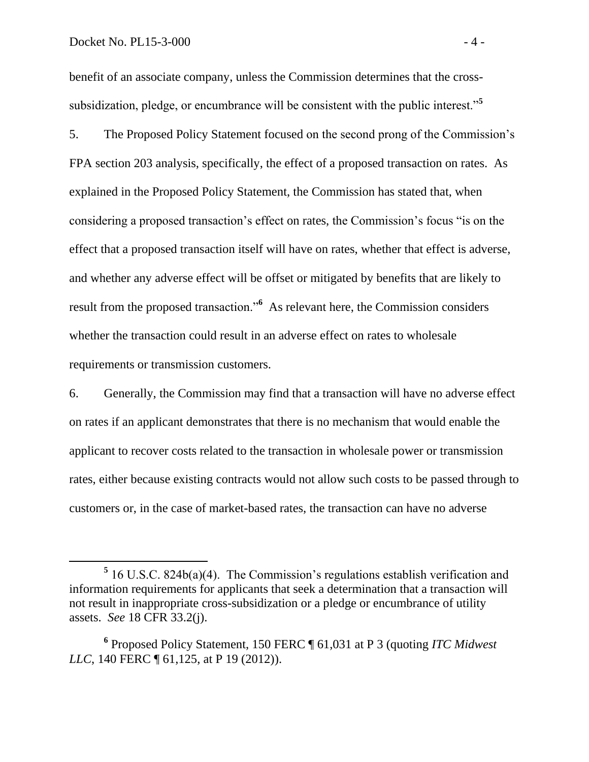benefit of an associate company, unless the Commission determines that the cross-subsidization, pledge, or encumbrance will be consistent with the public interest."[5]

5. The Proposed Policy Statement focused on the second prong of the Commission's FPA section 203 analysis, specifically, the effect of a proposed transaction on rates. As explained in the Proposed Policy Statement, the Commission has stated that, when considering a proposed transaction's effect on rates, the Commission's focus "is on the effect that a proposed transaction itself will have on rates, whether that effect is adverse, and whether any adverse effect will be offset or mitigated by benefits that are likely to result from the proposed transaction."[6] As relevant here, the Commission considers whether the transaction could result in an adverse effect on rates to wholesale requirements or transmission customers.

6. Generally, the Commission may find that a transaction will have no adverse effect on rates if an applicant demonstrates that there is no mechanism that would enable the applicant to recover costs related to the transaction in wholesale power or transmission rates, either because existing contracts would not allow such costs to be passed through to customers or, in the case of market-based rates, the transaction can have no adverse

---

[5] 16 U.S.C. 824b(a)(4). The Commission's regulations establish verification and information requirements for applicants that seek a determination that a transaction will not result in inappropriate cross-subsidization or a pledge or encumbrance of utility assets. *See* 18 CFR 33.2(j).

[6] Proposed Policy Statement, 150 FERC ¶ 61,031 at P 3 (quoting *ITC Midwest LLC*, 140 FERC ¶ 61,125, at P 19 (2012)).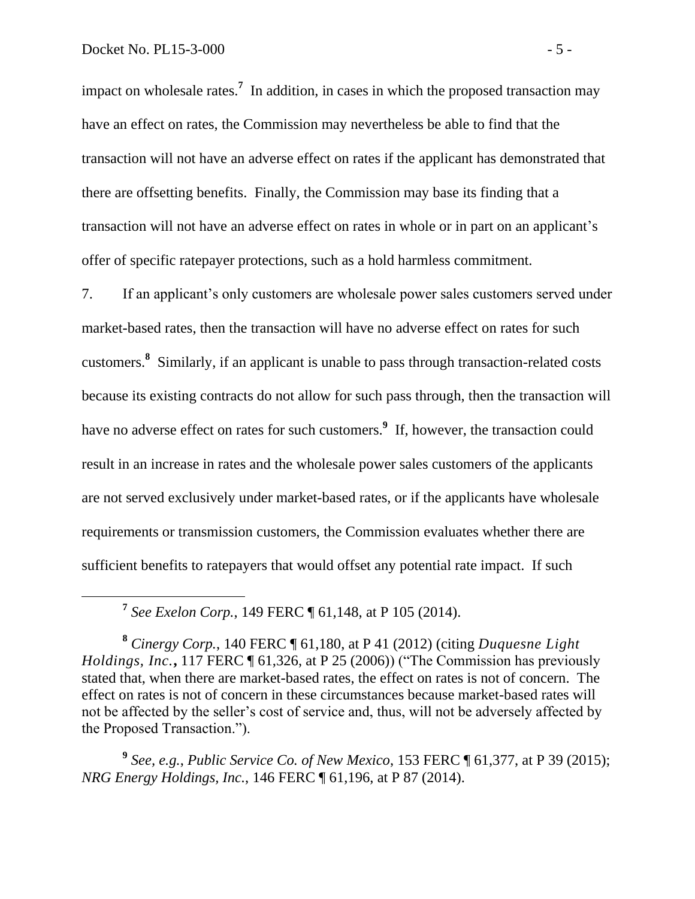impact on wholesale rates.[7] In addition, in cases in which the proposed transaction may have an effect on rates, the Commission may nevertheless be able to find that the transaction will not have an adverse effect on rates if the applicant has demonstrated that there are offsetting benefits. Finally, the Commission may base its finding that a transaction will not have an adverse effect on rates in whole or in part on an applicant's offer of specific ratepayer protections, such as a hold harmless commitment.

7. If an applicant's only customers are wholesale power sales customers served under market-based rates, then the transaction will have no adverse effect on rates for such customers.[8] Similarly, if an applicant is unable to pass through transaction-related costs because its existing contracts do not allow for such pass through, then the transaction will have no adverse effect on rates for such customers.[9] If, however, the transaction could result in an increase in rates and the wholesale power sales customers of the applicants are not served exclusively under market-based rates, or if the applicants have wholesale requirements or transmission customers, the Commission evaluates whether there are sufficient benefits to ratepayers that would offset any potential rate impact. If such

---

[7] *See Exelon Corp.*, 149 FERC ¶ 61,148, at P 105 (2014).

[8] *Cinergy Corp.*, 140 FERC ¶ 61,180, at P 41 (2012) (citing *Duquesne Light Holdings, Inc.*, 117 FERC ¶ 61,326, at P 25 (2006)) ("The Commission has previously stated that, when there are market-based rates, the effect on rates is not of concern. The effect on rates is not of concern in these circumstances because market-based rates will not be affected by the seller's cost of service and, thus, will not be adversely affected by the Proposed Transaction.").

[9] *See, e.g.*, *Public Service Co. of New Mexico*, 153 FERC ¶ 61,377, at P 39 (2015); *NRG Energy Holdings, Inc.*, 146 FERC ¶ 61,196, at P 87 (2014).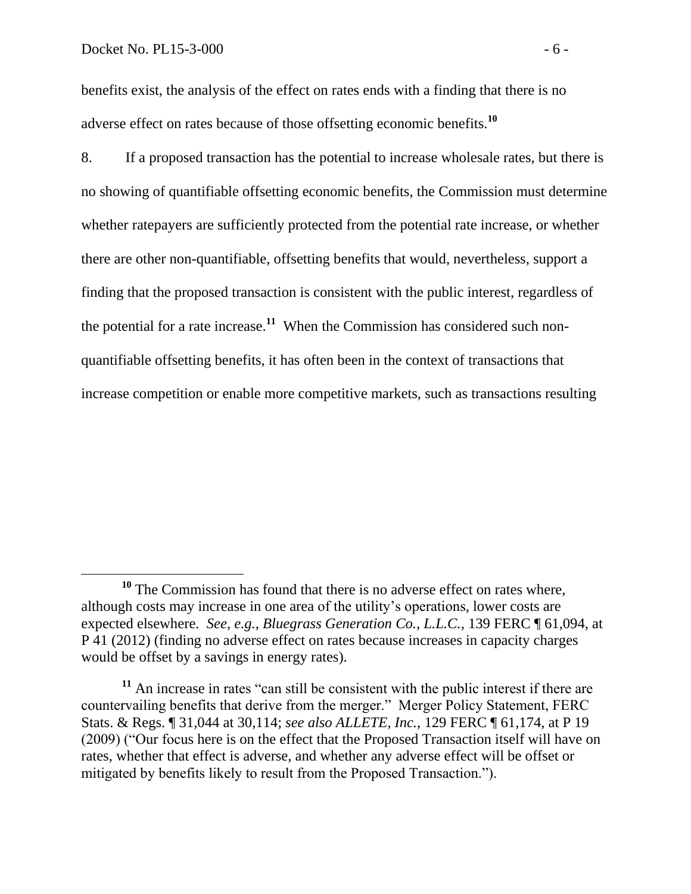benefits exist, the analysis of the effect on rates ends with a finding that there is no adverse effect on rates because of those offsetting economic benefits.[10]

8. If a proposed transaction has the potential to increase wholesale rates, but there is no showing of quantifiable offsetting economic benefits, the Commission must determine whether ratepayers are sufficiently protected from the potential rate increase, or whether there are other non-quantifiable, offsetting benefits that would, nevertheless, support a finding that the proposed transaction is consistent with the public interest, regardless of the potential for a rate increase.[11] When the Commission has considered such non-quantifiable offsetting benefits, it has often been in the context of transactions that increase competition or enable more competitive markets, such as transactions resulting

---

[10] The Commission has found that there is no adverse effect on rates where, although costs may increase in one area of the utility's operations, lower costs are expected elsewhere. *See, e.g.*, *Bluegrass Generation Co., L.L.C.*, 139 FERC ¶ 61,094, at P 41 (2012) (finding no adverse effect on rates because increases in capacity charges would be offset by a savings in energy rates).

[11] An increase in rates "can still be consistent with the public interest if there are countervailing benefits that derive from the merger." Merger Policy Statement, FERC Stats. & Regs. ¶ 31,044 at 30,114; *see also ALLETE, Inc.*, 129 FERC ¶ 61,174, at P 19 (2009) ("Our focus here is on the effect that the Proposed Transaction itself will have on rates, whether that effect is adverse, and whether any adverse effect will be offset or mitigated by benefits likely to result from the Proposed Transaction.").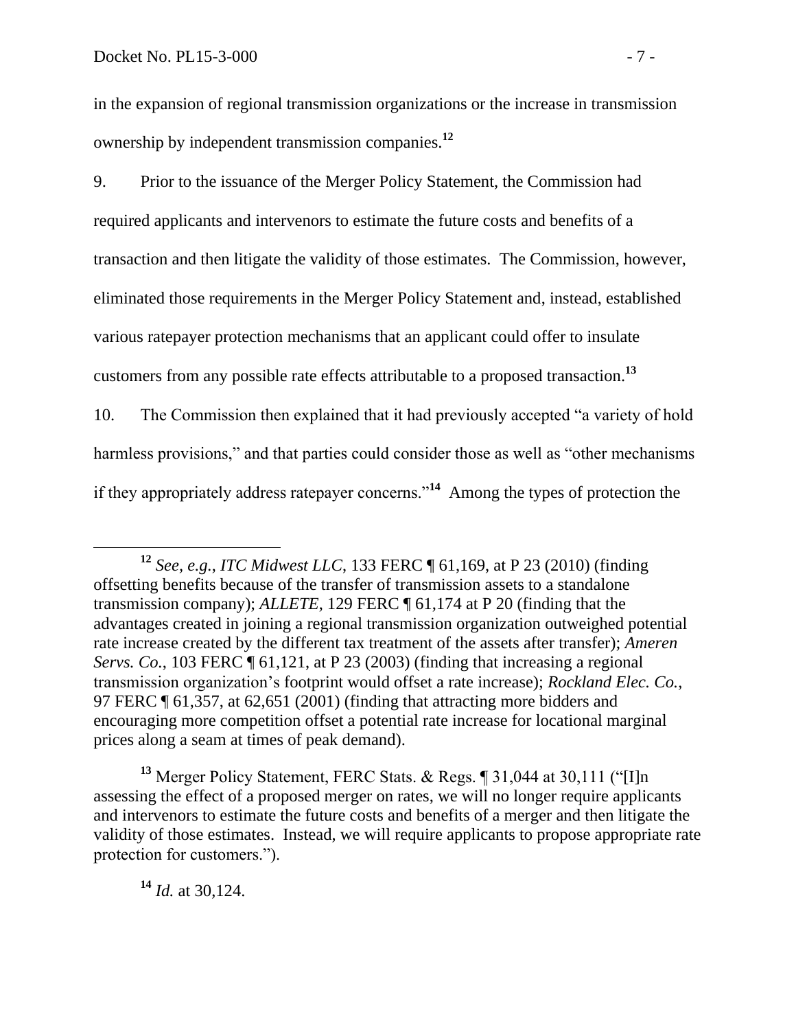in the expansion of regional transmission organizations or the increase in transmission ownership by independent transmission companies.[12]

9. Prior to the issuance of the Merger Policy Statement, the Commission had required applicants and intervenors to estimate the future costs and benefits of a transaction and then litigate the validity of those estimates. The Commission, however, eliminated those requirements in the Merger Policy Statement and, instead, established various ratepayer protection mechanisms that an applicant could offer to insulate customers from any possible rate effects attributable to a proposed transaction.[13]

10. The Commission then explained that it had previously accepted "a variety of hold harmless provisions," and that parties could consider those as well as "other mechanisms if they appropriately address ratepayer concerns."[14] Among the types of protection the

---

[12] *See, e.g.*, *ITC Midwest LLC*, 133 FERC ¶ 61,169, at P 23 (2010) (finding offsetting benefits because of the transfer of transmission assets to a standalone transmission company); *ALLETE*, 129 FERC ¶ 61,174 at P 20 (finding that the advantages created in joining a regional transmission organization outweighed potential rate increase created by the different tax treatment of the assets after transfer); *Ameren Servs. Co.*, 103 FERC ¶ 61,121, at P 23 (2003) (finding that increasing a regional transmission organization's footprint would offset a rate increase); *Rockland Elec. Co.*, 97 FERC ¶ 61,357, at 62,651 (2001) (finding that attracting more bidders and encouraging more competition offset a potential rate increase for locational marginal prices along a seam at times of peak demand).

[13] Merger Policy Statement, FERC Stats. & Regs. ¶ 31,044 at 30,111 ("[I]n assessing the effect of a proposed merger on rates, we will no longer require applicants and intervenors to estimate the future costs and benefits of a merger and then litigate the validity of those estimates. Instead, we will require applicants to propose appropriate rate protection for customers.").

[14] *Id.* at 30,124.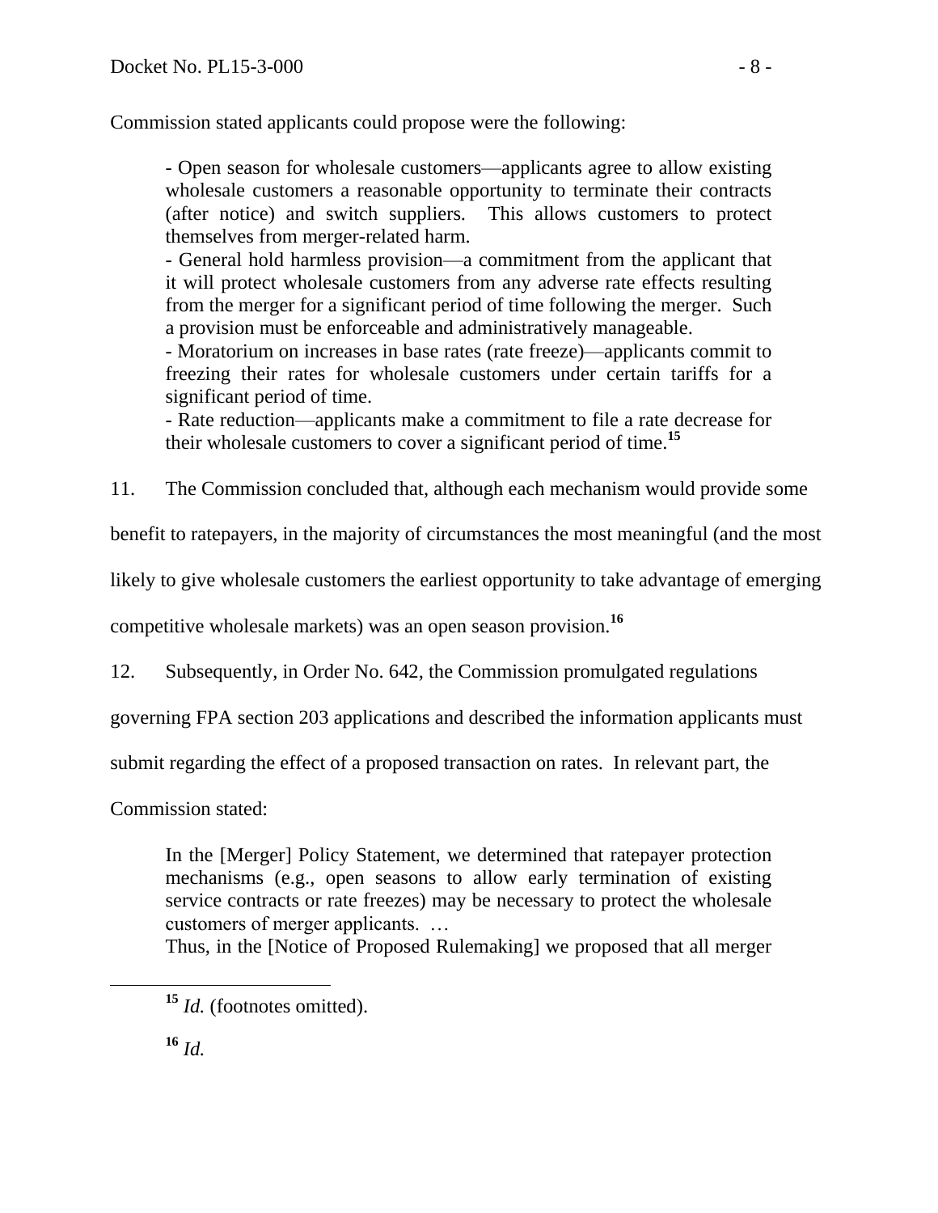Commission stated applicants could propose were the following:

> - Open season for wholesale customers—applicants agree to allow existing wholesale customers a reasonable opportunity to terminate their contracts (after notice) and switch suppliers. This allows customers to protect themselves from merger-related harm.
> - General hold harmless provision—a commitment from the applicant that it will protect wholesale customers from any adverse rate effects resulting from the merger for a significant period of time following the merger. Such a provision must be enforceable and administratively manageable.
> - Moratorium on increases in base rates (rate freeze)—applicants commit to freezing their rates for wholesale customers under certain tariffs for a significant period of time.
> - Rate reduction—applicants make a commitment to file a rate decrease for their wholesale customers to cover a significant period of time.[15]

11. The Commission concluded that, although each mechanism would provide some benefit to ratepayers, in the majority of circumstances the most meaningful (and the most likely to give wholesale customers the earliest opportunity to take advantage of emerging competitive wholesale markets) was an open season provision.[16]

12. Subsequently, in Order No. 642, the Commission promulgated regulations governing FPA section 203 applications and described the information applicants must submit regarding the effect of a proposed transaction on rates. In relevant part, the Commission stated:

> In the [Merger] Policy Statement, we determined that ratepayer protection mechanisms (e.g., open seasons to allow early termination of existing service contracts or rate freezes) may be necessary to protect the wholesale customers of merger applicants. …
>
> Thus, in the [Notice of Proposed Rulemaking] we proposed that all merger

---

[15] *Id.* (footnotes omitted).

[16] *Id.*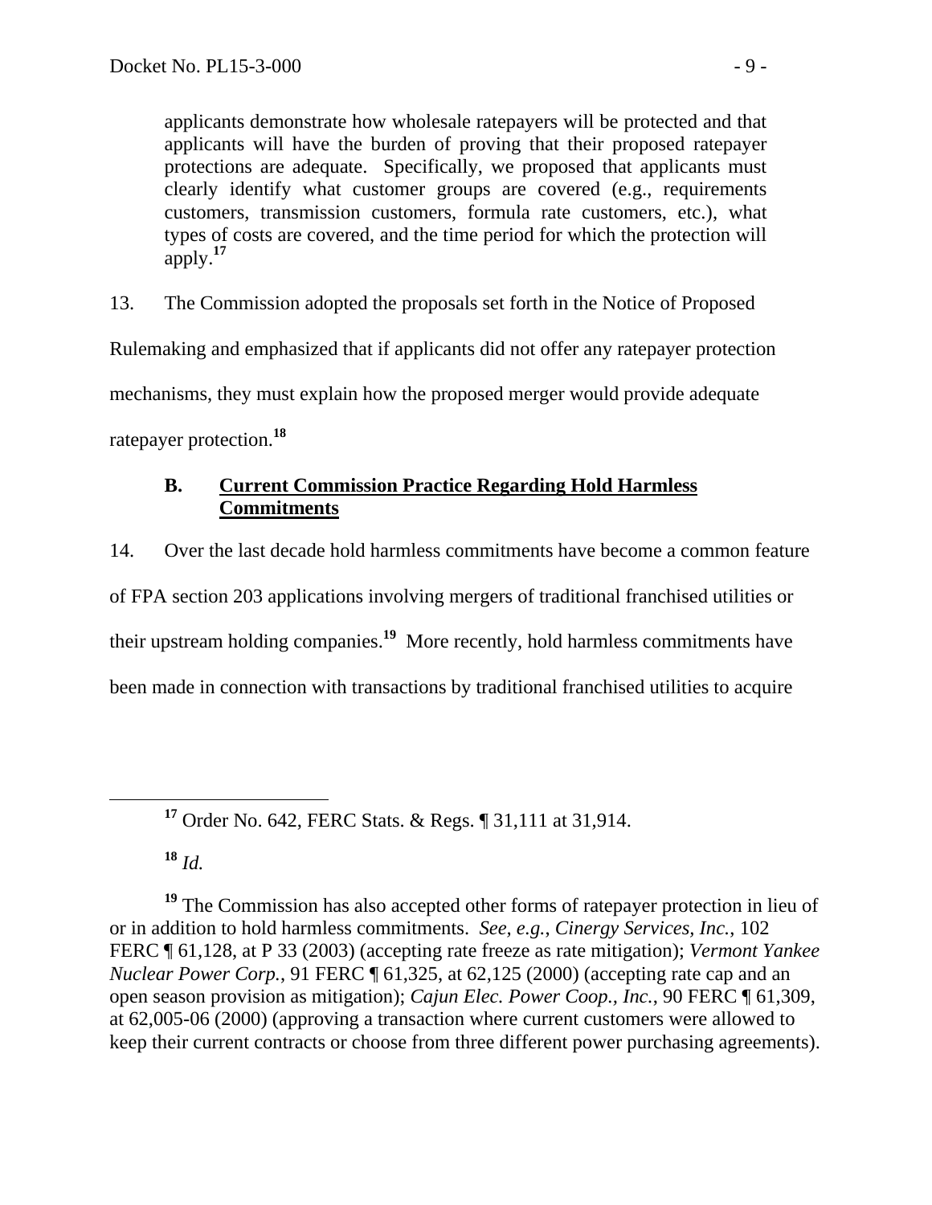applicants demonstrate how wholesale ratepayers will be protected and that applicants will have the burden of proving that their proposed ratepayer protections are adequate. Specifically, we proposed that applicants must clearly identify what customer groups are covered (e.g., requirements customers, transmission customers, formula rate customers, etc.), what types of costs are covered, and the time period for which the protection will apply.[17]

13. The Commission adopted the proposals set forth in the Notice of Proposed Rulemaking and emphasized that if applicants did not offer any ratepayer protection mechanisms, they must explain how the proposed merger would provide adequate ratepayer protection.[18]

### B. Current Commission Practice Regarding Hold Harmless Commitments

14. Over the last decade hold harmless commitments have become a common feature of FPA section 203 applications involving mergers of traditional franchised utilities or their upstream holding companies.[19] More recently, hold harmless commitments have been made in connection with transactions by traditional franchised utilities to acquire

---

[17] Order No. 642, FERC Stats. & Regs. ¶ 31,111 at 31,914.

[18] *Id.*

[19] The Commission has also accepted other forms of ratepayer protection in lieu of or in addition to hold harmless commitments. *See, e.g.*, *Cinergy Services, Inc.*, 102 FERC ¶ 61,128, at P 33 (2003) (accepting rate freeze as rate mitigation); *Vermont Yankee Nuclear Power Corp.*, 91 FERC ¶ 61,325, at 62,125 (2000) (accepting rate cap and an open season provision as mitigation); *Cajun Elec. Power Coop., Inc.*, 90 FERC ¶ 61,309, at 62,005-06 (2000) (approving a transaction where current customers were allowed to keep their current contracts or choose from three different power purchasing agreements).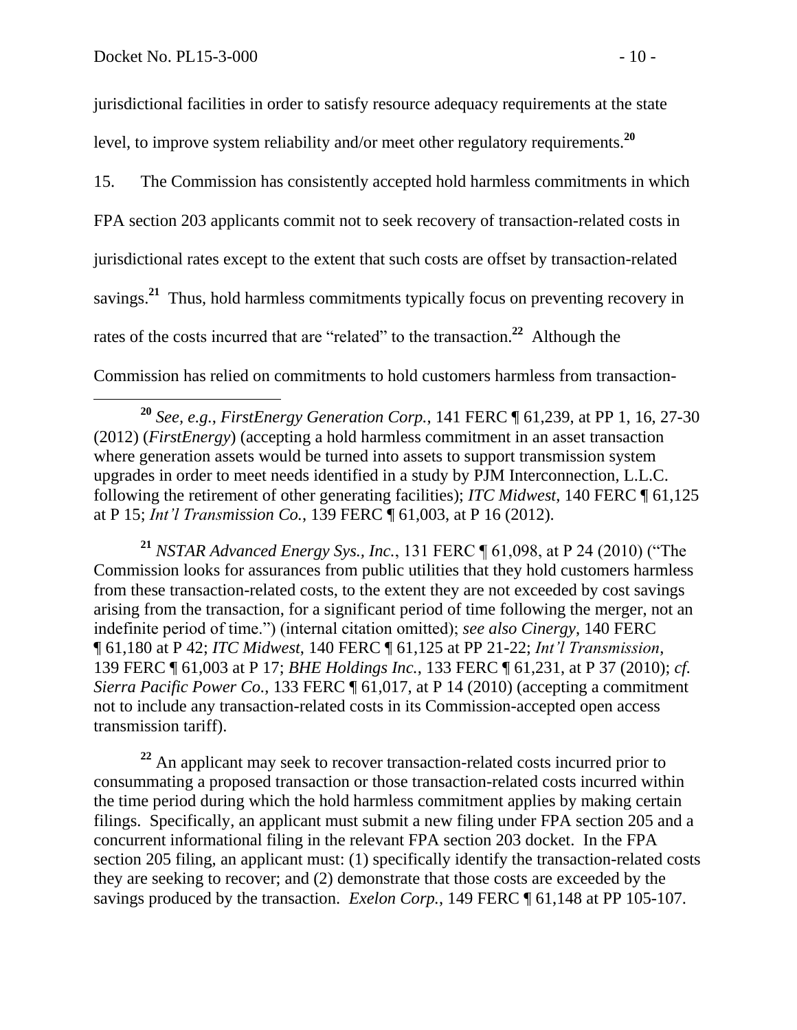jurisdictional facilities in order to satisfy resource adequacy requirements at the state level, to improve system reliability and/or meet other regulatory requirements.[20]

15. The Commission has consistently accepted hold harmless commitments in which FPA section 203 applicants commit not to seek recovery of transaction-related costs in jurisdictional rates except to the extent that such costs are offset by transaction-related savings.[21] Thus, hold harmless commitments typically focus on preventing recovery in rates of the costs incurred that are "related" to the transaction.[22] Although the Commission has relied on commitments to hold customers harmless from transaction-

---

[20] *See, e.g.*, *FirstEnergy Generation Corp.*, 141 FERC ¶ 61,239, at PP 1, 16, 27-30 (2012) (*FirstEnergy*) (accepting a hold harmless commitment in an asset transaction where generation assets would be turned into assets to support transmission system upgrades in order to meet needs identified in a study by PJM Interconnection, L.L.C. following the retirement of other generating facilities); *ITC Midwest*, 140 FERC ¶ 61,125 at P 15; *Int'l Transmission Co.*, 139 FERC ¶ 61,003, at P 16 (2012).

[21] *NSTAR Advanced Energy Sys., Inc.*, 131 FERC ¶ 61,098, at P 24 (2010) ("The Commission looks for assurances from public utilities that they hold customers harmless from these transaction-related costs, to the extent they are not exceeded by cost savings arising from the transaction, for a significant period of time following the merger, not an indefinite period of time.") (internal citation omitted); *see also Cinergy*, 140 FERC ¶ 61,180 at P 42; *ITC Midwest*, 140 FERC ¶ 61,125 at PP 21-22; *Int'l Transmission*, 139 FERC ¶ 61,003 at P 17; *BHE Holdings Inc.*, 133 FERC ¶ 61,231, at P 37 (2010); *cf. Sierra Pacific Power Co.*, 133 FERC ¶ 61,017, at P 14 (2010) (accepting a commitment not to include any transaction-related costs in its Commission-accepted open access transmission tariff).

[22] An applicant may seek to recover transaction-related costs incurred prior to consummating a proposed transaction or those transaction-related costs incurred within the time period during which the hold harmless commitment applies by making certain filings. Specifically, an applicant must submit a new filing under FPA section 205 and a concurrent informational filing in the relevant FPA section 203 docket. In the FPA section 205 filing, an applicant must: (1) specifically identify the transaction-related costs they are seeking to recover; and (2) demonstrate that those costs are exceeded by the savings produced by the transaction. *Exelon Corp.*, 149 FERC ¶ 61,148 at PP 105-107.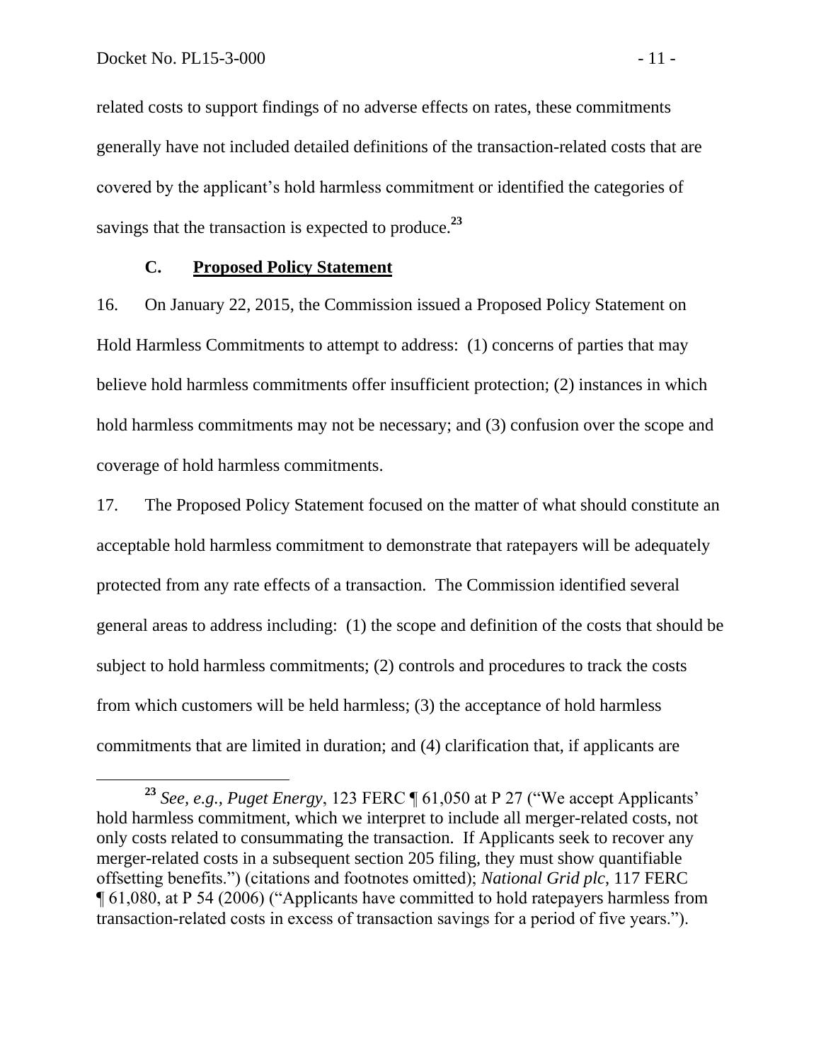related costs to support findings of no adverse effects on rates, these commitments generally have not included detailed definitions of the transaction-related costs that are covered by the applicant's hold harmless commitment or identified the categories of savings that the transaction is expected to produce.[23]

### C. Proposed Policy Statement

16. On January 22, 2015, the Commission issued a Proposed Policy Statement on Hold Harmless Commitments to attempt to address: (1) concerns of parties that may believe hold harmless commitments offer insufficient protection; (2) instances in which hold harmless commitments may not be necessary; and (3) confusion over the scope and coverage of hold harmless commitments.

17. The Proposed Policy Statement focused on the matter of what should constitute an acceptable hold harmless commitment to demonstrate that ratepayers will be adequately protected from any rate effects of a transaction. The Commission identified several general areas to address including: (1) the scope and definition of the costs that should be subject to hold harmless commitments; (2) controls and procedures to track the costs from which customers will be held harmless; (3) the acceptance of hold harmless commitments that are limited in duration; and (4) clarification that, if applicants are

---

[23] *See, e.g., Puget Energy*, 123 FERC ¶ 61,050 at P 27 ("We accept Applicants' hold harmless commitment, which we interpret to include all merger-related costs, not only costs related to consummating the transaction. If Applicants seek to recover any merger-related costs in a subsequent section 205 filing, they must show quantifiable offsetting benefits.") (citations and footnotes omitted); *National Grid plc*, 117 FERC ¶ 61,080, at P 54 (2006) ("Applicants have committed to hold ratepayers harmless from transaction-related costs in excess of transaction savings for a period of five years.").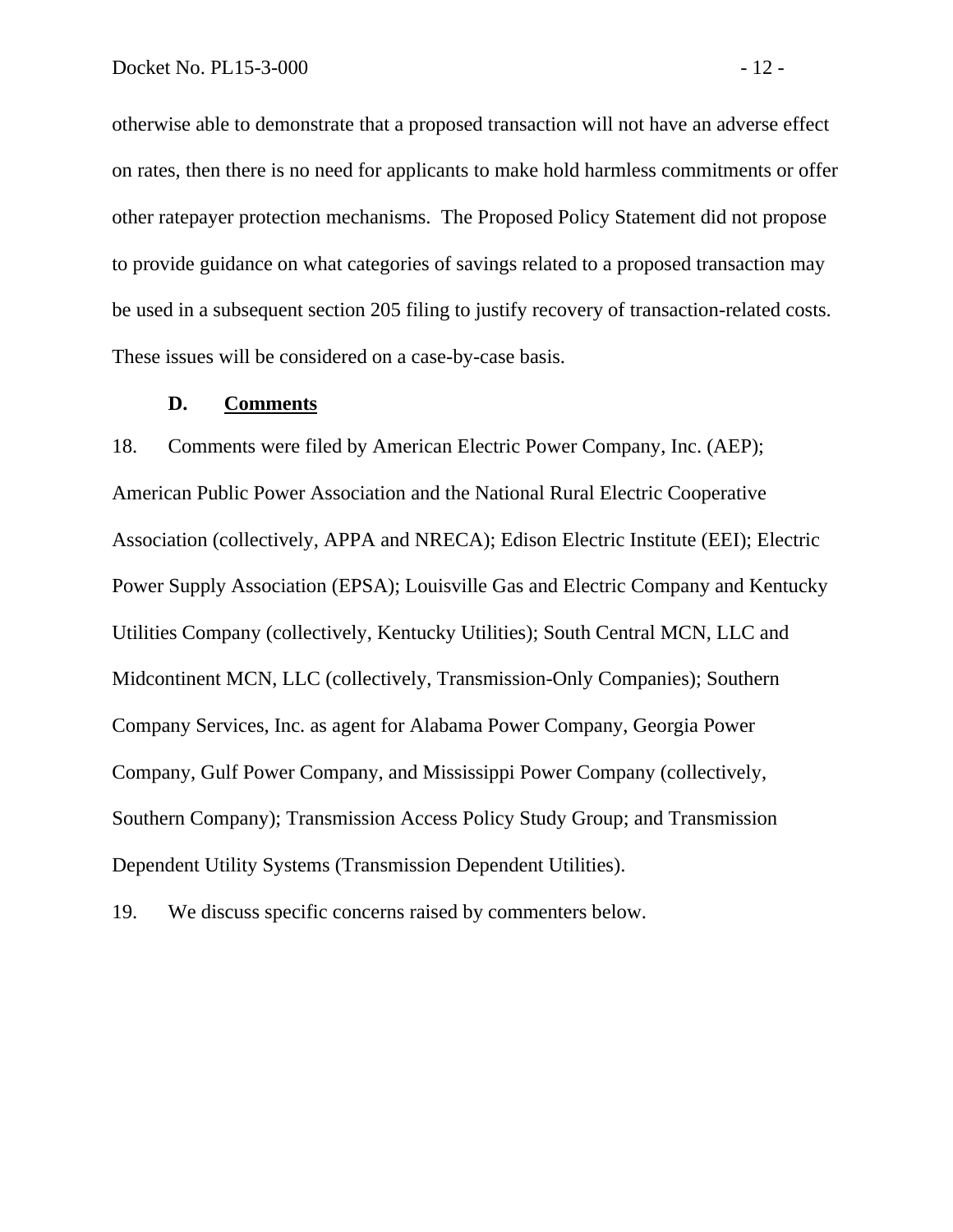otherwise able to demonstrate that a proposed transaction will not have an adverse effect on rates, then there is no need for applicants to make hold harmless commitments or offer other ratepayer protection mechanisms. The Proposed Policy Statement did not propose to provide guidance on what categories of savings related to a proposed transaction may be used in a subsequent section 205 filing to justify recovery of transaction-related costs. These issues will be considered on a case-by-case basis.

### D. Comments

18. Comments were filed by American Electric Power Company, Inc. (AEP); American Public Power Association and the National Rural Electric Cooperative Association (collectively, APPA and NRECA); Edison Electric Institute (EEI); Electric Power Supply Association (EPSA); Louisville Gas and Electric Company and Kentucky Utilities Company (collectively, Kentucky Utilities); South Central MCN, LLC and Midcontinent MCN, LLC (collectively, Transmission-Only Companies); Southern Company Services, Inc. as agent for Alabama Power Company, Georgia Power Company, Gulf Power Company, and Mississippi Power Company (collectively, Southern Company); Transmission Access Policy Study Group; and Transmission Dependent Utility Systems (Transmission Dependent Utilities).

19. We discuss specific concerns raised by commenters below.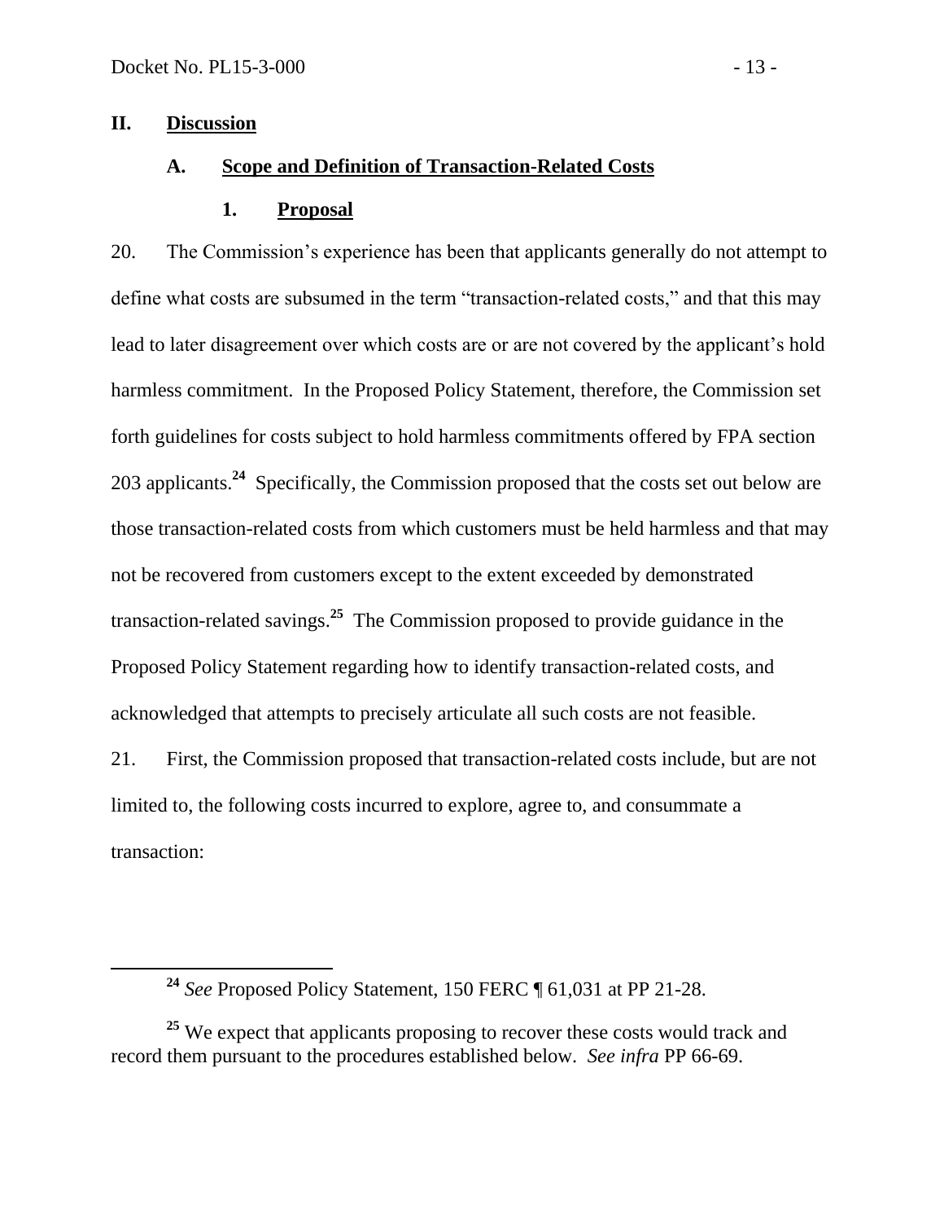## II. Discussion

### A. Scope and Definition of Transaction-Related Costs

#### 1. Proposal

20. The Commission's experience has been that applicants generally do not attempt to define what costs are subsumed in the term "transaction-related costs," and that this may lead to later disagreement over which costs are or are not covered by the applicant's hold harmless commitment. In the Proposed Policy Statement, therefore, the Commission set forth guidelines for costs subject to hold harmless commitments offered by FPA section 203 applicants.[24] Specifically, the Commission proposed that the costs set out below are those transaction-related costs from which customers must be held harmless and that may not be recovered from customers except to the extent exceeded by demonstrated transaction-related savings.[25] The Commission proposed to provide guidance in the Proposed Policy Statement regarding how to identify transaction-related costs, and acknowledged that attempts to precisely articulate all such costs are not feasible.

21. First, the Commission proposed that transaction-related costs include, but are not limited to, the following costs incurred to explore, agree to, and consummate a transaction:

---

[24] *See* Proposed Policy Statement, 150 FERC ¶ 61,031 at PP 21-28.

[25] We expect that applicants proposing to recover these costs would track and record them pursuant to the procedures established below. *See infra* PP 66-69.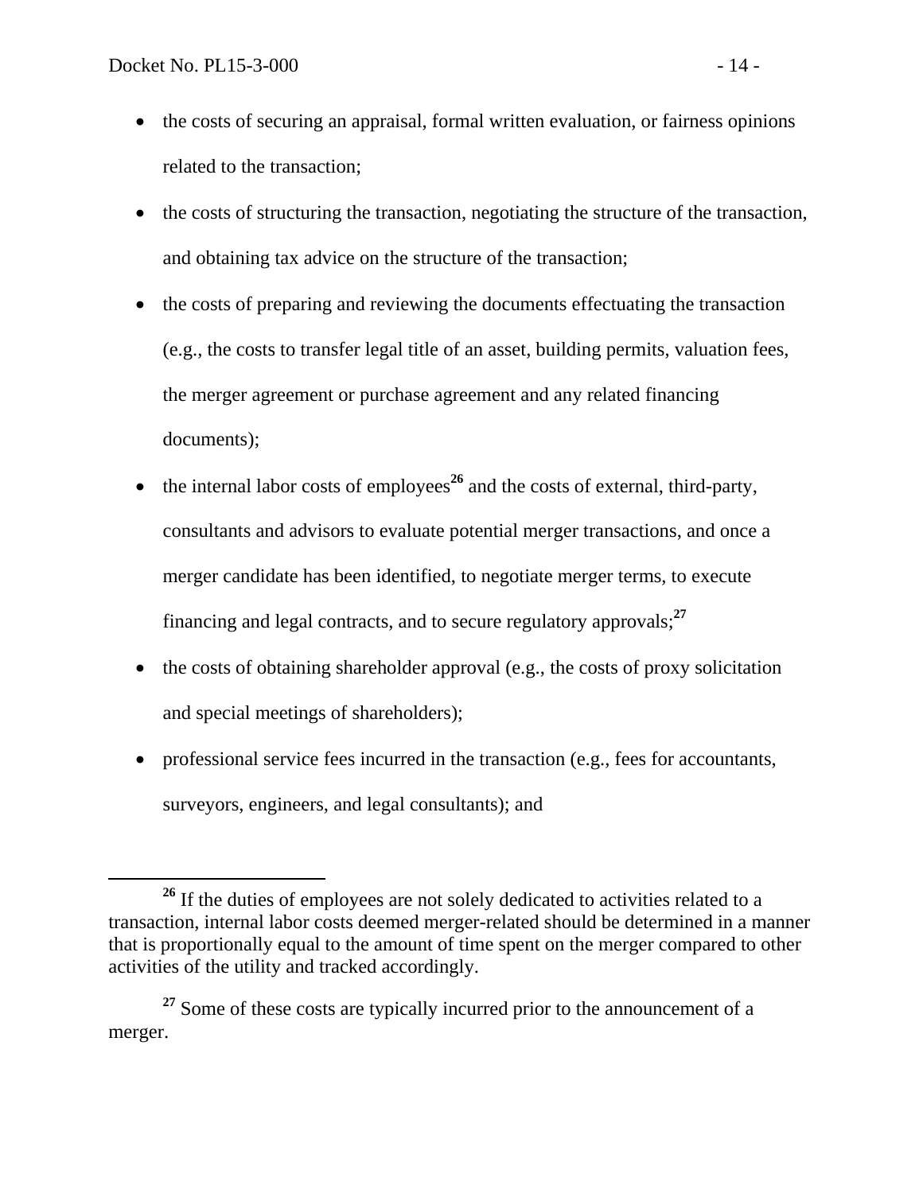- the costs of securing an appraisal, formal written evaluation, or fairness opinions related to the transaction;
- the costs of structuring the transaction, negotiating the structure of the transaction, and obtaining tax advice on the structure of the transaction;
- the costs of preparing and reviewing the documents effectuating the transaction (e.g., the costs to transfer legal title of an asset, building permits, valuation fees, the merger agreement or purchase agreement and any related financing documents);
- the internal labor costs of employees[26] and the costs of external, third-party, consultants and advisors to evaluate potential merger transactions, and once a merger candidate has been identified, to negotiate merger terms, to execute financing and legal contracts, and to secure regulatory approvals;[27]
- the costs of obtaining shareholder approval (e.g., the costs of proxy solicitation and special meetings of shareholders);
- professional service fees incurred in the transaction (e.g., fees for accountants, surveyors, engineers, and legal consultants); and

[26] If the duties of employees are not solely dedicated to activities related to a transaction, internal labor costs deemed merger-related should be determined in a manner that is proportionally equal to the amount of time spent on the merger compared to other activities of the utility and tracked accordingly.

[27] Some of these costs are typically incurred prior to the announcement of a merger.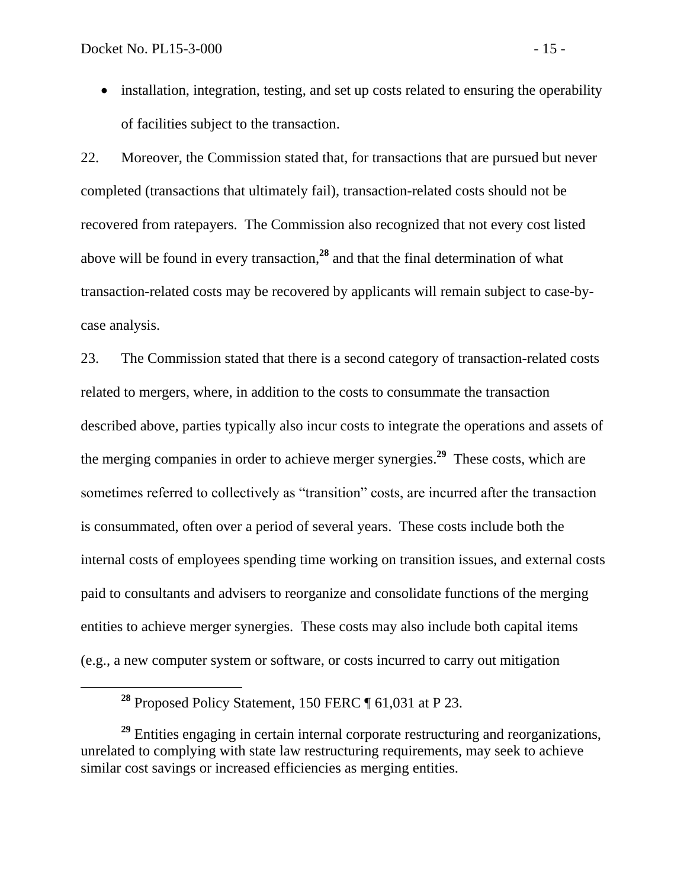- installation, integration, testing, and set up costs related to ensuring the operability of facilities subject to the transaction.

22. Moreover, the Commission stated that, for transactions that are pursued but never completed (transactions that ultimately fail), transaction-related costs should not be recovered from ratepayers. The Commission also recognized that not every cost listed above will be found in every transaction,[28] and that the final determination of what transaction-related costs may be recovered by applicants will remain subject to case-by-case analysis.

23. The Commission stated that there is a second category of transaction-related costs related to mergers, where, in addition to the costs to consummate the transaction described above, parties typically also incur costs to integrate the operations and assets of the merging companies in order to achieve merger synergies.[29] These costs, which are sometimes referred to collectively as "transition" costs, are incurred after the transaction is consummated, often over a period of several years. These costs include both the internal costs of employees spending time working on transition issues, and external costs paid to consultants and advisers to reorganize and consolidate functions of the merging entities to achieve merger synergies. These costs may also include both capital items (e.g., a new computer system or software, or costs incurred to carry out mitigation

---

[28] Proposed Policy Statement, 150 FERC ¶ 61,031 at P 23.

[29] Entities engaging in certain internal corporate restructuring and reorganizations, unrelated to complying with state law restructuring requirements, may seek to achieve similar cost savings or increased efficiencies as merging entities.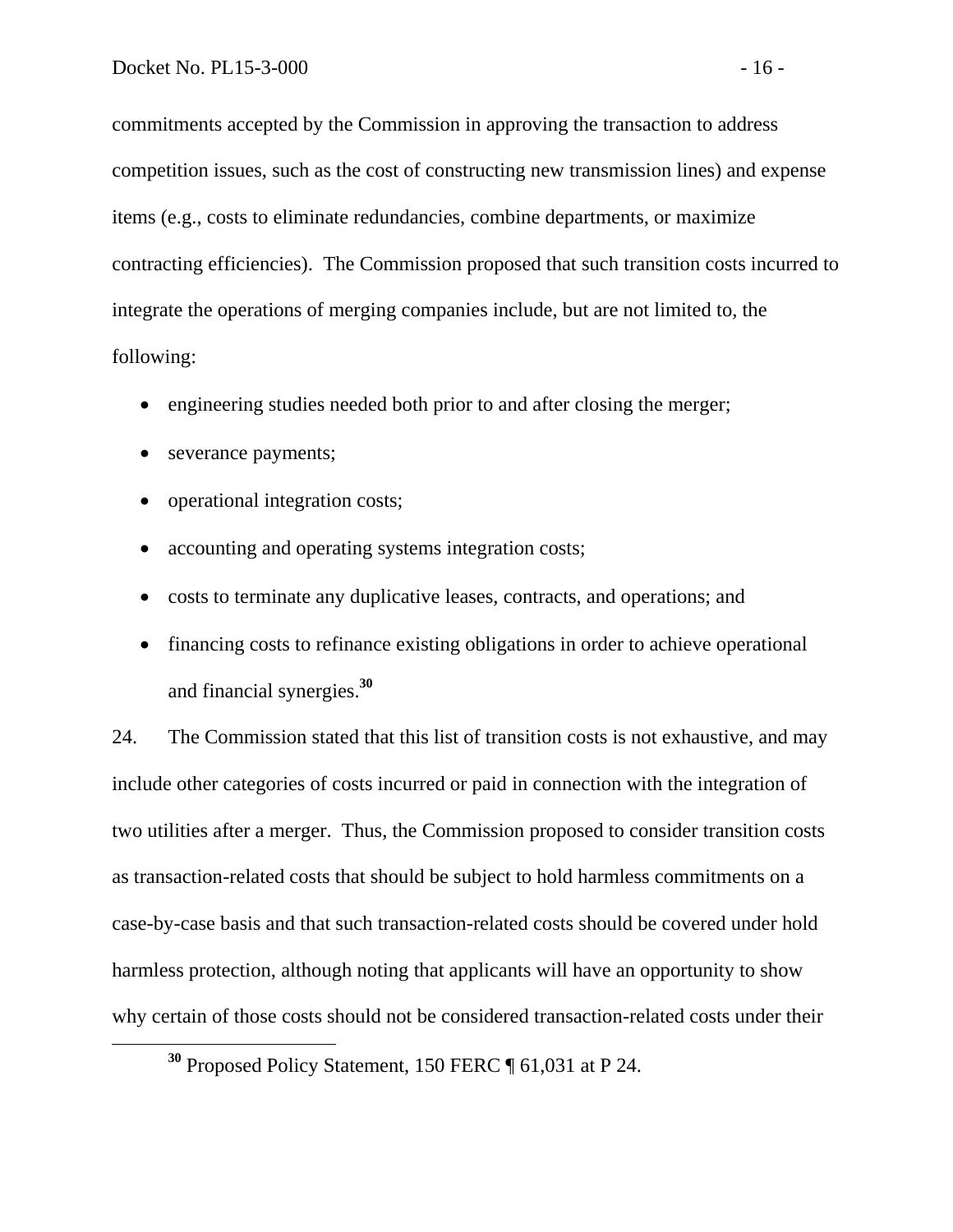commitments accepted by the Commission in approving the transaction to address competition issues, such as the cost of constructing new transmission lines) and expense items (e.g., costs to eliminate redundancies, combine departments, or maximize contracting efficiencies). The Commission proposed that such transition costs incurred to integrate the operations of merging companies include, but are not limited to, the following:

- engineering studies needed both prior to and after closing the merger;
- severance payments;
- operational integration costs;
- accounting and operating systems integration costs;
- costs to terminate any duplicative leases, contracts, and operations; and
- financing costs to refinance existing obligations in order to achieve operational and financial synergies.[30]

24. The Commission stated that this list of transition costs is not exhaustive, and may include other categories of costs incurred or paid in connection with the integration of two utilities after a merger. Thus, the Commission proposed to consider transition costs as transaction-related costs that should be subject to hold harmless commitments on a case-by-case basis and that such transaction-related costs should be covered under hold harmless protection, although noting that applicants will have an opportunity to show why certain of those costs should not be considered transaction-related costs under their

[30] Proposed Policy Statement, 150 FERC ¶ 61,031 at P 24.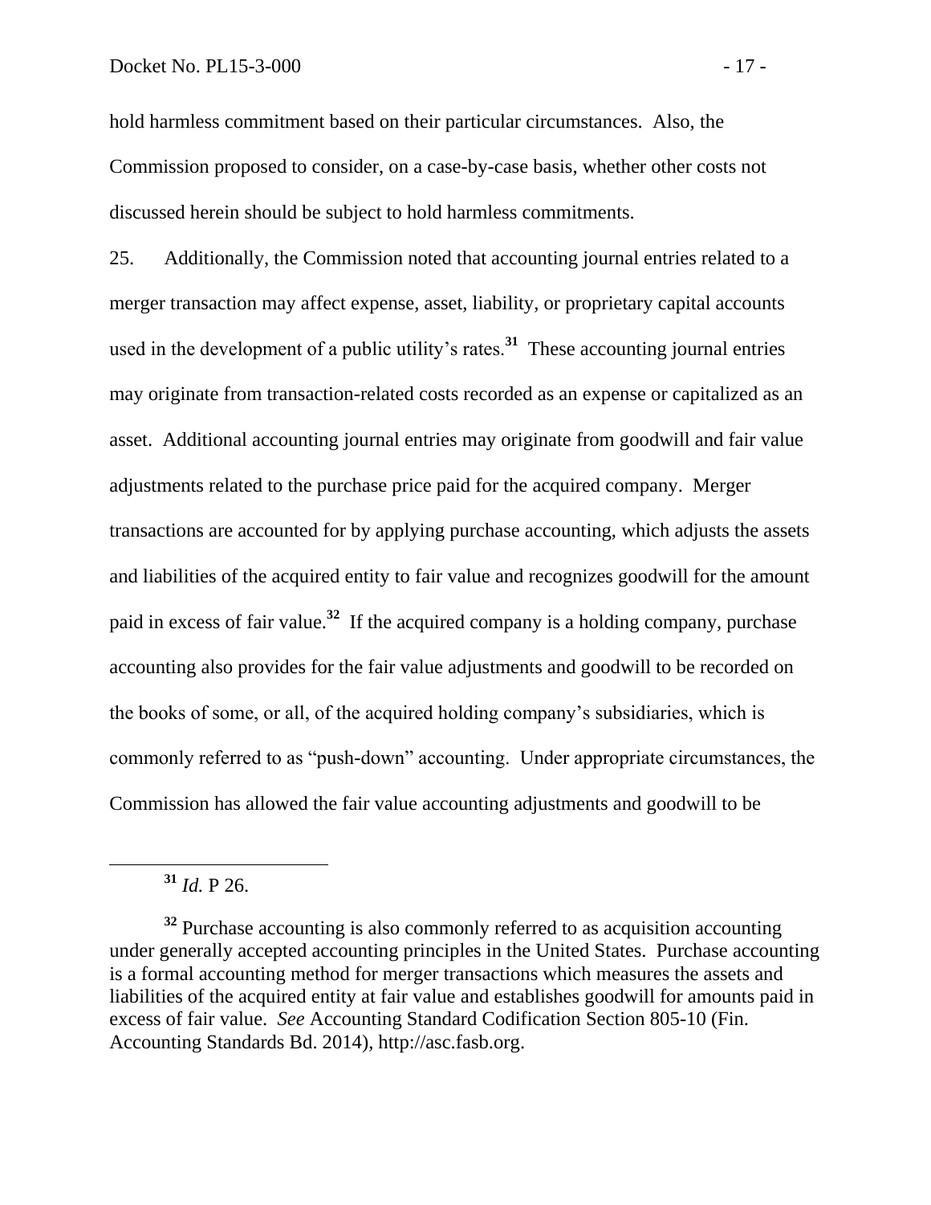hold harmless commitment based on their particular circumstances. Also, the Commission proposed to consider, on a case-by-case basis, whether other costs not discussed herein should be subject to hold harmless commitments.

25. Additionally, the Commission noted that accounting journal entries related to a merger transaction may affect expense, asset, liability, or proprietary capital accounts used in the development of a public utility's rates.[31] These accounting journal entries may originate from transaction-related costs recorded as an expense or capitalized as an asset. Additional accounting journal entries may originate from goodwill and fair value adjustments related to the purchase price paid for the acquired company. Merger transactions are accounted for by applying purchase accounting, which adjusts the assets and liabilities of the acquired entity to fair value and recognizes goodwill for the amount paid in excess of fair value.[32] If the acquired company is a holding company, purchase accounting also provides for the fair value adjustments and goodwill to be recorded on the books of some, or all, of the acquired holding company's subsidiaries, which is commonly referred to as "push-down" accounting. Under appropriate circumstances, the Commission has allowed the fair value accounting adjustments and goodwill to be

[31] *Id.* P 26.

[32] Purchase accounting is also commonly referred to as acquisition accounting under generally accepted accounting principles in the United States. Purchase accounting is a formal accounting method for merger transactions which measures the assets and liabilities of the acquired entity at fair value and establishes goodwill for amounts paid in excess of fair value. *See* Accounting Standard Codification Section 805-10 (Fin. Accounting Standards Bd. 2014), http://asc.fasb.org.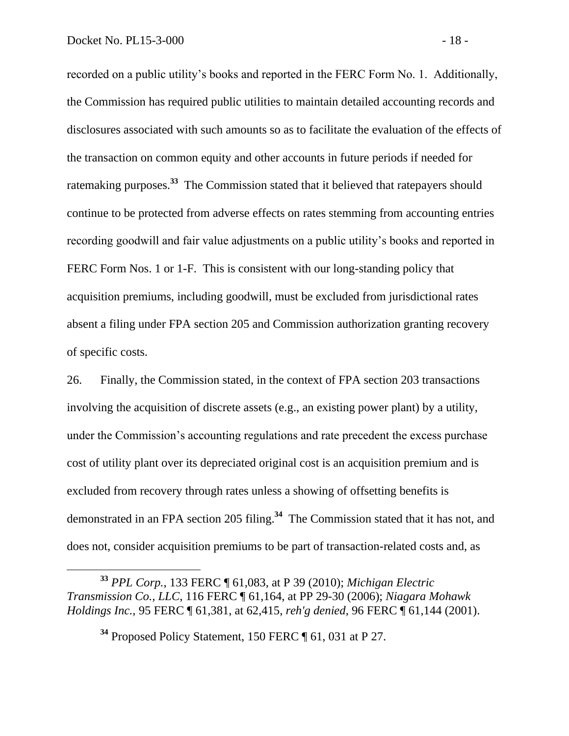recorded on a public utility's books and reported in the FERC Form No. 1. Additionally, the Commission has required public utilities to maintain detailed accounting records and disclosures associated with such amounts so as to facilitate the evaluation of the effects of the transaction on common equity and other accounts in future periods if needed for ratemaking purposes.[33] The Commission stated that it believed that ratepayers should continue to be protected from adverse effects on rates stemming from accounting entries recording goodwill and fair value adjustments on a public utility's books and reported in FERC Form Nos. 1 or 1-F. This is consistent with our long-standing policy that acquisition premiums, including goodwill, must be excluded from jurisdictional rates absent a filing under FPA section 205 and Commission authorization granting recovery of specific costs.

26. Finally, the Commission stated, in the context of FPA section 203 transactions involving the acquisition of discrete assets (e.g., an existing power plant) by a utility, under the Commission's accounting regulations and rate precedent the excess purchase cost of utility plant over its depreciated original cost is an acquisition premium and is excluded from recovery through rates unless a showing of offsetting benefits is demonstrated in an FPA section 205 filing.[34] The Commission stated that it has not, and does not, consider acquisition premiums to be part of transaction-related costs and, as

---

[33] *PPL Corp.*, 133 FERC ¶ 61,083, at P 39 (2010); *Michigan Electric Transmission Co., LLC*, 116 FERC ¶ 61,164, at PP 29-30 (2006); *Niagara Mohawk Holdings Inc.*, 95 FERC ¶ 61,381, at 62,415, *reh'g denied*, 96 FERC ¶ 61,144 (2001).

[34] Proposed Policy Statement, 150 FERC ¶ 61, 031 at P 27.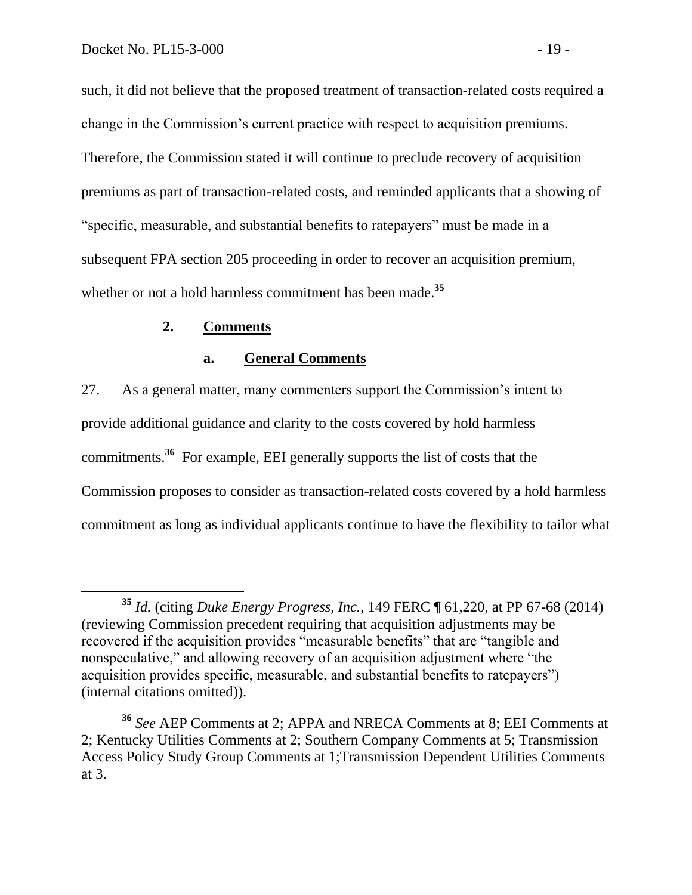such, it did not believe that the proposed treatment of transaction-related costs required a change in the Commission's current practice with respect to acquisition premiums. Therefore, the Commission stated it will continue to preclude recovery of acquisition premiums as part of transaction-related costs, and reminded applicants that a showing of "specific, measurable, and substantial benefits to ratepayers" must be made in a subsequent FPA section 205 proceeding in order to recover an acquisition premium, whether or not a hold harmless commitment has been made.[35]

### 2. Comments

#### a. General Comments

27. As a general matter, many commenters support the Commission's intent to provide additional guidance and clarity to the costs covered by hold harmless commitments.[36] For example, EEI generally supports the list of costs that the Commission proposes to consider as transaction-related costs covered by a hold harmless commitment as long as individual applicants continue to have the flexibility to tailor what

---

[35] *Id.* (citing *Duke Energy Progress, Inc.*, 149 FERC ¶ 61,220, at PP 67-68 (2014) (reviewing Commission precedent requiring that acquisition adjustments may be recovered if the acquisition provides "measurable benefits" that are "tangible and nonspeculative," and allowing recovery of an acquisition adjustment where "the acquisition provides specific, measurable, and substantial benefits to ratepayers") (internal citations omitted)).

[36] *See* AEP Comments at 2; APPA and NRECA Comments at 8; EEI Comments at 2; Kentucky Utilities Comments at 2; Southern Company Comments at 5; Transmission Access Policy Study Group Comments at 1;Transmission Dependent Utilities Comments at 3.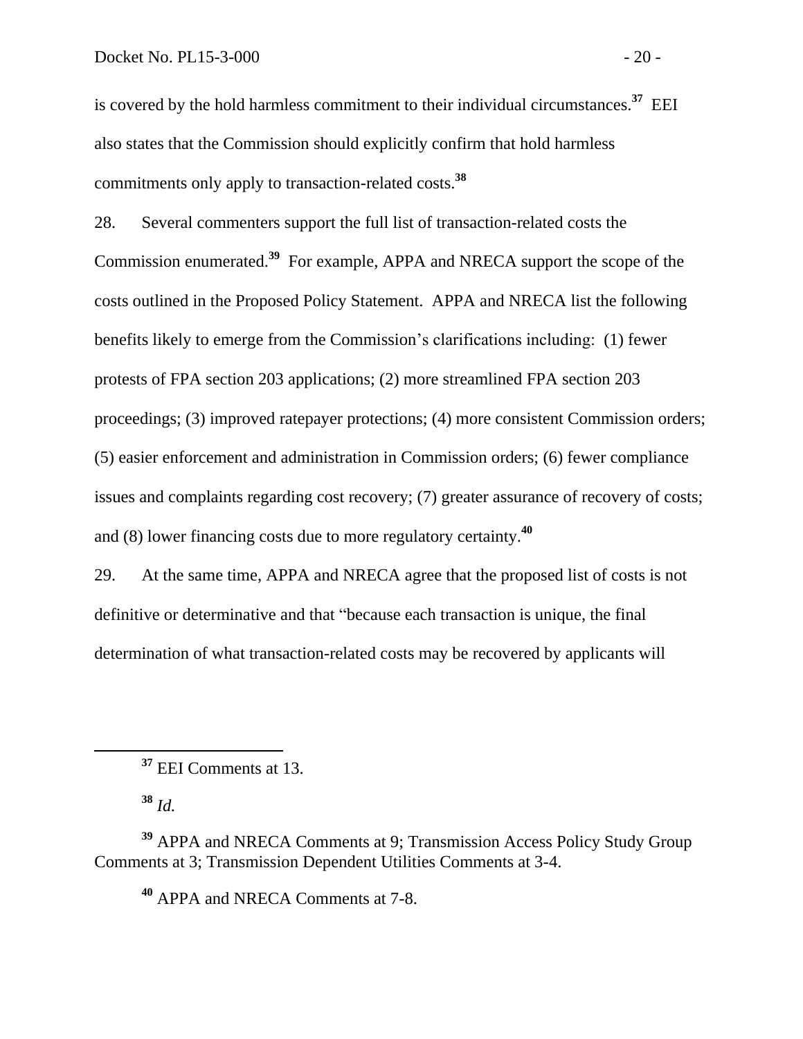is covered by the hold harmless commitment to their individual circumstances.[37] EEI also states that the Commission should explicitly confirm that hold harmless commitments only apply to transaction-related costs.[38]

28. Several commenters support the full list of transaction-related costs the Commission enumerated.[39] For example, APPA and NRECA support the scope of the costs outlined in the Proposed Policy Statement. APPA and NRECA list the following benefits likely to emerge from the Commission's clarifications including: (1) fewer protests of FPA section 203 applications; (2) more streamlined FPA section 203 proceedings; (3) improved ratepayer protections; (4) more consistent Commission orders; (5) easier enforcement and administration in Commission orders; (6) fewer compliance issues and complaints regarding cost recovery; (7) greater assurance of recovery of costs; and (8) lower financing costs due to more regulatory certainty.[40]

29. At the same time, APPA and NRECA agree that the proposed list of costs is not definitive or determinative and that "because each transaction is unique, the final determination of what transaction-related costs may be recovered by applicants will

---

[37] EEI Comments at 13.

[38] *Id.*

[39] APPA and NRECA Comments at 9; Transmission Access Policy Study Group Comments at 3; Transmission Dependent Utilities Comments at 3-4.

[40] APPA and NRECA Comments at 7-8.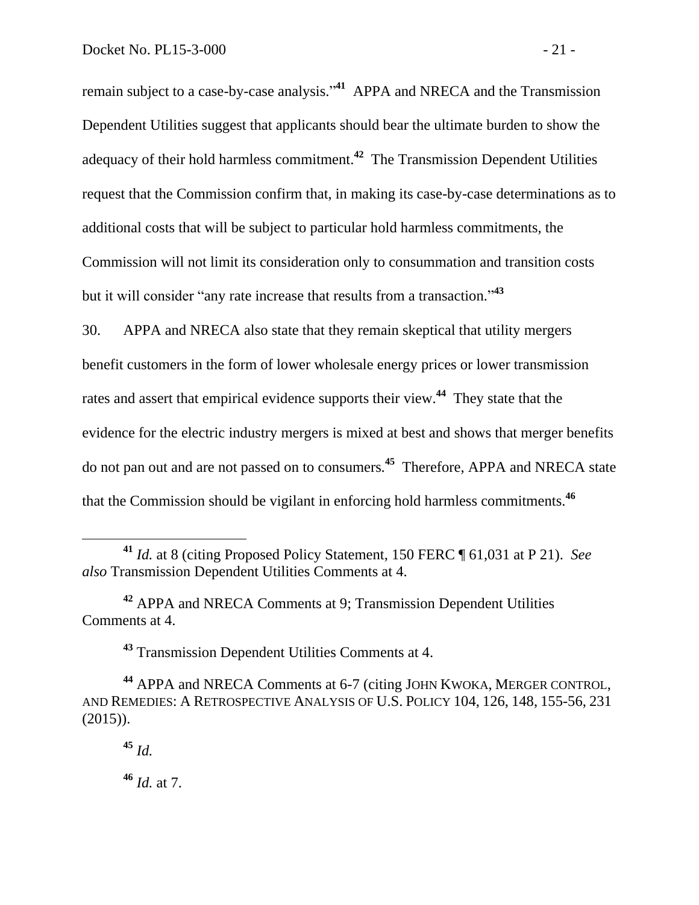remain subject to a case-by-case analysis."[41] APPA and NRECA and the Transmission Dependent Utilities suggest that applicants should bear the ultimate burden to show the adequacy of their hold harmless commitment.[42] The Transmission Dependent Utilities request that the Commission confirm that, in making its case-by-case determinations as to additional costs that will be subject to particular hold harmless commitments, the Commission will not limit its consideration only to consummation and transition costs but it will consider "any rate increase that results from a transaction."[43]

30. APPA and NRECA also state that they remain skeptical that utility mergers benefit customers in the form of lower wholesale energy prices or lower transmission rates and assert that empirical evidence supports their view.[44] They state that the evidence for the electric industry mergers is mixed at best and shows that merger benefits do not pan out and are not passed on to consumers.[45] Therefore, APPA and NRECA state that the Commission should be vigilant in enforcing hold harmless commitments.[46]

---

[41] *Id.* at 8 (citing Proposed Policy Statement, 150 FERC ¶ 61,031 at P 21). *See also* Transmission Dependent Utilities Comments at 4.

[42] APPA and NRECA Comments at 9; Transmission Dependent Utilities Comments at 4.

[43] Transmission Dependent Utilities Comments at 4.

[44] APPA and NRECA Comments at 6-7 (citing JOHN KWOKA, MERGER CONTROL, AND REMEDIES: A RETROSPECTIVE ANALYSIS OF U.S. POLICY 104, 126, 148, 155-56, 231 (2015)).

[45] *Id.*

[46] *Id.* at 7.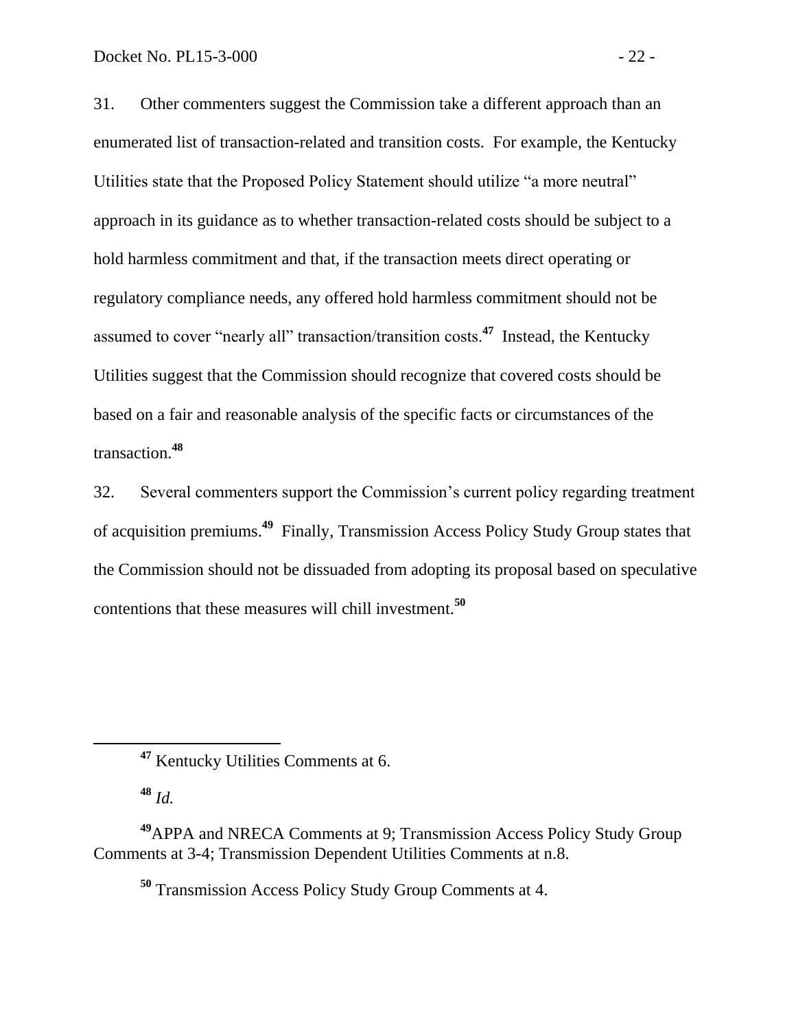31. Other commenters suggest the Commission take a different approach than an enumerated list of transaction-related and transition costs. For example, the Kentucky Utilities state that the Proposed Policy Statement should utilize "a more neutral" approach in its guidance as to whether transaction-related costs should be subject to a hold harmless commitment and that, if the transaction meets direct operating or regulatory compliance needs, any offered hold harmless commitment should not be assumed to cover "nearly all" transaction/transition costs.[47] Instead, the Kentucky Utilities suggest that the Commission should recognize that covered costs should be based on a fair and reasonable analysis of the specific facts or circumstances of the transaction.[48]

32. Several commenters support the Commission's current policy regarding treatment of acquisition premiums.[49] Finally, Transmission Access Policy Study Group states that the Commission should not be dissuaded from adopting its proposal based on speculative contentions that these measures will chill investment.[50]

---

[47] Kentucky Utilities Comments at 6.

[48] *Id.*

[49] APPA and NRECA Comments at 9; Transmission Access Policy Study Group Comments at 3-4; Transmission Dependent Utilities Comments at n.8.

[50] Transmission Access Policy Study Group Comments at 4.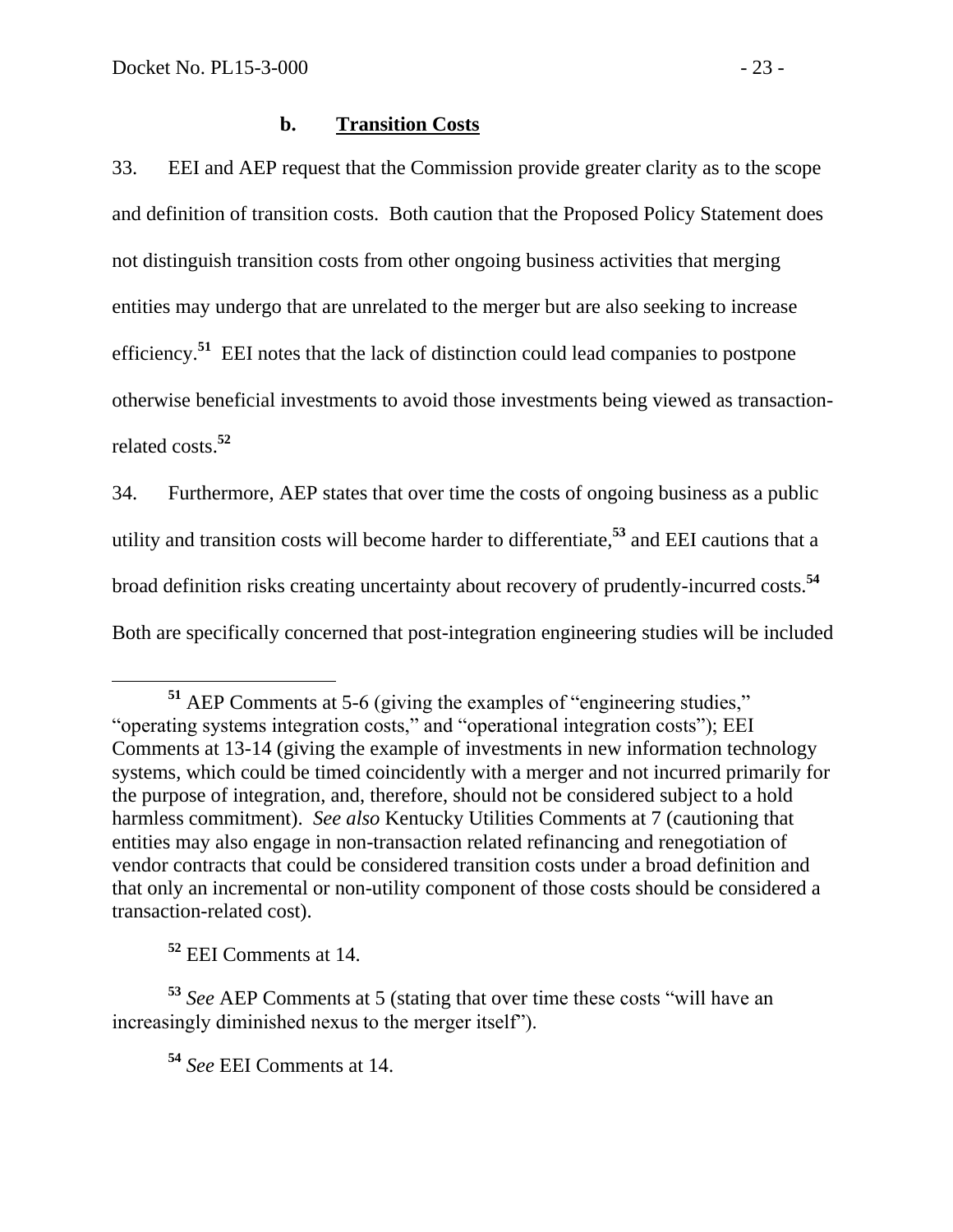### b. **Transition Costs**

33. EEI and AEP request that the Commission provide greater clarity as to the scope and definition of transition costs. Both caution that the Proposed Policy Statement does not distinguish transition costs from other ongoing business activities that merging entities may undergo that are unrelated to the merger but are also seeking to increase efficiency.[51] EEI notes that the lack of distinction could lead companies to postpone otherwise beneficial investments to avoid those investments being viewed as transaction-related costs.[52]

34. Furthermore, AEP states that over time the costs of ongoing business as a public utility and transition costs will become harder to differentiate,[53] and EEI cautions that a broad definition risks creating uncertainty about recovery of prudently-incurred costs.[54] Both are specifically concerned that post-integration engineering studies will be included

---

[51] AEP Comments at 5-6 (giving the examples of "engineering studies," "operating systems integration costs," and "operational integration costs"); EEI Comments at 13-14 (giving the example of investments in new information technology systems, which could be timed coincidently with a merger and not incurred primarily for the purpose of integration, and, therefore, should not be considered subject to a hold harmless commitment). *See also* Kentucky Utilities Comments at 7 (cautioning that entities may also engage in non-transaction related refinancing and renegotiation of vendor contracts that could be considered transition costs under a broad definition and that only an incremental or non-utility component of those costs should be considered a transaction-related cost).

[52] EEI Comments at 14.

[53] *See* AEP Comments at 5 (stating that over time these costs "will have an increasingly diminished nexus to the merger itself").

[54] *See* EEI Comments at 14.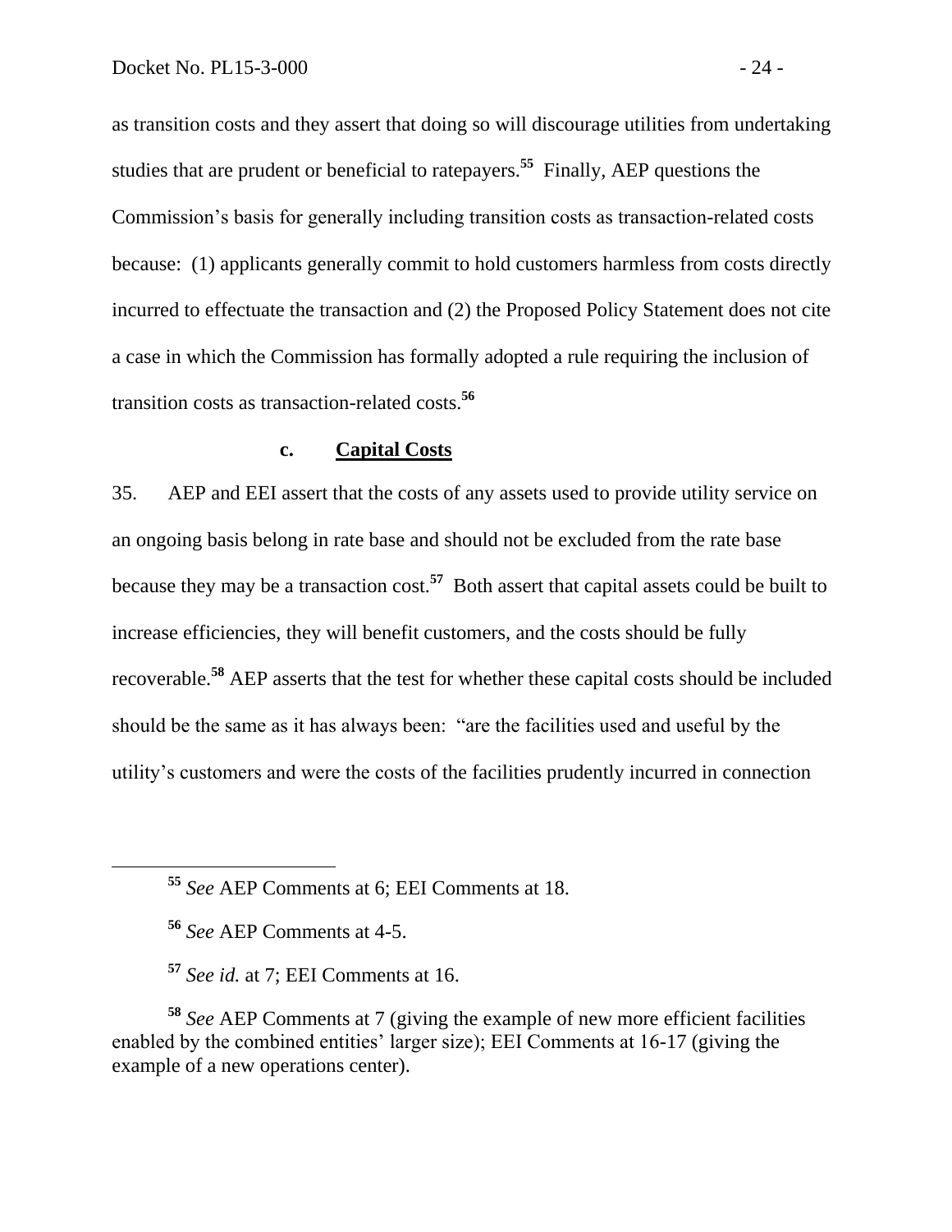as transition costs and they assert that doing so will discourage utilities from undertaking studies that are prudent or beneficial to ratepayers.[55] Finally, AEP questions the Commission's basis for generally including transition costs as transaction-related costs because: (1) applicants generally commit to hold customers harmless from costs directly incurred to effectuate the transaction and (2) the Proposed Policy Statement does not cite a case in which the Commission has formally adopted a rule requiring the inclusion of transition costs as transaction-related costs.[56]

### c. Capital Costs

35. AEP and EEI assert that the costs of any assets used to provide utility service on an ongoing basis belong in rate base and should not be excluded from the rate base because they may be a transaction cost.[57] Both assert that capital assets could be built to increase efficiencies, they will benefit customers, and the costs should be fully recoverable.[58] AEP asserts that the test for whether these capital costs should be included should be the same as it has always been: "are the facilities used and useful by the utility's customers and were the costs of the facilities prudently incurred in connection

---

[55] *See* AEP Comments at 6; EEI Comments at 18.

[56] *See* AEP Comments at 4-5.

[57] *See id.* at 7; EEI Comments at 16.

[58] *See* AEP Comments at 7 (giving the example of new more efficient facilities enabled by the combined entities' larger size); EEI Comments at 16-17 (giving the example of a new operations center).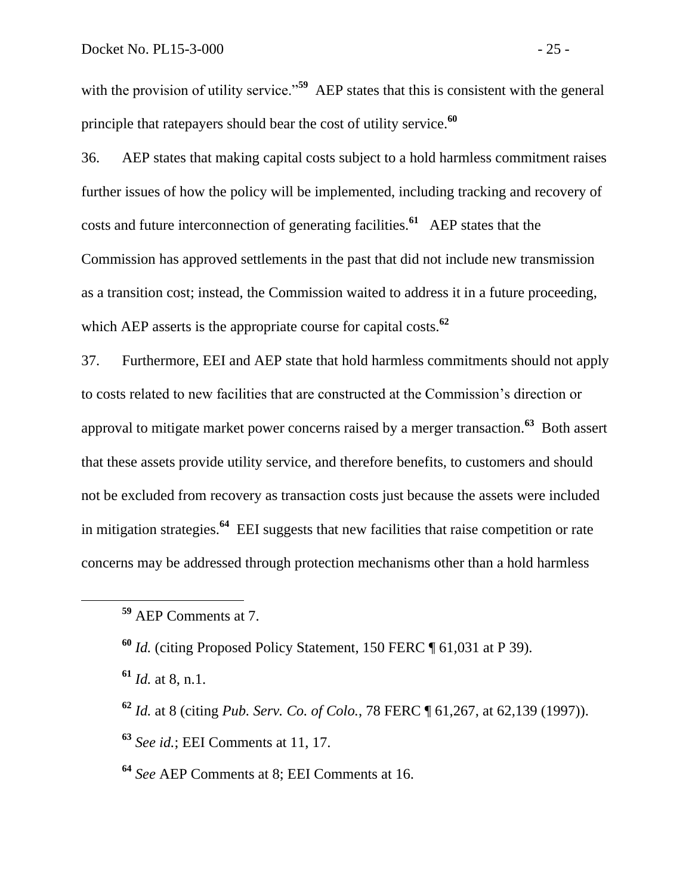with the provision of utility service."[59] AEP states that this is consistent with the general principle that ratepayers should bear the cost of utility service.[60]

36. AEP states that making capital costs subject to a hold harmless commitment raises further issues of how the policy will be implemented, including tracking and recovery of costs and future interconnection of generating facilities.[61] AEP states that the Commission has approved settlements in the past that did not include new transmission as a transition cost; instead, the Commission waited to address it in a future proceeding, which AEP asserts is the appropriate course for capital costs.[62]

37. Furthermore, EEI and AEP state that hold harmless commitments should not apply to costs related to new facilities that are constructed at the Commission's direction or approval to mitigate market power concerns raised by a merger transaction.[63] Both assert that these assets provide utility service, and therefore benefits, to customers and should not be excluded from recovery as transaction costs just because the assets were included in mitigation strategies.[64] EEI suggests that new facilities that raise competition or rate concerns may be addressed through protection mechanisms other than a hold harmless

---

[59] AEP Comments at 7.

[60] *Id.* (citing Proposed Policy Statement, 150 FERC ¶ 61,031 at P 39).

[61] *Id.* at 8, n.1.

[62] *Id.* at 8 (citing *Pub. Serv. Co. of Colo.*, 78 FERC ¶ 61,267, at 62,139 (1997)).

[63] *See id.*; EEI Comments at 11, 17.

[64] *See* AEP Comments at 8; EEI Comments at 16.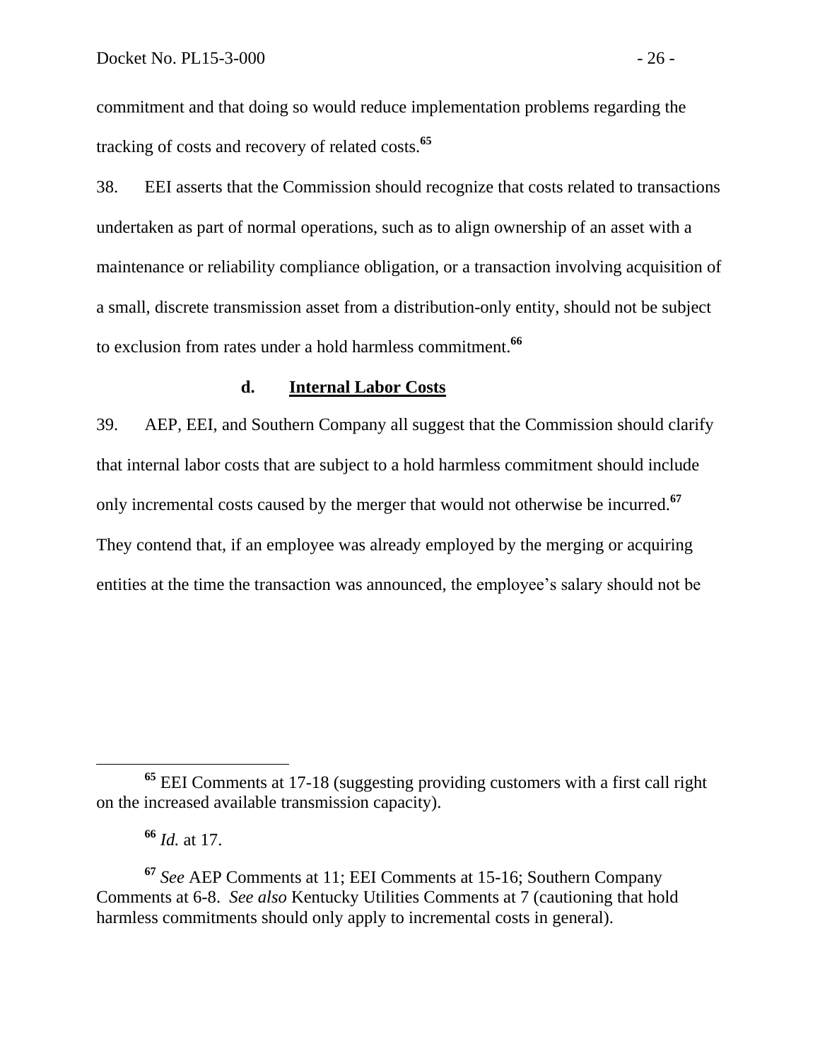commitment and that doing so would reduce implementation problems regarding the tracking of costs and recovery of related costs.[65]

38. EEI asserts that the Commission should recognize that costs related to transactions undertaken as part of normal operations, such as to align ownership of an asset with a maintenance or reliability compliance obligation, or a transaction involving acquisition of a small, discrete transmission asset from a distribution-only entity, should not be subject to exclusion from rates under a hold harmless commitment.[66]

### d. Internal Labor Costs

39. AEP, EEI, and Southern Company all suggest that the Commission should clarify that internal labor costs that are subject to a hold harmless commitment should include only incremental costs caused by the merger that would not otherwise be incurred.[67] They contend that, if an employee was already employed by the merging or acquiring entities at the time the transaction was announced, the employee's salary should not be

---

[65] EEI Comments at 17-18 (suggesting providing customers with a first call right on the increased available transmission capacity).

[66] *Id.* at 17.

[67] *See* AEP Comments at 11; EEI Comments at 15-16; Southern Company Comments at 6-8. *See also* Kentucky Utilities Comments at 7 (cautioning that hold harmless commitments should only apply to incremental costs in general).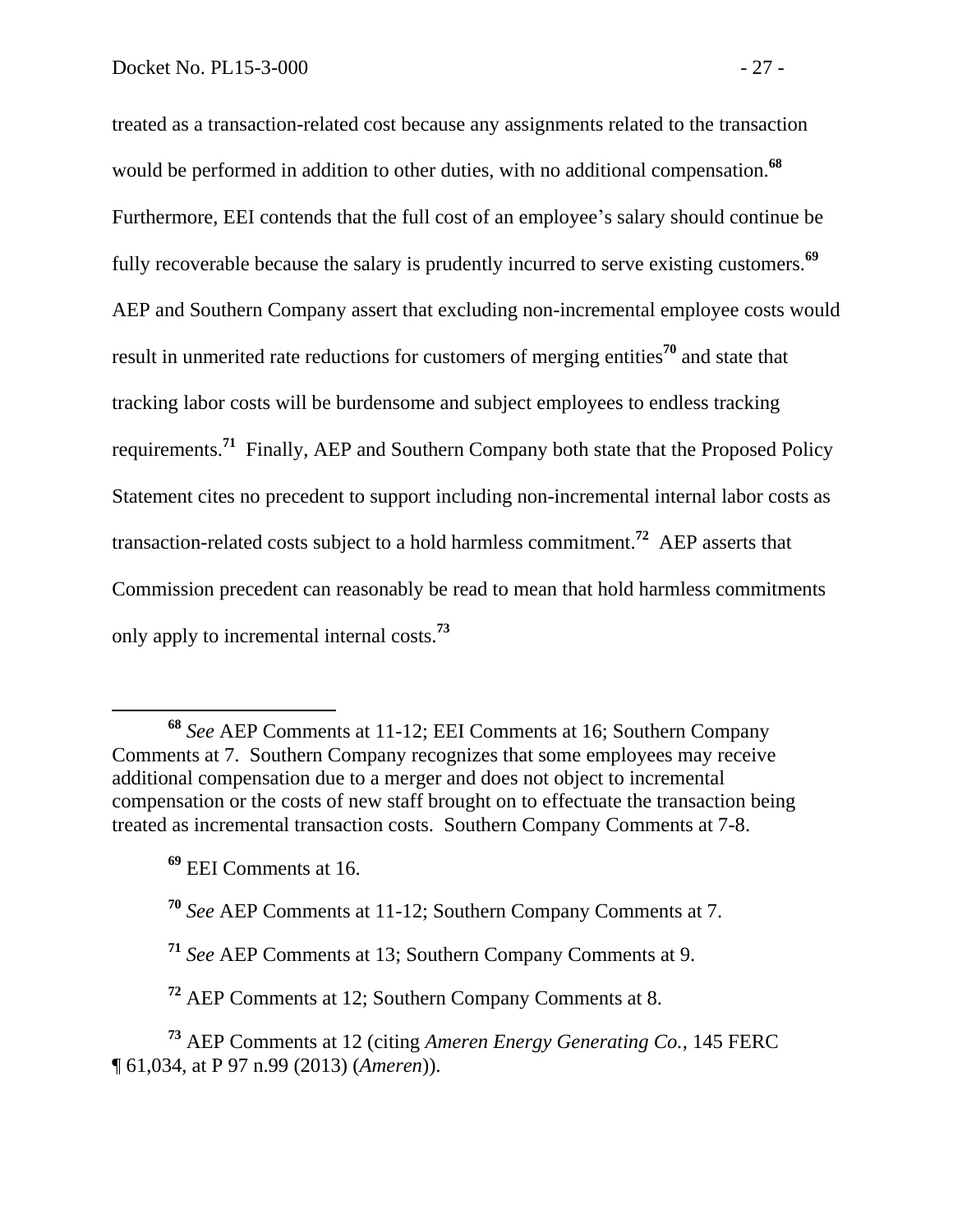treated as a transaction-related cost because any assignments related to the transaction would be performed in addition to other duties, with no additional compensation.[68] Furthermore, EEI contends that the full cost of an employee's salary should continue be fully recoverable because the salary is prudently incurred to serve existing customers.[69] AEP and Southern Company assert that excluding non-incremental employee costs would result in unmerited rate reductions for customers of merging entities[70] and state that tracking labor costs will be burdensome and subject employees to endless tracking requirements.[71] Finally, AEP and Southern Company both state that the Proposed Policy Statement cites no precedent to support including non-incremental internal labor costs as transaction-related costs subject to a hold harmless commitment.[72] AEP asserts that Commission precedent can reasonably be read to mean that hold harmless commitments only apply to incremental internal costs.[73]

---

[68] *See* AEP Comments at 11-12; EEI Comments at 16; Southern Company Comments at 7. Southern Company recognizes that some employees may receive additional compensation due to a merger and does not object to incremental compensation or the costs of new staff brought on to effectuate the transaction being treated as incremental transaction costs. Southern Company Comments at 7-8.

[69] EEI Comments at 16.

[70] *See* AEP Comments at 11-12; Southern Company Comments at 7.

[71] *See* AEP Comments at 13; Southern Company Comments at 9.

[72] AEP Comments at 12; Southern Company Comments at 8.

[73] AEP Comments at 12 (citing *Ameren Energy Generating Co.*, 145 FERC ¶ 61,034, at P 97 n.99 (2013) (*Ameren*)).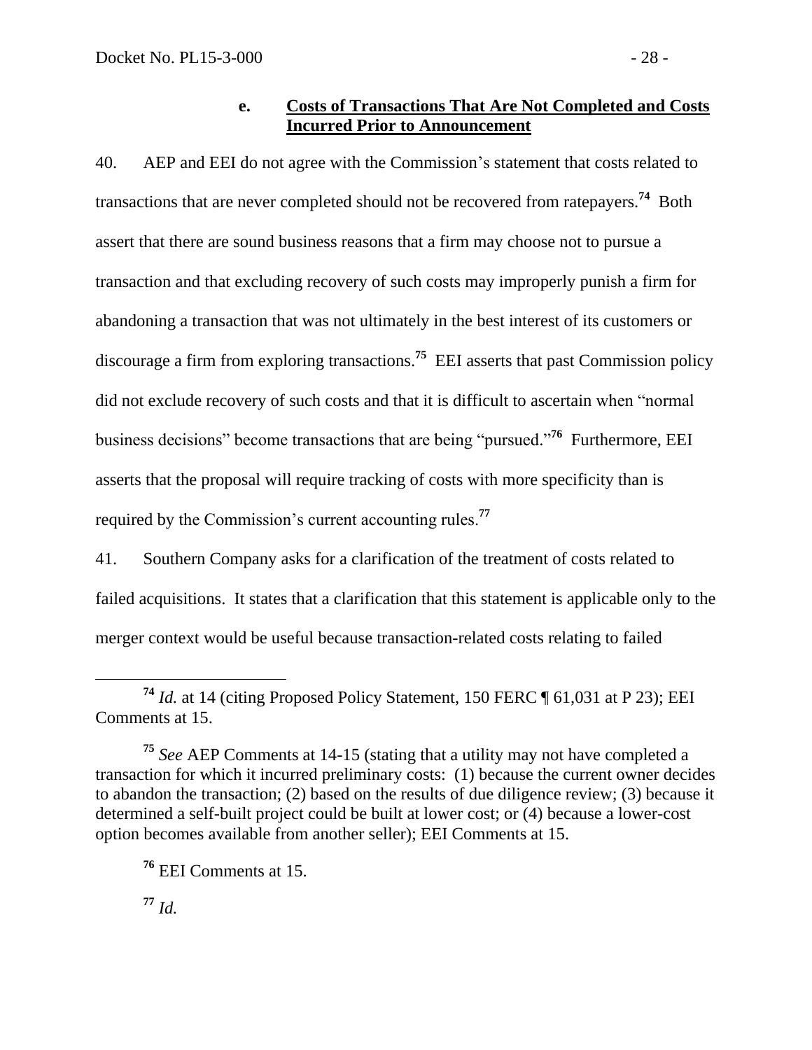### e. Costs of Transactions That Are Not Completed and Costs Incurred Prior to Announcement

40. AEP and EEI do not agree with the Commission's statement that costs related to transactions that are never completed should not be recovered from ratepayers.[74] Both assert that there are sound business reasons that a firm may choose not to pursue a transaction and that excluding recovery of such costs may improperly punish a firm for abandoning a transaction that was not ultimately in the best interest of its customers or discourage a firm from exploring transactions.[75] EEI asserts that past Commission policy did not exclude recovery of such costs and that it is difficult to ascertain when "normal business decisions" become transactions that are being "pursued."[76] Furthermore, EEI asserts that the proposal will require tracking of costs with more specificity than is required by the Commission's current accounting rules.[77]

41. Southern Company asks for a clarification of the treatment of costs related to failed acquisitions. It states that a clarification that this statement is applicable only to the merger context would be useful because transaction-related costs relating to failed

---

[74] *Id.* at 14 (citing Proposed Policy Statement, 150 FERC ¶ 61,031 at P 23); EEI Comments at 15.

[75] *See* AEP Comments at 14-15 (stating that a utility may not have completed a transaction for which it incurred preliminary costs: (1) because the current owner decides to abandon the transaction; (2) based on the results of due diligence review; (3) because it determined a self-built project could be built at lower cost; or (4) because a lower-cost option becomes available from another seller); EEI Comments at 15.

[76] EEI Comments at 15.

[77] *Id.*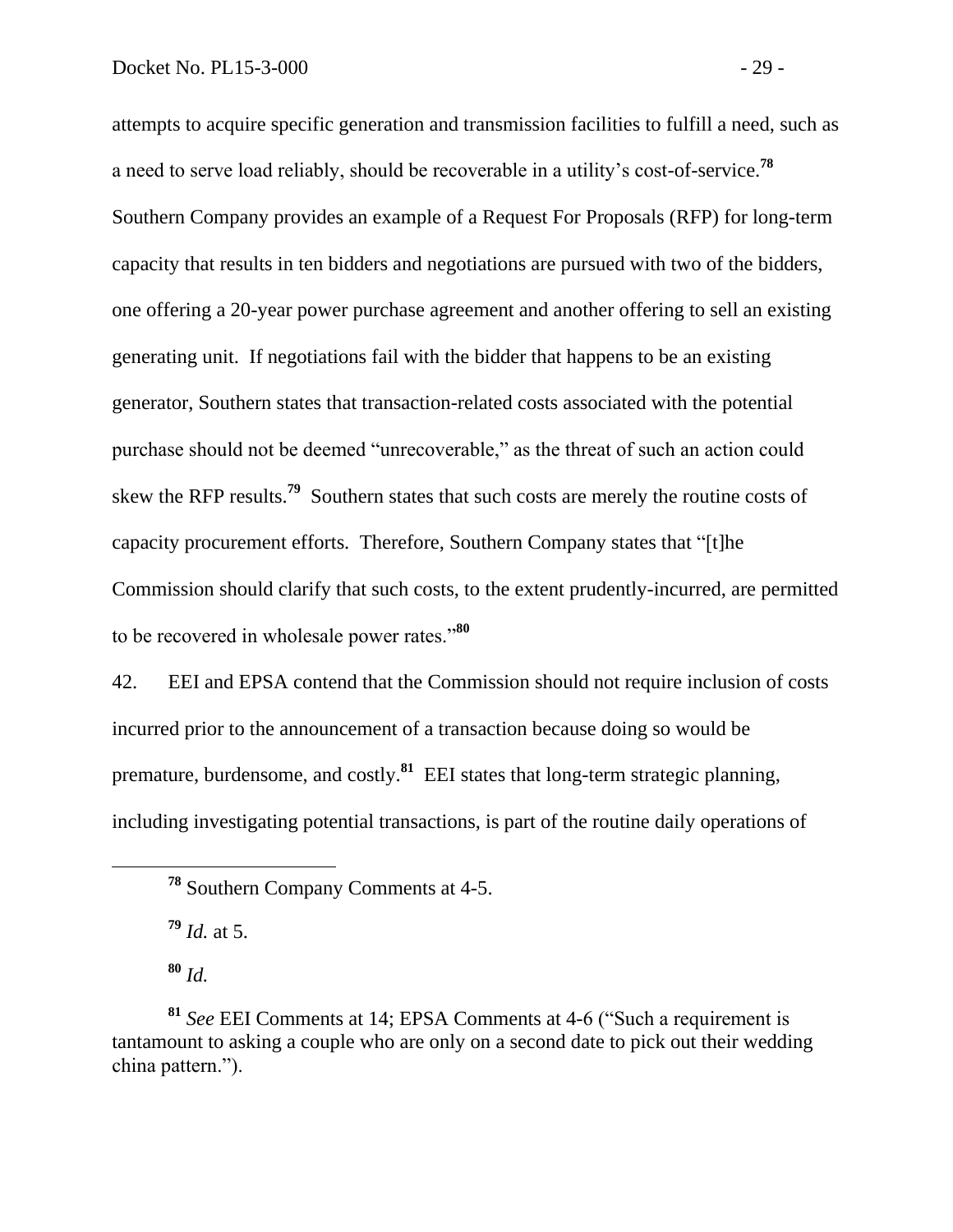attempts to acquire specific generation and transmission facilities to fulfill a need, such as a need to serve load reliably, should be recoverable in a utility's cost-of-service.[78] Southern Company provides an example of a Request For Proposals (RFP) for long-term capacity that results in ten bidders and negotiations are pursued with two of the bidders, one offering a 20-year power purchase agreement and another offering to sell an existing generating unit. If negotiations fail with the bidder that happens to be an existing generator, Southern states that transaction-related costs associated with the potential purchase should not be deemed "unrecoverable," as the threat of such an action could skew the RFP results.[79] Southern states that such costs are merely the routine costs of capacity procurement efforts. Therefore, Southern Company states that "[t]he Commission should clarify that such costs, to the extent prudently-incurred, are permitted to be recovered in wholesale power rates."[80]

42. EEI and EPSA contend that the Commission should not require inclusion of costs incurred prior to the announcement of a transaction because doing so would be premature, burdensome, and costly.[81] EEI states that long-term strategic planning, including investigating potential transactions, is part of the routine daily operations of

---

[78] Southern Company Comments at 4-5.

[79] *Id.* at 5.

[80] *Id.*

[81] *See* EEI Comments at 14; EPSA Comments at 4-6 ("Such a requirement is tantamount to asking a couple who are only on a second date to pick out their wedding china pattern.").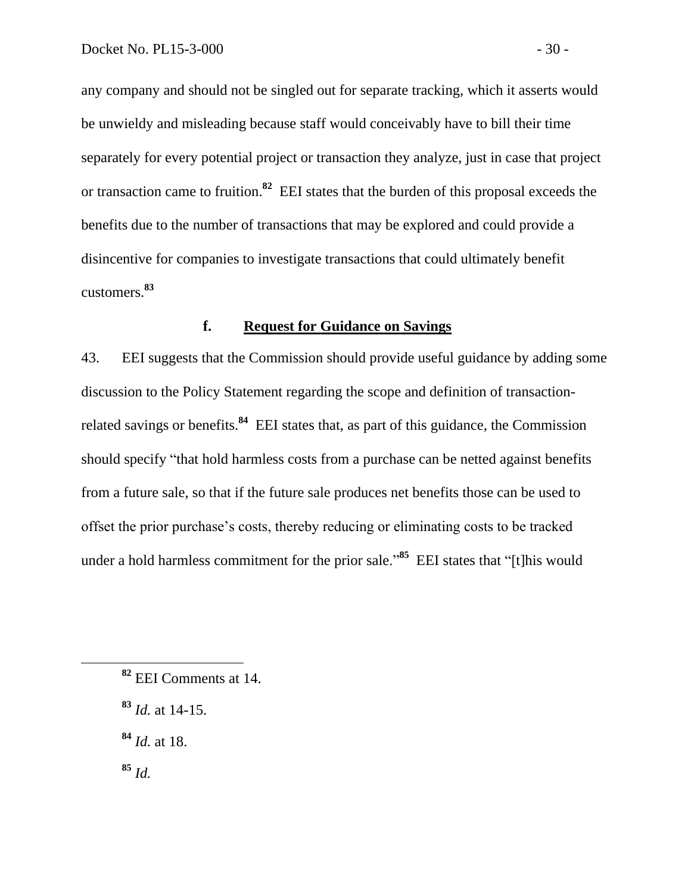any company and should not be singled out for separate tracking, which it asserts would be unwieldy and misleading because staff would conceivably have to bill their time separately for every potential project or transaction they analyze, just in case that project or transaction came to fruition.[82] EEI states that the burden of this proposal exceeds the benefits due to the number of transactions that may be explored and could provide a disincentive for companies to investigate transactions that could ultimately benefit customers.[83]

### f. Request for Guidance on Savings

43. EEI suggests that the Commission should provide useful guidance by adding some discussion to the Policy Statement regarding the scope and definition of transaction-related savings or benefits.[84] EEI states that, as part of this guidance, the Commission should specify "that hold harmless costs from a purchase can be netted against benefits from a future sale, so that if the future sale produces net benefits those can be used to offset the prior purchase's costs, thereby reducing or eliminating costs to be tracked under a hold harmless commitment for the prior sale."[85] EEI states that "[t]his would

---

[82] EEI Comments at 14.

[83] *Id.* at 14-15.

[84] *Id.* at 18.

[85] *Id.*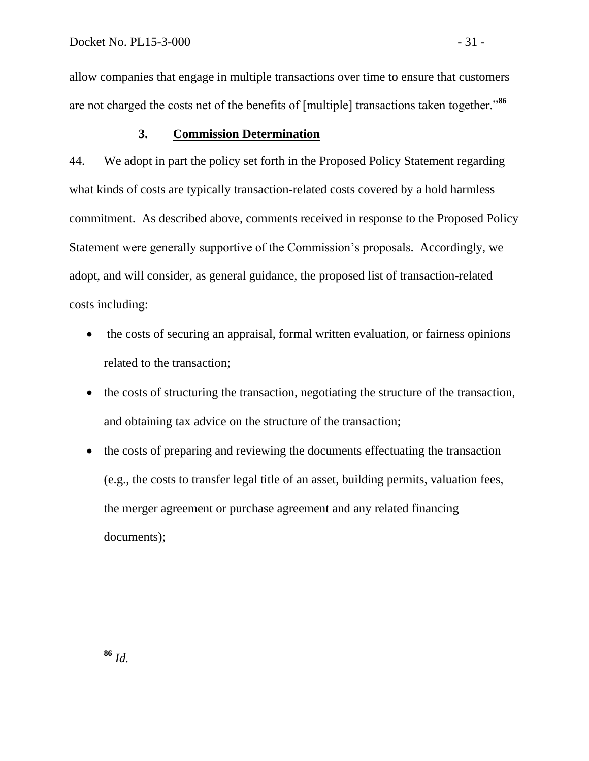allow companies that engage in multiple transactions over time to ensure that customers are not charged the costs net of the benefits of [multiple] transactions taken together."[86]

### 3. Commission Determination

44. We adopt in part the policy set forth in the Proposed Policy Statement regarding what kinds of costs are typically transaction-related costs covered by a hold harmless commitment. As described above, comments received in response to the Proposed Policy Statement were generally supportive of the Commission's proposals. Accordingly, we adopt, and will consider, as general guidance, the proposed list of transaction-related costs including:

- the costs of securing an appraisal, formal written evaluation, or fairness opinions related to the transaction;
- the costs of structuring the transaction, negotiating the structure of the transaction, and obtaining tax advice on the structure of the transaction;
- the costs of preparing and reviewing the documents effectuating the transaction (e.g., the costs to transfer legal title of an asset, building permits, valuation fees, the merger agreement or purchase agreement and any related financing documents);

---

[86] *Id.*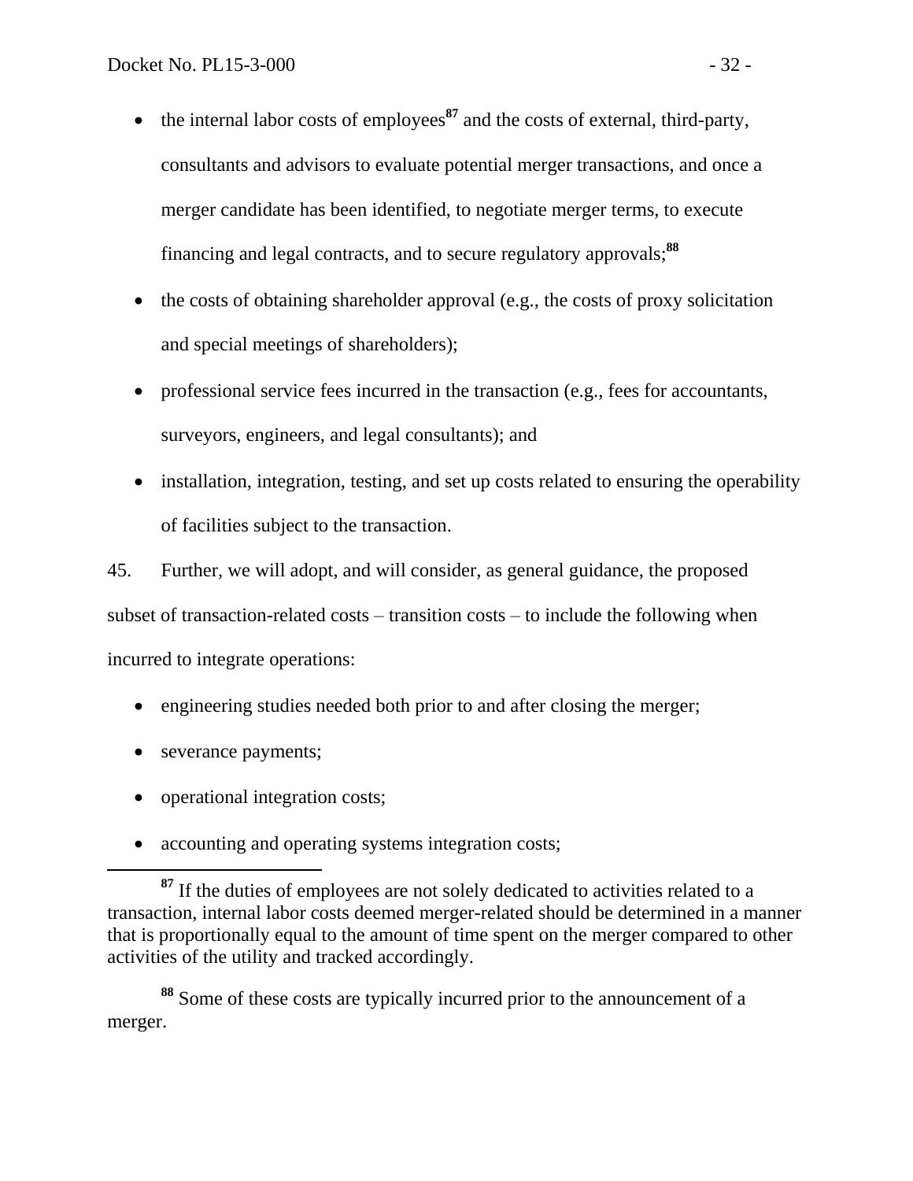- the internal labor costs of employees[87] and the costs of external, third-party, consultants and advisors to evaluate potential merger transactions, and once a merger candidate has been identified, to negotiate merger terms, to execute financing and legal contracts, and to secure regulatory approvals;[88]
- the costs of obtaining shareholder approval (e.g., the costs of proxy solicitation and special meetings of shareholders);
- professional service fees incurred in the transaction (e.g., fees for accountants, surveyors, engineers, and legal consultants); and
- installation, integration, testing, and set up costs related to ensuring the operability of facilities subject to the transaction.

45. Further, we will adopt, and will consider, as general guidance, the proposed subset of transaction-related costs – transition costs – to include the following when incurred to integrate operations:

- engineering studies needed both prior to and after closing the merger;
- severance payments;
- operational integration costs;
- accounting and operating systems integration costs;

---

[87] If the duties of employees are not solely dedicated to activities related to a transaction, internal labor costs deemed merger-related should be determined in a manner that is proportionally equal to the amount of time spent on the merger compared to other activities of the utility and tracked accordingly.

[88] Some of these costs are typically incurred prior to the announcement of a merger.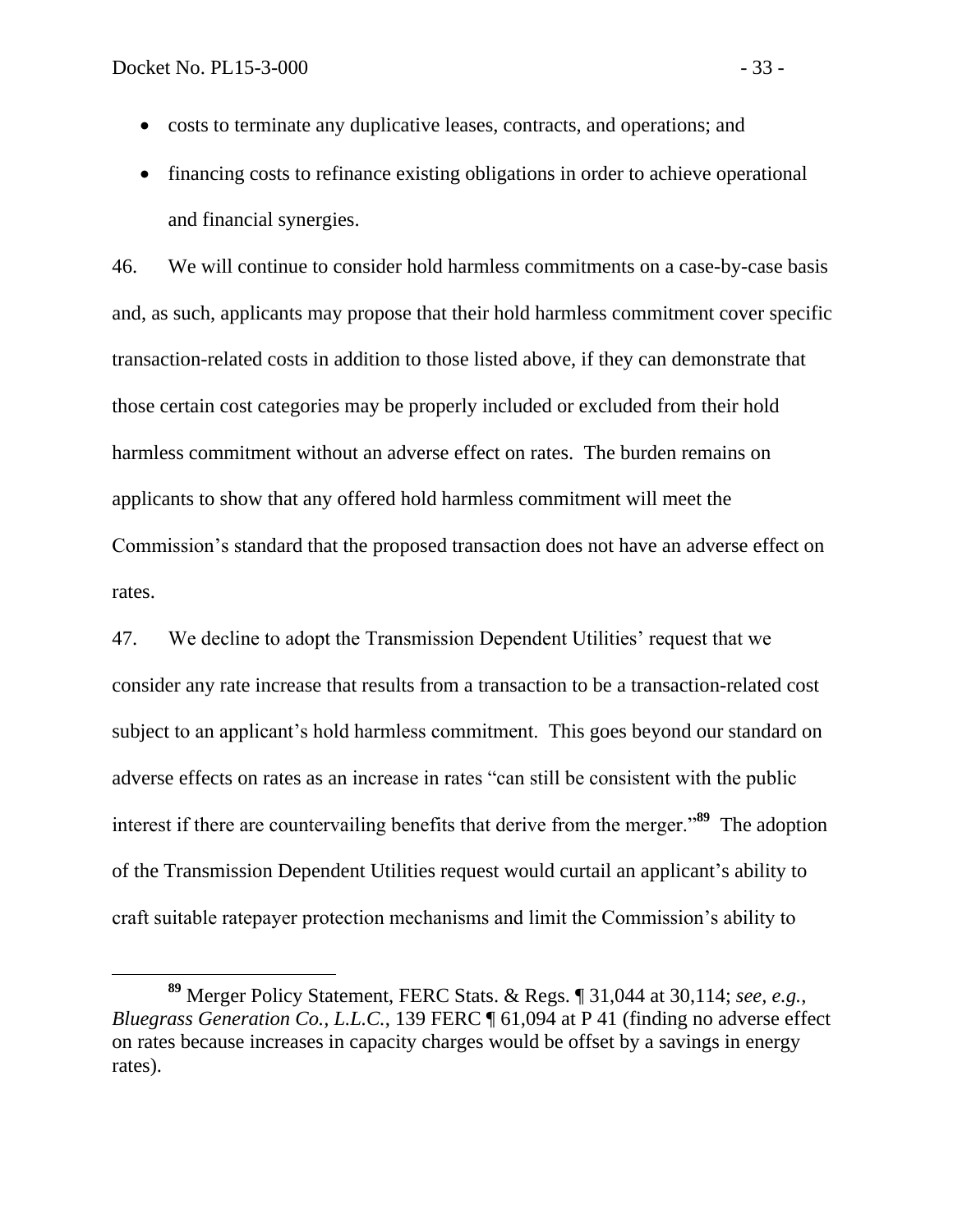- costs to terminate any duplicative leases, contracts, and operations; and
- financing costs to refinance existing obligations in order to achieve operational and financial synergies.

46. We will continue to consider hold harmless commitments on a case-by-case basis and, as such, applicants may propose that their hold harmless commitment cover specific transaction-related costs in addition to those listed above, if they can demonstrate that those certain cost categories may be properly included or excluded from their hold harmless commitment without an adverse effect on rates. The burden remains on applicants to show that any offered hold harmless commitment will meet the Commission's standard that the proposed transaction does not have an adverse effect on rates.

47. We decline to adopt the Transmission Dependent Utilities' request that we consider any rate increase that results from a transaction to be a transaction-related cost subject to an applicant's hold harmless commitment. This goes beyond our standard on adverse effects on rates as an increase in rates "can still be consistent with the public interest if there are countervailing benefits that derive from the merger."[89] The adoption of the Transmission Dependent Utilities request would curtail an applicant's ability to craft suitable ratepayer protection mechanisms and limit the Commission's ability to

---

[89] Merger Policy Statement, FERC Stats. & Regs. ¶ 31,044 at 30,114; *see, e.g.*, *Bluegrass Generation Co., L.L.C.*, 139 FERC ¶ 61,094 at P 41 (finding no adverse effect on rates because increases in capacity charges would be offset by a savings in energy rates).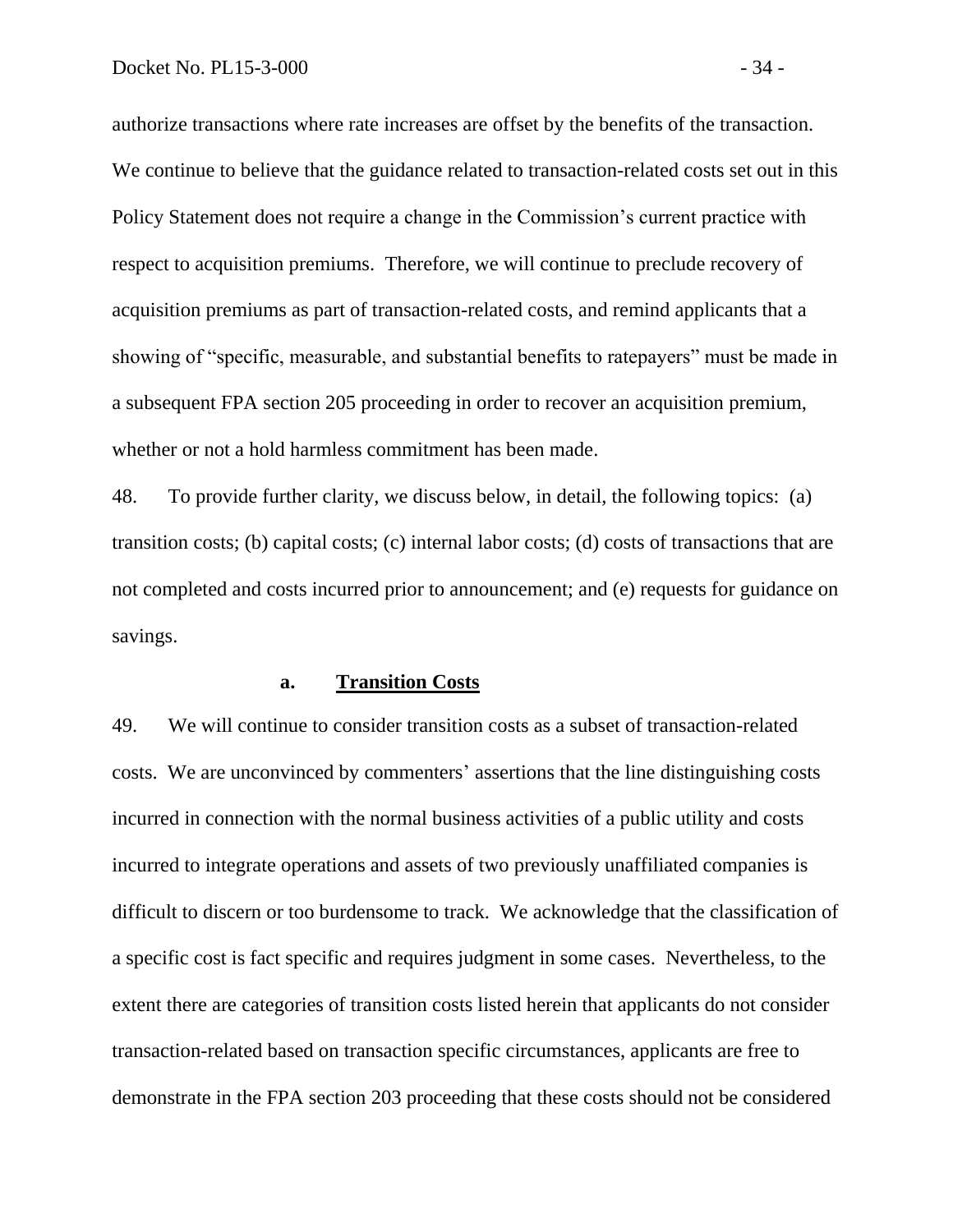authorize transactions where rate increases are offset by the benefits of the transaction. We continue to believe that the guidance related to transaction-related costs set out in this Policy Statement does not require a change in the Commission's current practice with respect to acquisition premiums. Therefore, we will continue to preclude recovery of acquisition premiums as part of transaction-related costs, and remind applicants that a showing of "specific, measurable, and substantial benefits to ratepayers" must be made in a subsequent FPA section 205 proceeding in order to recover an acquisition premium, whether or not a hold harmless commitment has been made.

48. To provide further clarity, we discuss below, in detail, the following topics: (a) transition costs; (b) capital costs; (c) internal labor costs; (d) costs of transactions that are not completed and costs incurred prior to announcement; and (e) requests for guidance on savings.

### a. Transition Costs

49. We will continue to consider transition costs as a subset of transaction-related costs. We are unconvinced by commenters' assertions that the line distinguishing costs incurred in connection with the normal business activities of a public utility and costs incurred to integrate operations and assets of two previously unaffiliated companies is difficult to discern or too burdensome to track. We acknowledge that the classification of a specific cost is fact specific and requires judgment in some cases. Nevertheless, to the extent there are categories of transition costs listed herein that applicants do not consider transaction-related based on transaction specific circumstances, applicants are free to demonstrate in the FPA section 203 proceeding that these costs should not be considered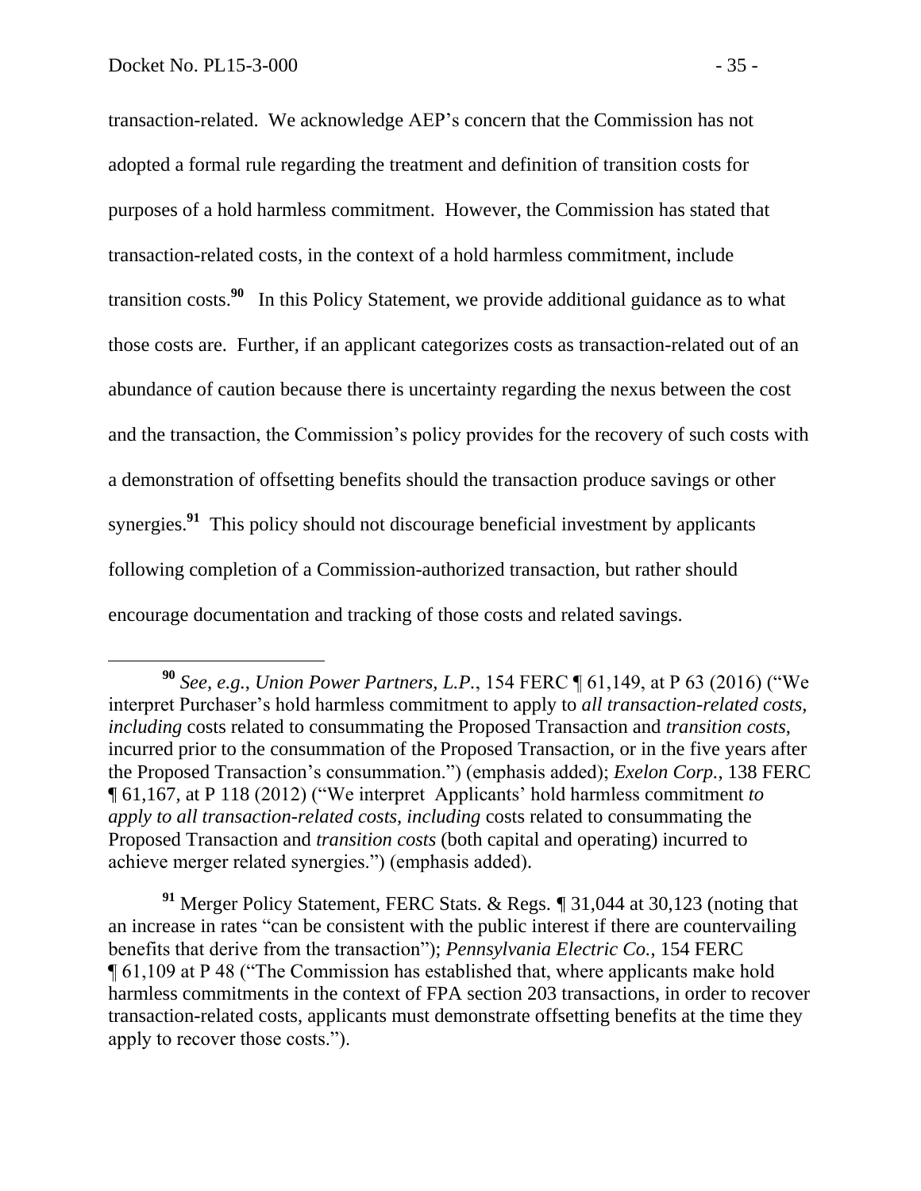transaction-related. We acknowledge AEP's concern that the Commission has not adopted a formal rule regarding the treatment and definition of transition costs for purposes of a hold harmless commitment. However, the Commission has stated that transaction-related costs, in the context of a hold harmless commitment, include transition costs.[90] In this Policy Statement, we provide additional guidance as to what those costs are. Further, if an applicant categorizes costs as transaction-related out of an abundance of caution because there is uncertainty regarding the nexus between the cost and the transaction, the Commission's policy provides for the recovery of such costs with a demonstration of offsetting benefits should the transaction produce savings or other synergies.[91] This policy should not discourage beneficial investment by applicants following completion of a Commission-authorized transaction, but rather should encourage documentation and tracking of those costs and related savings.

---

[90] *See, e.g.*, *Union Power Partners, L.P.*, 154 FERC ¶ 61,149, at P 63 (2016) ("We interpret Purchaser's hold harmless commitment to apply to *all transaction-related costs, including* costs related to consummating the Proposed Transaction and *transition costs*, incurred prior to the consummation of the Proposed Transaction, or in the five years after the Proposed Transaction's consummation.") (emphasis added); *Exelon Corp.*, 138 FERC ¶ 61,167, at P 118 (2012) ("We interpret Applicants' hold harmless commitment *to apply to all transaction-related costs, including* costs related to consummating the Proposed Transaction and *transition costs* (both capital and operating) incurred to achieve merger related synergies.") (emphasis added).

[91] Merger Policy Statement, FERC Stats. & Regs. ¶ 31,044 at 30,123 (noting that an increase in rates "can be consistent with the public interest if there are countervailing benefits that derive from the transaction"); *Pennsylvania Electric Co.*, 154 FERC ¶ 61,109 at P 48 ("The Commission has established that, where applicants make hold harmless commitments in the context of FPA section 203 transactions, in order to recover transaction-related costs, applicants must demonstrate offsetting benefits at the time they apply to recover those costs.").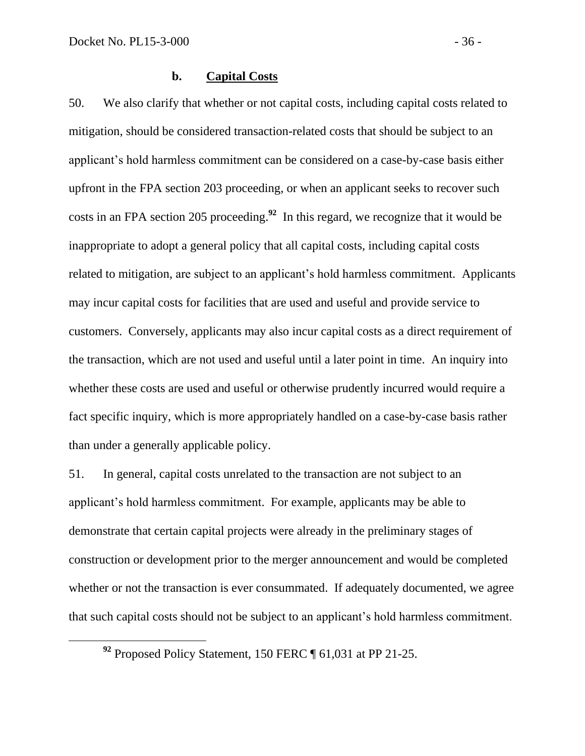### b. Capital Costs

50. We also clarify that whether or not capital costs, including capital costs related to mitigation, should be considered transaction-related costs that should be subject to an applicant's hold harmless commitment can be considered on a case-by-case basis either upfront in the FPA section 203 proceeding, or when an applicant seeks to recover such costs in an FPA section 205 proceeding.[92] In this regard, we recognize that it would be inappropriate to adopt a general policy that all capital costs, including capital costs related to mitigation, are subject to an applicant's hold harmless commitment. Applicants may incur capital costs for facilities that are used and useful and provide service to customers. Conversely, applicants may also incur capital costs as a direct requirement of the transaction, which are not used and useful until a later point in time. An inquiry into whether these costs are used and useful or otherwise prudently incurred would require a fact specific inquiry, which is more appropriately handled on a case-by-case basis rather than under a generally applicable policy.

51. In general, capital costs unrelated to the transaction are not subject to an applicant's hold harmless commitment. For example, applicants may be able to demonstrate that certain capital projects were already in the preliminary stages of construction or development prior to the merger announcement and would be completed whether or not the transaction is ever consummated. If adequately documented, we agree that such capital costs should not be subject to an applicant's hold harmless commitment.

[92] Proposed Policy Statement, 150 FERC ¶ 61,031 at PP 21-25.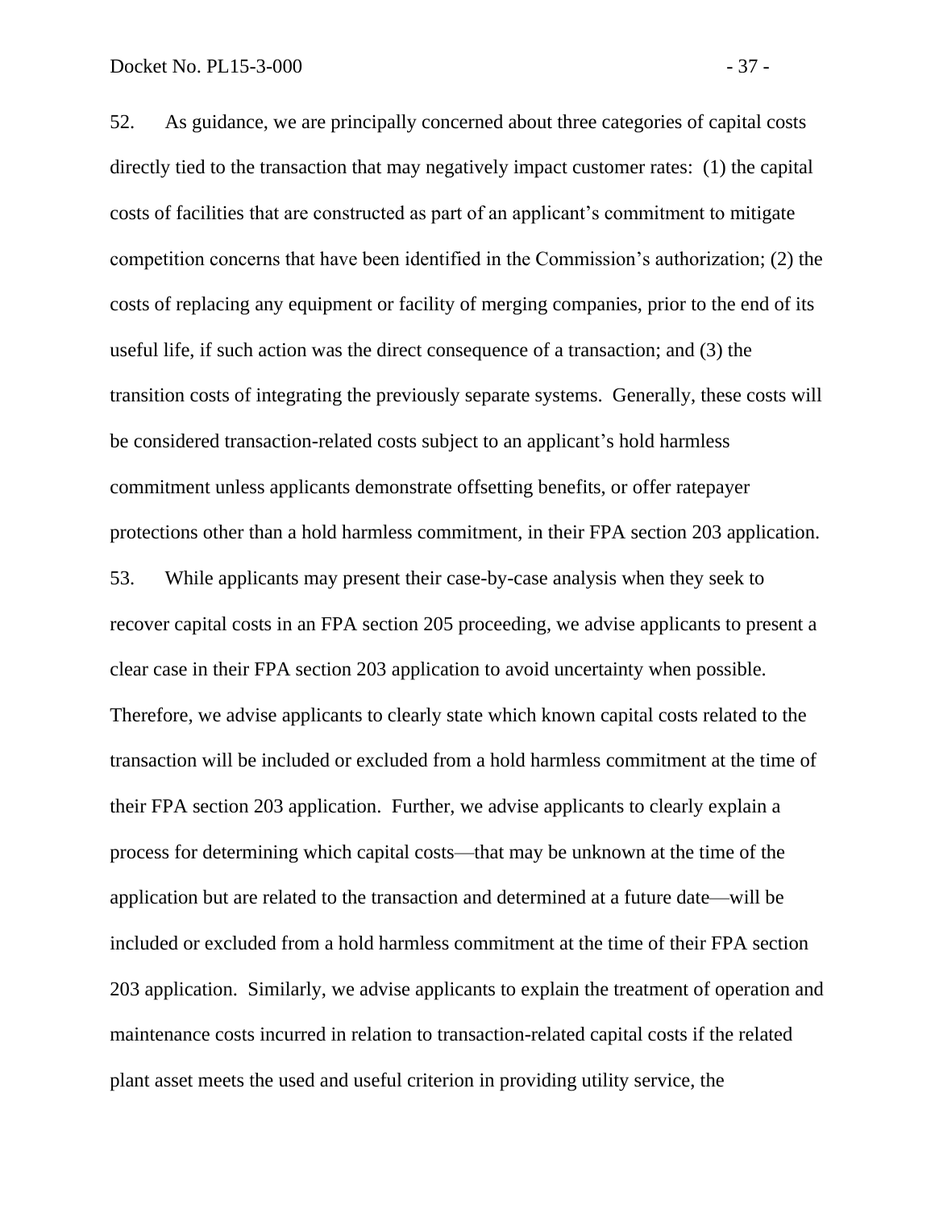52. As guidance, we are principally concerned about three categories of capital costs directly tied to the transaction that may negatively impact customer rates: (1) the capital costs of facilities that are constructed as part of an applicant's commitment to mitigate competition concerns that have been identified in the Commission's authorization; (2) the costs of replacing any equipment or facility of merging companies, prior to the end of its useful life, if such action was the direct consequence of a transaction; and (3) the transition costs of integrating the previously separate systems. Generally, these costs will be considered transaction-related costs subject to an applicant's hold harmless commitment unless applicants demonstrate offsetting benefits, or offer ratepayer protections other than a hold harmless commitment, in their FPA section 203 application.

53. While applicants may present their case-by-case analysis when they seek to recover capital costs in an FPA section 205 proceeding, we advise applicants to present a clear case in their FPA section 203 application to avoid uncertainty when possible. Therefore, we advise applicants to clearly state which known capital costs related to the transaction will be included or excluded from a hold harmless commitment at the time of their FPA section 203 application. Further, we advise applicants to clearly explain a process for determining which capital costs—that may be unknown at the time of the application but are related to the transaction and determined at a future date—will be included or excluded from a hold harmless commitment at the time of their FPA section 203 application. Similarly, we advise applicants to explain the treatment of operation and maintenance costs incurred in relation to transaction-related capital costs if the related plant asset meets the used and useful criterion in providing utility service, the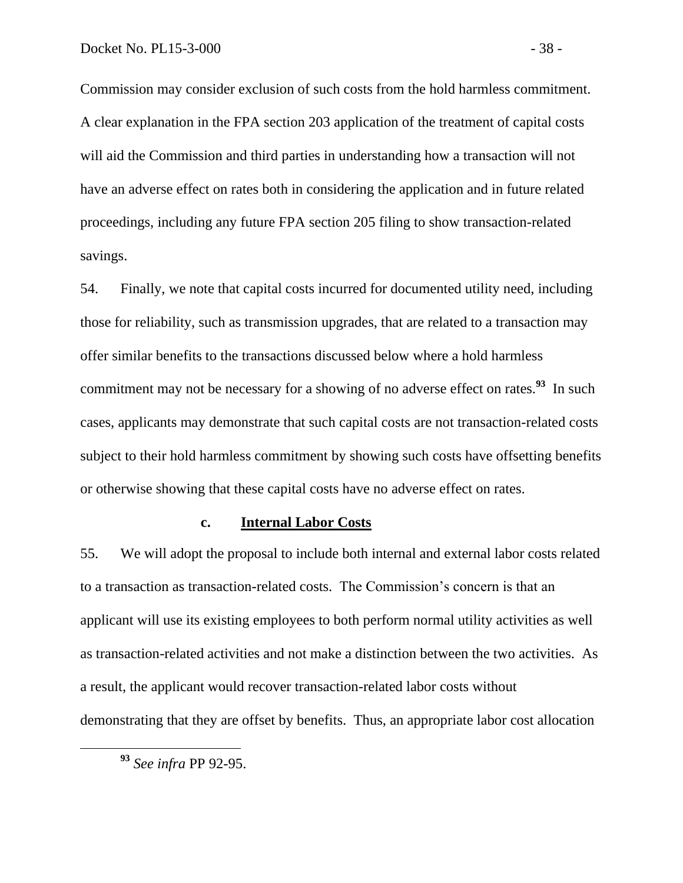Commission may consider exclusion of such costs from the hold harmless commitment. A clear explanation in the FPA section 203 application of the treatment of capital costs will aid the Commission and third parties in understanding how a transaction will not have an adverse effect on rates both in considering the application and in future related proceedings, including any future FPA section 205 filing to show transaction-related savings.

54. Finally, we note that capital costs incurred for documented utility need, including those for reliability, such as transmission upgrades, that are related to a transaction may offer similar benefits to the transactions discussed below where a hold harmless commitment may not be necessary for a showing of no adverse effect on rates.[93] In such cases, applicants may demonstrate that such capital costs are not transaction-related costs subject to their hold harmless commitment by showing such costs have offsetting benefits or otherwise showing that these capital costs have no adverse effect on rates.

### c. Internal Labor Costs

55. We will adopt the proposal to include both internal and external labor costs related to a transaction as transaction-related costs. The Commission's concern is that an applicant will use its existing employees to both perform normal utility activities as well as transaction-related activities and not make a distinction between the two activities. As a result, the applicant would recover transaction-related labor costs without demonstrating that they are offset by benefits. Thus, an appropriate labor cost allocation

---

[93] *See infra* PP 92-95.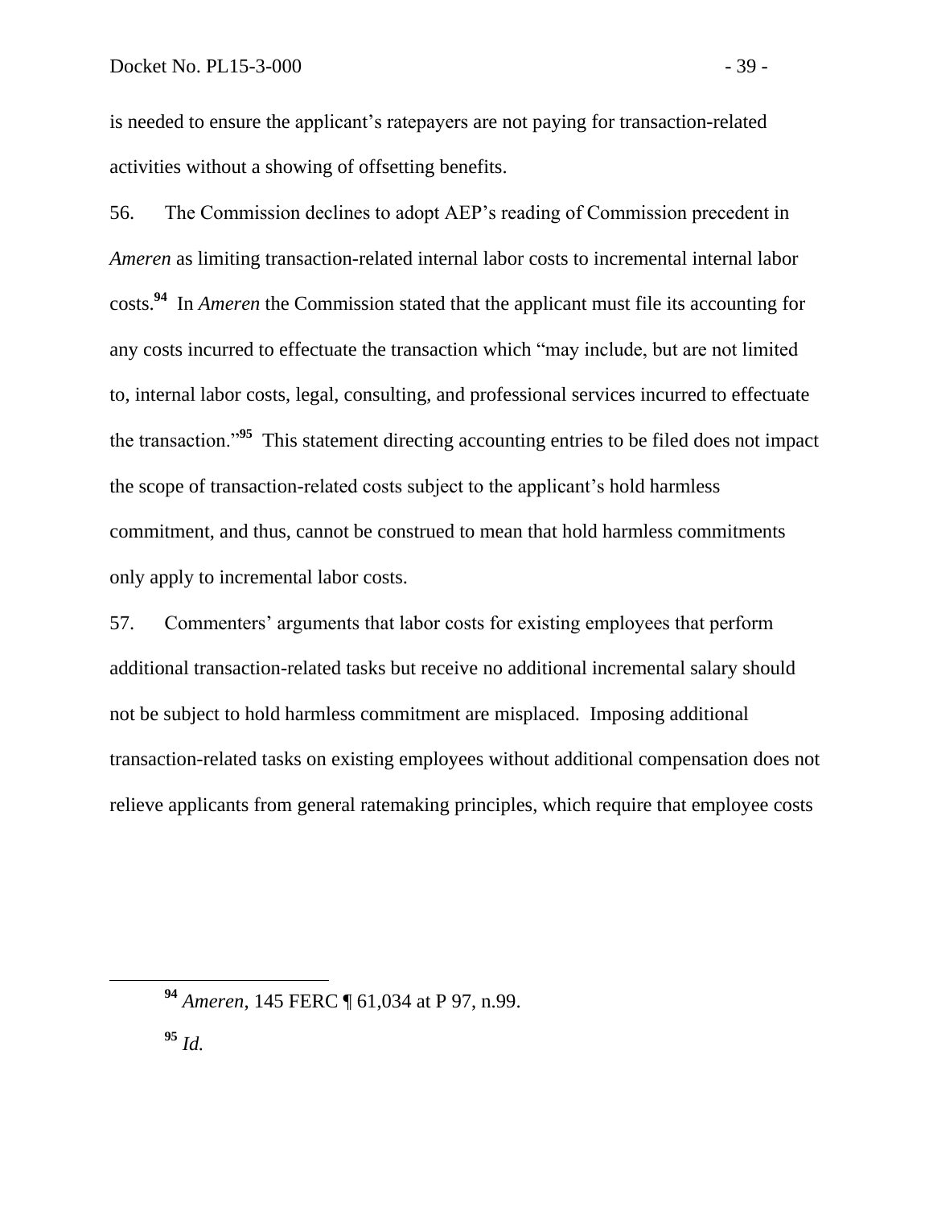is needed to ensure the applicant's ratepayers are not paying for transaction-related activities without a showing of offsetting benefits.

56. The Commission declines to adopt AEP's reading of Commission precedent in *Ameren* as limiting transaction-related internal labor costs to incremental internal labor costs.[94] In *Ameren* the Commission stated that the applicant must file its accounting for any costs incurred to effectuate the transaction which "may include, but are not limited to, internal labor costs, legal, consulting, and professional services incurred to effectuate the transaction."[95] This statement directing accounting entries to be filed does not impact the scope of transaction-related costs subject to the applicant's hold harmless commitment, and thus, cannot be construed to mean that hold harmless commitments only apply to incremental labor costs.

57. Commenters' arguments that labor costs for existing employees that perform additional transaction-related tasks but receive no additional incremental salary should not be subject to hold harmless commitment are misplaced. Imposing additional transaction-related tasks on existing employees without additional compensation does not relieve applicants from general ratemaking principles, which require that employee costs

---

[94] *Ameren*, 145 FERC ¶ 61,034 at P 97, n.99.

[95] *Id.*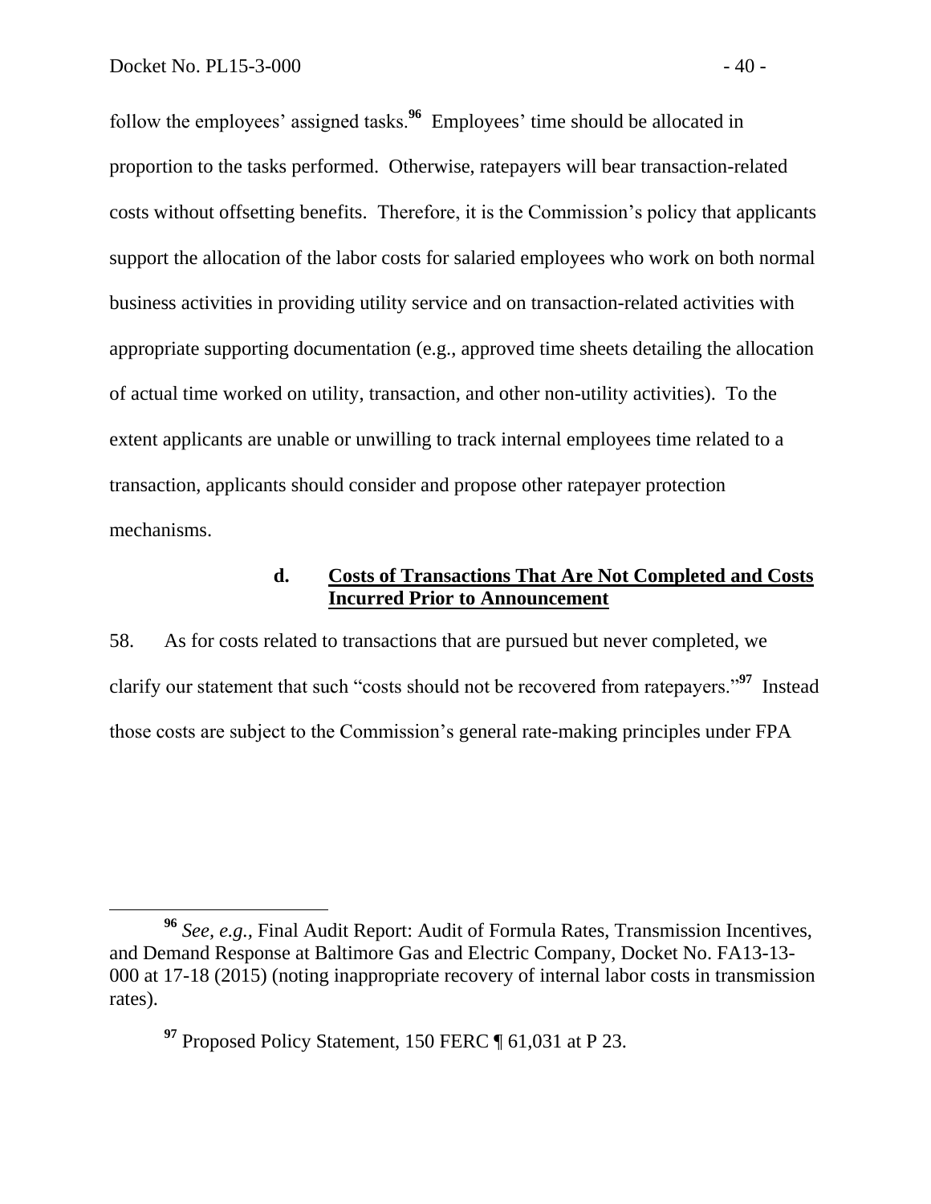follow the employees' assigned tasks.[96] Employees' time should be allocated in proportion to the tasks performed. Otherwise, ratepayers will bear transaction-related costs without offsetting benefits. Therefore, it is the Commission's policy that applicants support the allocation of the labor costs for salaried employees who work on both normal business activities in providing utility service and on transaction-related activities with appropriate supporting documentation (e.g., approved time sheets detailing the allocation of actual time worked on utility, transaction, and other non-utility activities). To the extent applicants are unable or unwilling to track internal employees time related to a transaction, applicants should consider and propose other ratepayer protection mechanisms.

#### d. Costs of Transactions That Are Not Completed and Costs Incurred Prior to Announcement

58. As for costs related to transactions that are pursued but never completed, we clarify our statement that such "costs should not be recovered from ratepayers."[97] Instead those costs are subject to the Commission's general rate-making principles under FPA

---

[96] *See, e.g.,* Final Audit Report: Audit of Formula Rates, Transmission Incentives, and Demand Response at Baltimore Gas and Electric Company, Docket No. FA13-13-000 at 17-18 (2015) (noting inappropriate recovery of internal labor costs in transmission rates).

[97] Proposed Policy Statement, 150 FERC ¶ 61,031 at P 23.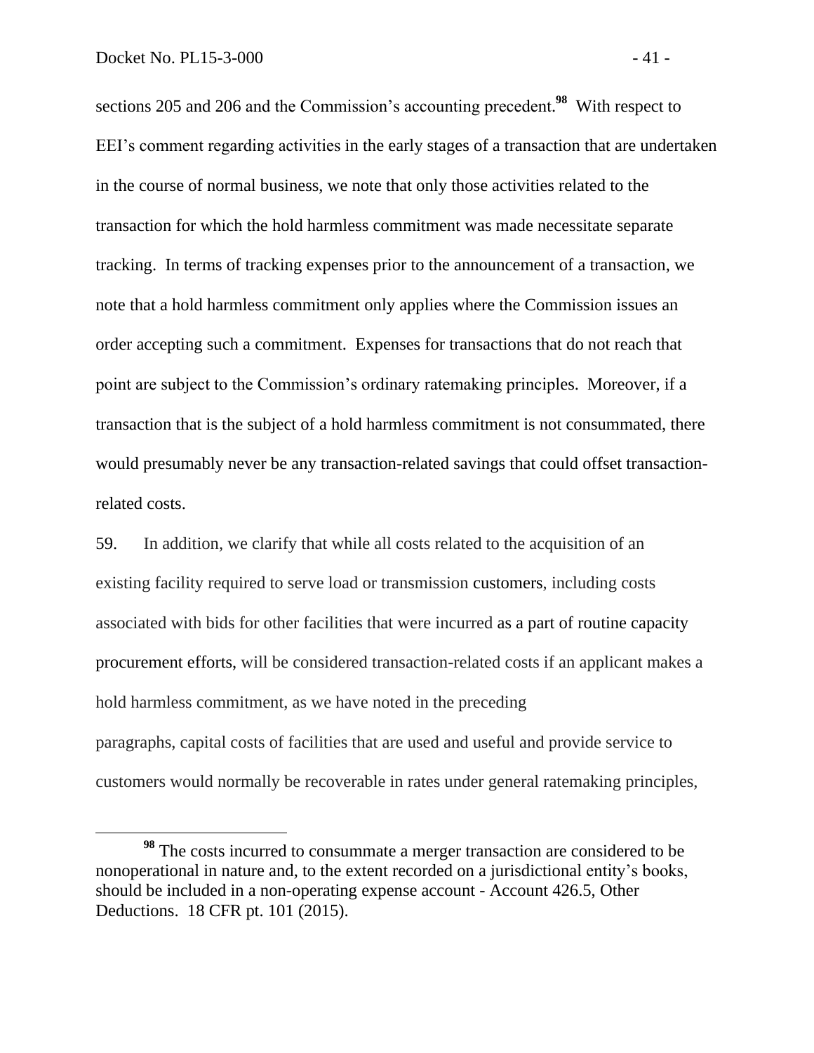sections 205 and 206 and the Commission's accounting precedent.[98] With respect to EEI's comment regarding activities in the early stages of a transaction that are undertaken in the course of normal business, we note that only those activities related to the transaction for which the hold harmless commitment was made necessitate separate tracking. In terms of tracking expenses prior to the announcement of a transaction, we note that a hold harmless commitment only applies where the Commission issues an order accepting such a commitment. Expenses for transactions that do not reach that point are subject to the Commission's ordinary ratemaking principles. Moreover, if a transaction that is the subject of a hold harmless commitment is not consummated, there would presumably never be any transaction-related savings that could offset transaction-related costs.

59. In addition, we clarify that while all costs related to the acquisition of an existing facility required to serve load or transmission customers, including costs associated with bids for other facilities that were incurred as a part of routine capacity procurement efforts, will be considered transaction-related costs if an applicant makes a hold harmless commitment, as we have noted in the preceding paragraphs, capital costs of facilities that are used and useful and provide service to customers would normally be recoverable in rates under general ratemaking principles,

[98] The costs incurred to consummate a merger transaction are considered to be nonoperational in nature and, to the extent recorded on a jurisdictional entity's books, should be included in a non-operating expense account - Account 426.5, Other Deductions. 18 CFR pt. 101 (2015).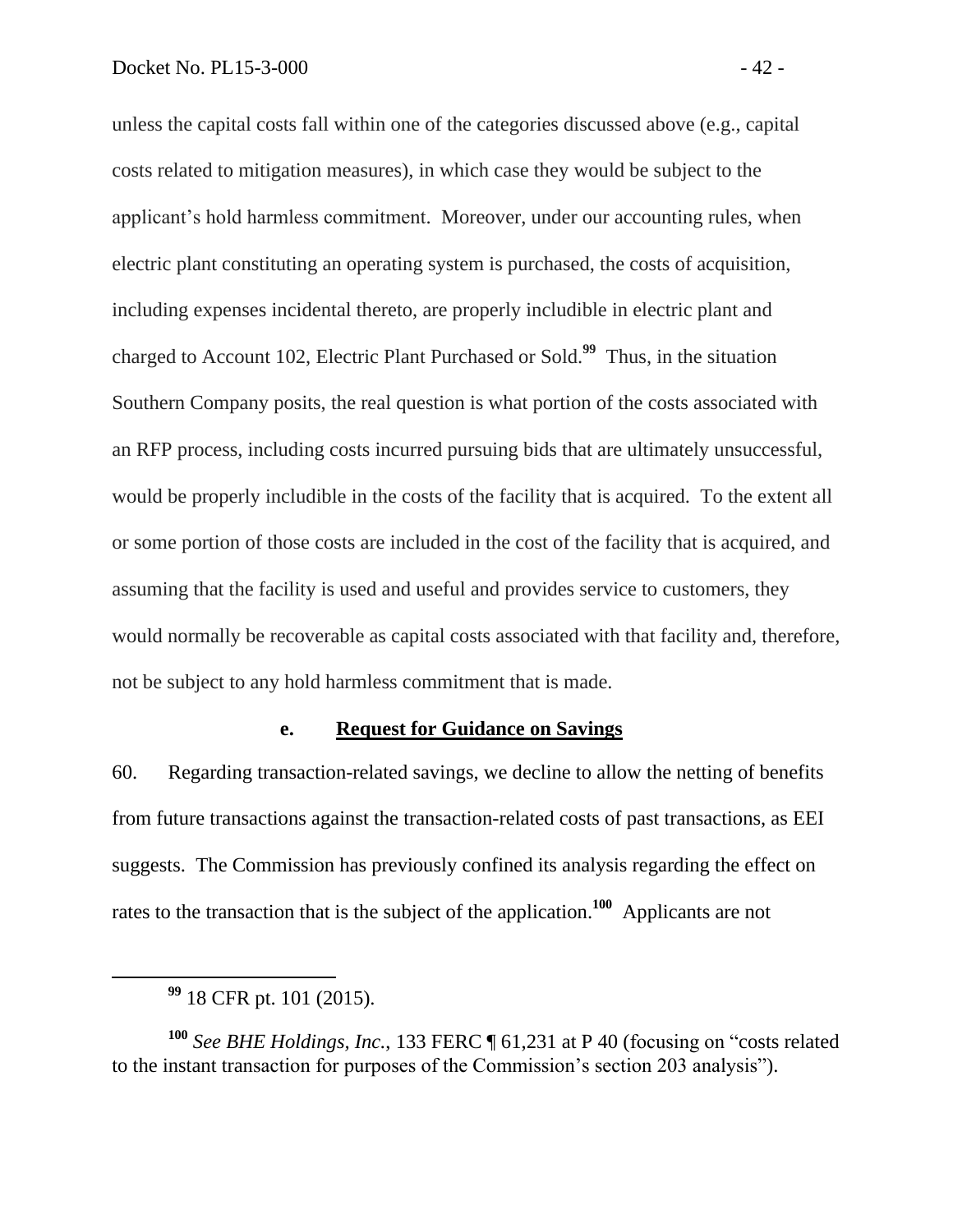unless the capital costs fall within one of the categories discussed above (e.g., capital costs related to mitigation measures), in which case they would be subject to the applicant's hold harmless commitment. Moreover, under our accounting rules, when electric plant constituting an operating system is purchased, the costs of acquisition, including expenses incidental thereto, are properly includible in electric plant and charged to Account 102, Electric Plant Purchased or Sold.[99] Thus, in the situation Southern Company posits, the real question is what portion of the costs associated with an RFP process, including costs incurred pursuing bids that are ultimately unsuccessful, would be properly includible in the costs of the facility that is acquired. To the extent all or some portion of those costs are included in the cost of the facility that is acquired, and assuming that the facility is used and useful and provides service to customers, they would normally be recoverable as capital costs associated with that facility and, therefore, not be subject to any hold harmless commitment that is made.

#### e. Request for Guidance on Savings

60. Regarding transaction-related savings, we decline to allow the netting of benefits from future transactions against the transaction-related costs of past transactions, as EEI suggests. The Commission has previously confined its analysis regarding the effect on rates to the transaction that is the subject of the application.[100] Applicants are not

---

[99] 18 CFR pt. 101 (2015).

[100] *See BHE Holdings, Inc.*, 133 FERC ¶ 61,231 at P 40 (focusing on "costs related to the instant transaction for purposes of the Commission's section 203 analysis").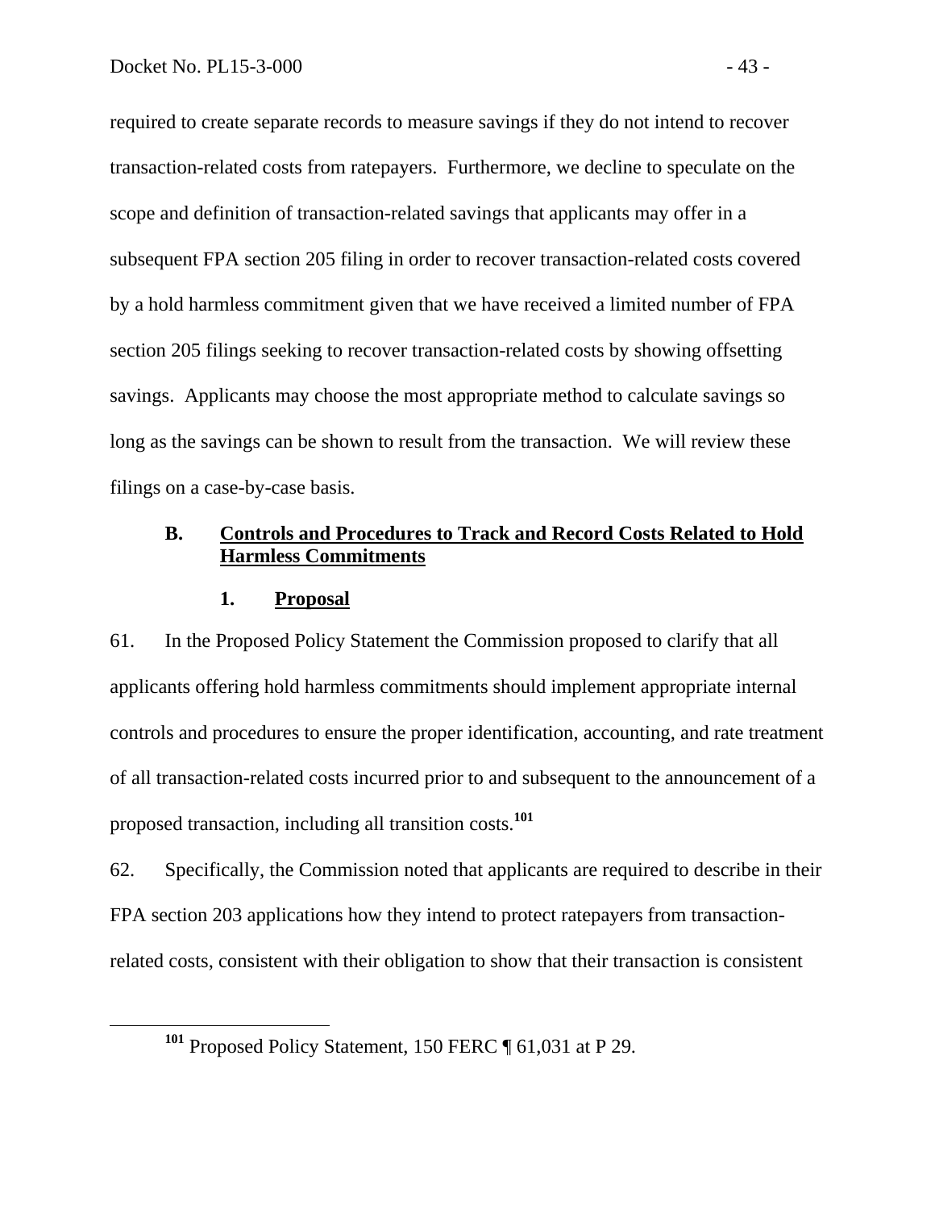required to create separate records to measure savings if they do not intend to recover transaction-related costs from ratepayers. Furthermore, we decline to speculate on the scope and definition of transaction-related savings that applicants may offer in a subsequent FPA section 205 filing in order to recover transaction-related costs covered by a hold harmless commitment given that we have received a limited number of FPA section 205 filings seeking to recover transaction-related costs by showing offsetting savings. Applicants may choose the most appropriate method to calculate savings so long as the savings can be shown to result from the transaction. We will review these filings on a case-by-case basis.

### B. Controls and Procedures to Track and Record Costs Related to Hold Harmless Commitments

#### 1. Proposal

61. In the Proposed Policy Statement the Commission proposed to clarify that all applicants offering hold harmless commitments should implement appropriate internal controls and procedures to ensure the proper identification, accounting, and rate treatment of all transaction-related costs incurred prior to and subsequent to the announcement of a proposed transaction, including all transition costs.[101]

62. Specifically, the Commission noted that applicants are required to describe in their FPA section 203 applications how they intend to protect ratepayers from transaction-related costs, consistent with their obligation to show that their transaction is consistent

[101] Proposed Policy Statement, 150 FERC ¶ 61,031 at P 29.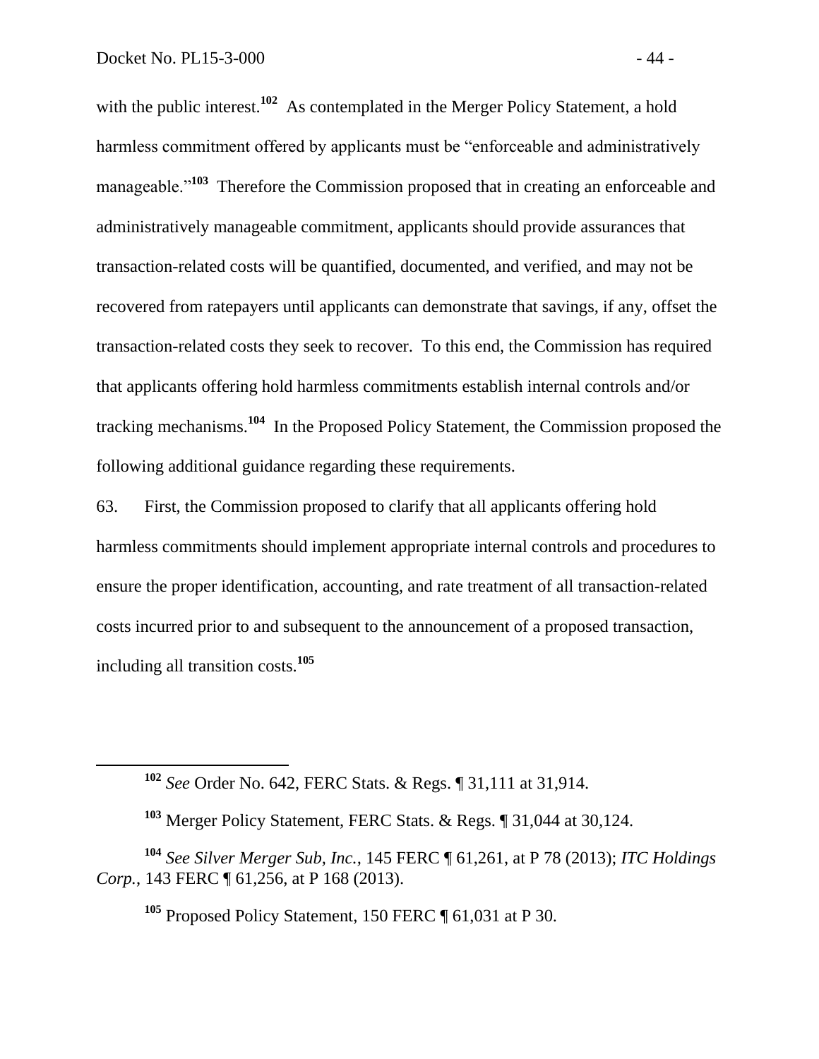with the public interest.[102] As contemplated in the Merger Policy Statement, a hold harmless commitment offered by applicants must be "enforceable and administratively manageable."[103] Therefore the Commission proposed that in creating an enforceable and administratively manageable commitment, applicants should provide assurances that transaction-related costs will be quantified, documented, and verified, and may not be recovered from ratepayers until applicants can demonstrate that savings, if any, offset the transaction-related costs they seek to recover. To this end, the Commission has required that applicants offering hold harmless commitments establish internal controls and/or tracking mechanisms.[104] In the Proposed Policy Statement, the Commission proposed the following additional guidance regarding these requirements.

63. First, the Commission proposed to clarify that all applicants offering hold harmless commitments should implement appropriate internal controls and procedures to ensure the proper identification, accounting, and rate treatment of all transaction-related costs incurred prior to and subsequent to the announcement of a proposed transaction, including all transition costs.[105]

---

[102] *See* Order No. 642, FERC Stats. & Regs. ¶ 31,111 at 31,914.

[103] Merger Policy Statement, FERC Stats. & Regs. ¶ 31,044 at 30,124.

[104] *See Silver Merger Sub, Inc.*, 145 FERC ¶ 61,261, at P 78 (2013); *ITC Holdings Corp.*, 143 FERC ¶ 61,256, at P 168 (2013).

[105] Proposed Policy Statement, 150 FERC ¶ 61,031 at P 30.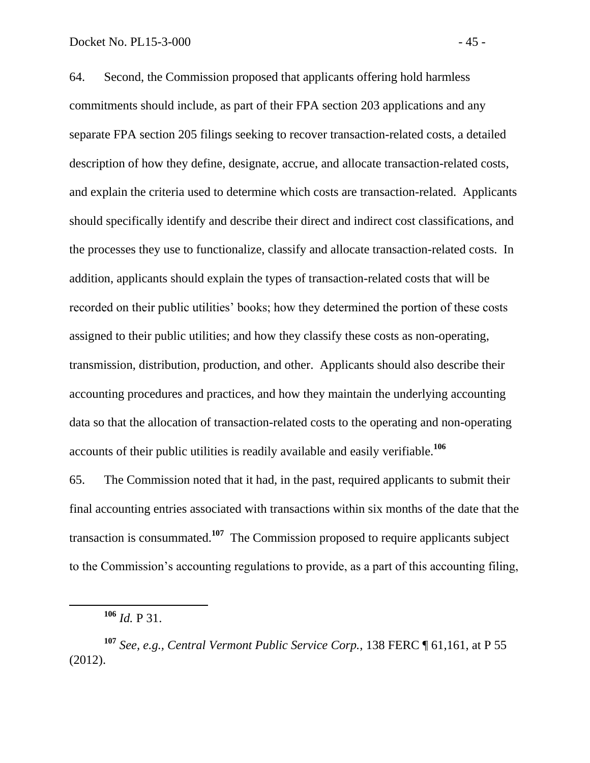64. Second, the Commission proposed that applicants offering hold harmless commitments should include, as part of their FPA section 203 applications and any separate FPA section 205 filings seeking to recover transaction-related costs, a detailed description of how they define, designate, accrue, and allocate transaction-related costs, and explain the criteria used to determine which costs are transaction-related. Applicants should specifically identify and describe their direct and indirect cost classifications, and the processes they use to functionalize, classify and allocate transaction-related costs. In addition, applicants should explain the types of transaction-related costs that will be recorded on their public utilities' books; how they determined the portion of these costs assigned to their public utilities; and how they classify these costs as non-operating, transmission, distribution, production, and other. Applicants should also describe their accounting procedures and practices, and how they maintain the underlying accounting data so that the allocation of transaction-related costs to the operating and non-operating accounts of their public utilities is readily available and easily verifiable.[106]

65. The Commission noted that it had, in the past, required applicants to submit their final accounting entries associated with transactions within six months of the date that the transaction is consummated.[107] The Commission proposed to require applicants subject to the Commission's accounting regulations to provide, as a part of this accounting filing,

---

[106] *Id.* P 31.

[107] *See, e.g., Central Vermont Public Service Corp.*, 138 FERC ¶ 61,161, at P 55 (2012).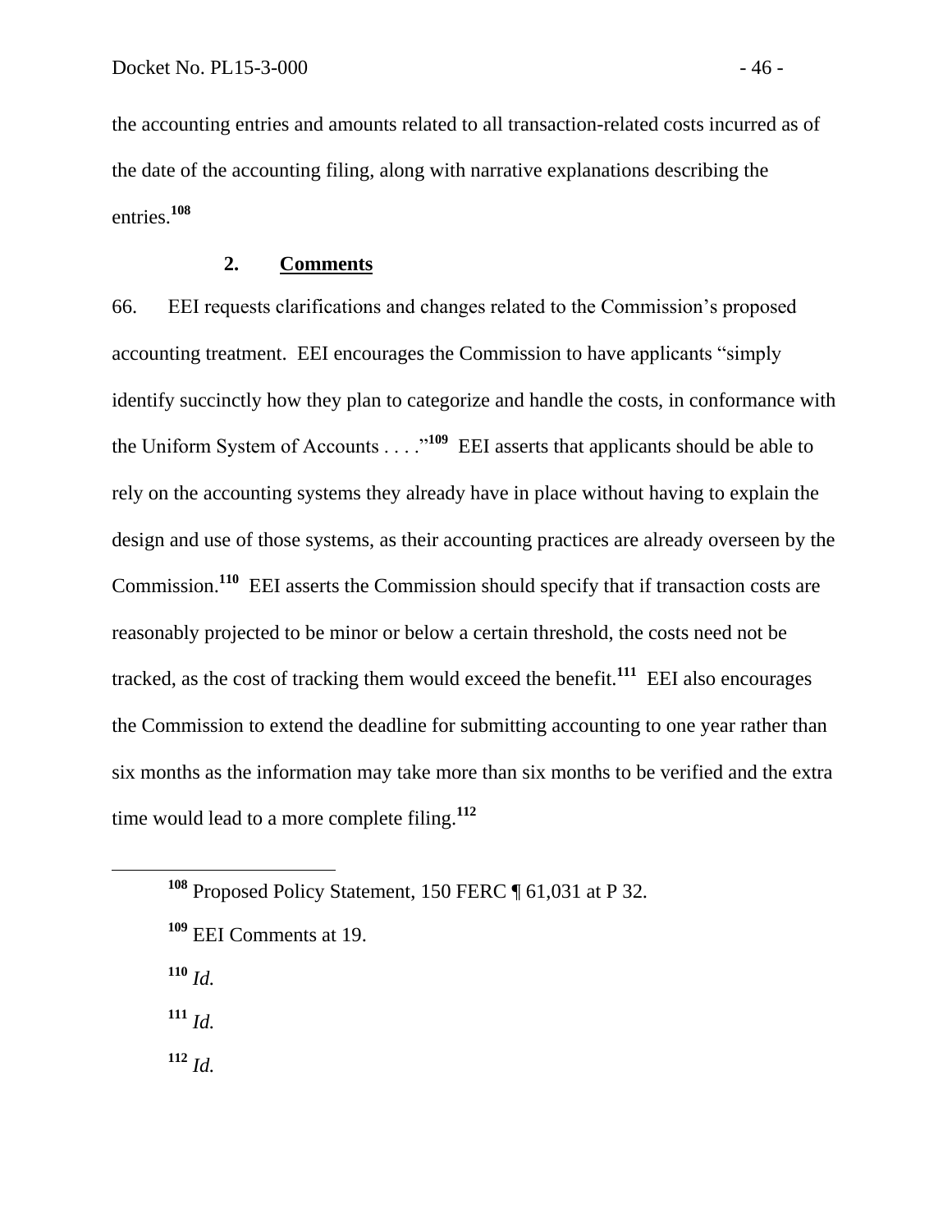the accounting entries and amounts related to all transaction-related costs incurred as of the date of the accounting filing, along with narrative explanations describing the entries.[108]

### 2. Comments

66. EEI requests clarifications and changes related to the Commission's proposed accounting treatment. EEI encourages the Commission to have applicants "simply identify succinctly how they plan to categorize and handle the costs, in conformance with the Uniform System of Accounts . . . ."[109] EEI asserts that applicants should be able to rely on the accounting systems they already have in place without having to explain the design and use of those systems, as their accounting practices are already overseen by the Commission.[110] EEI asserts the Commission should specify that if transaction costs are reasonably projected to be minor or below a certain threshold, the costs need not be tracked, as the cost of tracking them would exceed the benefit.[111] EEI also encourages the Commission to extend the deadline for submitting accounting to one year rather than six months as the information may take more than six months to be verified and the extra time would lead to a more complete filing.[112]

---

[108] Proposed Policy Statement, 150 FERC ¶ 61,031 at P 32.

[109] EEI Comments at 19.

[110] *Id.*

[111] *Id.*

[112] *Id.*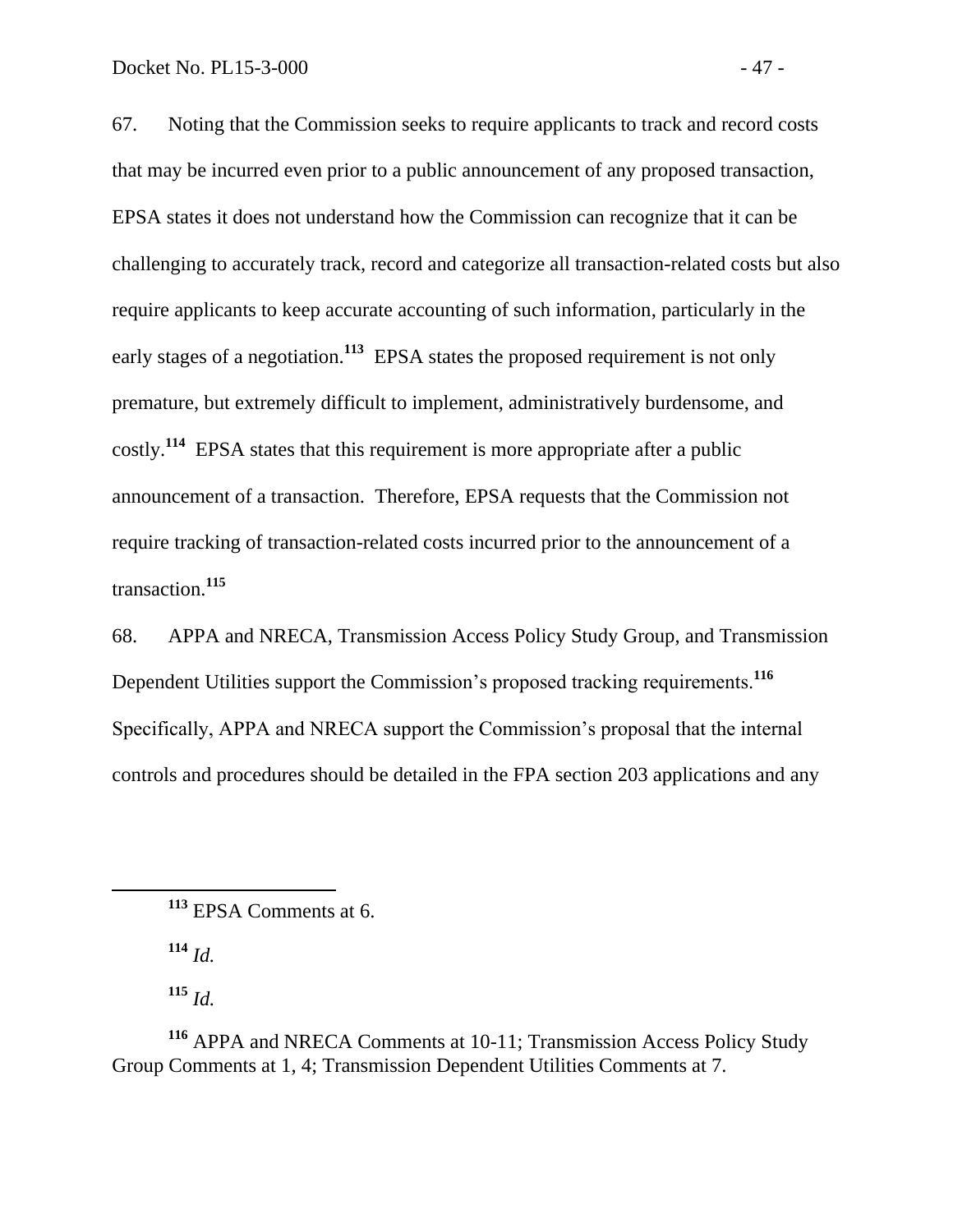67. Noting that the Commission seeks to require applicants to track and record costs that may be incurred even prior to a public announcement of any proposed transaction, EPSA states it does not understand how the Commission can recognize that it can be challenging to accurately track, record and categorize all transaction-related costs but also require applicants to keep accurate accounting of such information, particularly in the early stages of a negotiation.[113] EPSA states the proposed requirement is not only premature, but extremely difficult to implement, administratively burdensome, and costly.[114] EPSA states that this requirement is more appropriate after a public announcement of a transaction. Therefore, EPSA requests that the Commission not require tracking of transaction-related costs incurred prior to the announcement of a transaction.[115]

68. APPA and NRECA, Transmission Access Policy Study Group, and Transmission Dependent Utilities support the Commission's proposed tracking requirements.[116] Specifically, APPA and NRECA support the Commission's proposal that the internal controls and procedures should be detailed in the FPA section 203 applications and any

---

[113] EPSA Comments at 6.

[114] *Id.*

[115] *Id.*

[116] APPA and NRECA Comments at 10-11; Transmission Access Policy Study Group Comments at 1, 4; Transmission Dependent Utilities Comments at 7.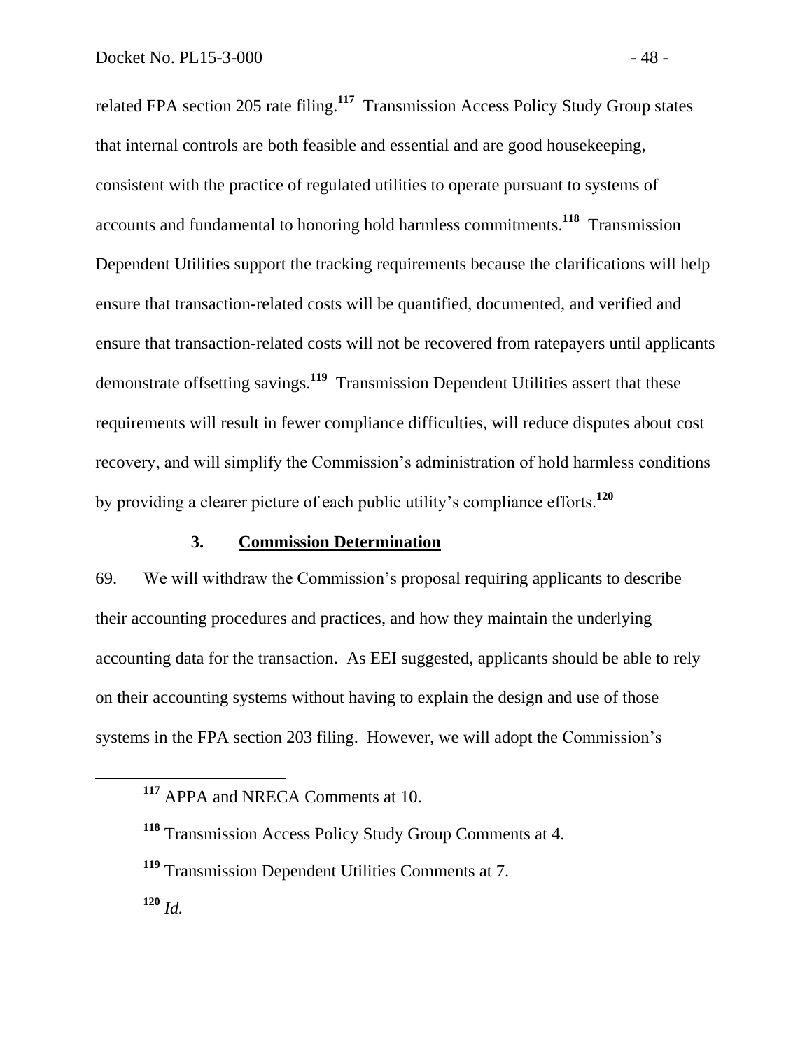related FPA section 205 rate filing.[117] Transmission Access Policy Study Group states that internal controls are both feasible and essential and are good housekeeping, consistent with the practice of regulated utilities to operate pursuant to systems of accounts and fundamental to honoring hold harmless commitments.[118] Transmission Dependent Utilities support the tracking requirements because the clarifications will help ensure that transaction-related costs will be quantified, documented, and verified and ensure that transaction-related costs will not be recovered from ratepayers until applicants demonstrate offsetting savings.[119] Transmission Dependent Utilities assert that these requirements will result in fewer compliance difficulties, will reduce disputes about cost recovery, and will simplify the Commission's administration of hold harmless conditions by providing a clearer picture of each public utility's compliance efforts.[120]

### 3. Commission Determination

69. We will withdraw the Commission's proposal requiring applicants to describe their accounting procedures and practices, and how they maintain the underlying accounting data for the transaction. As EEI suggested, applicants should be able to rely on their accounting systems without having to explain the design and use of those systems in the FPA section 203 filing. However, we will adopt the Commission's

---

[117] APPA and NRECA Comments at 10.

[118] Transmission Access Policy Study Group Comments at 4.

[119] Transmission Dependent Utilities Comments at 7.

[120] *Id.*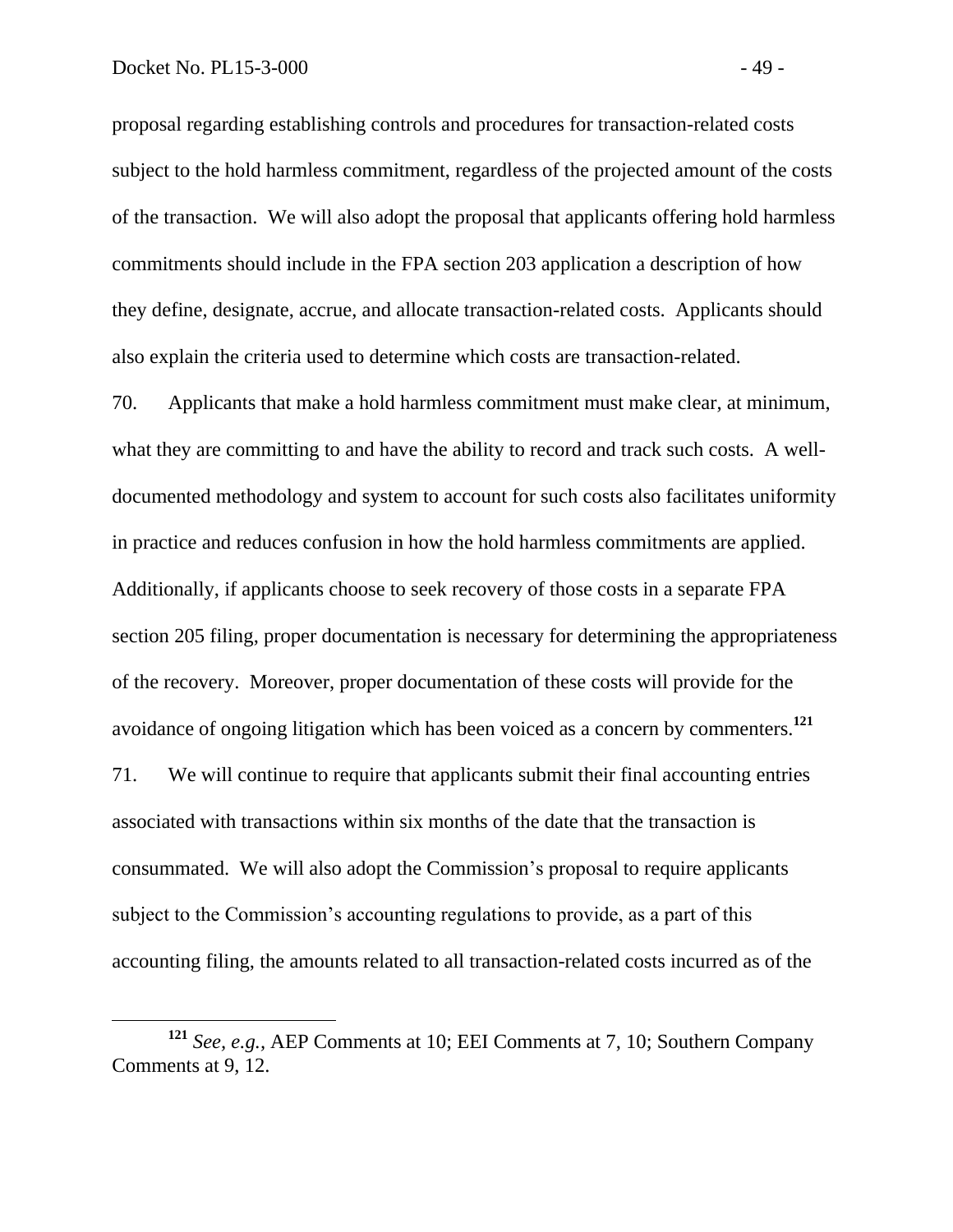proposal regarding establishing controls and procedures for transaction-related costs subject to the hold harmless commitment, regardless of the projected amount of the costs of the transaction. We will also adopt the proposal that applicants offering hold harmless commitments should include in the FPA section 203 application a description of how they define, designate, accrue, and allocate transaction-related costs. Applicants should also explain the criteria used to determine which costs are transaction-related.

70. Applicants that make a hold harmless commitment must make clear, at minimum, what they are committing to and have the ability to record and track such costs. A well-documented methodology and system to account for such costs also facilitates uniformity in practice and reduces confusion in how the hold harmless commitments are applied. Additionally, if applicants choose to seek recovery of those costs in a separate FPA section 205 filing, proper documentation is necessary for determining the appropriateness of the recovery. Moreover, proper documentation of these costs will provide for the avoidance of ongoing litigation which has been voiced as a concern by commenters.[121]

71. We will continue to require that applicants submit their final accounting entries associated with transactions within six months of the date that the transaction is consummated. We will also adopt the Commission's proposal to require applicants subject to the Commission's accounting regulations to provide, as a part of this accounting filing, the amounts related to all transaction-related costs incurred as of the

---

[121] *See, e.g.*, AEP Comments at 10; EEI Comments at 7, 10; Southern Company Comments at 9, 12.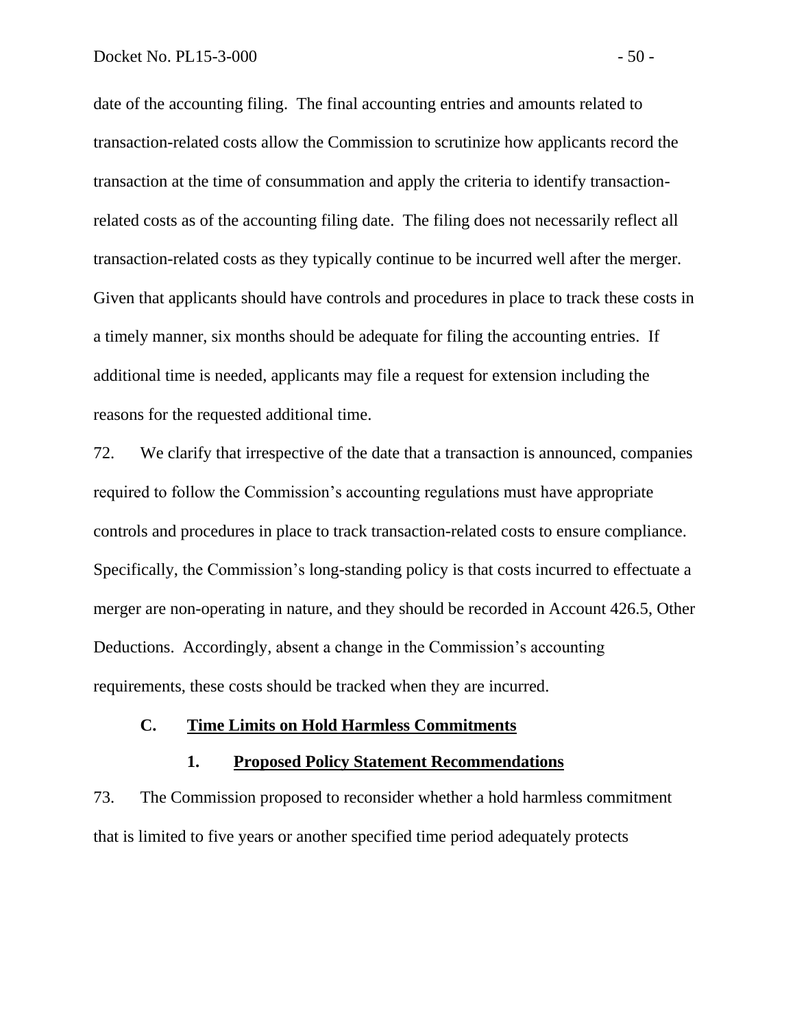date of the accounting filing. The final accounting entries and amounts related to transaction-related costs allow the Commission to scrutinize how applicants record the transaction at the time of consummation and apply the criteria to identify transaction-related costs as of the accounting filing date. The filing does not necessarily reflect all transaction-related costs as they typically continue to be incurred well after the merger. Given that applicants should have controls and procedures in place to track these costs in a timely manner, six months should be adequate for filing the accounting entries. If additional time is needed, applicants may file a request for extension including the reasons for the requested additional time.

72. We clarify that irrespective of the date that a transaction is announced, companies required to follow the Commission's accounting regulations must have appropriate controls and procedures in place to track transaction-related costs to ensure compliance. Specifically, the Commission's long-standing policy is that costs incurred to effectuate a merger are non-operating in nature, and they should be recorded in Account 426.5, Other Deductions. Accordingly, absent a change in the Commission's accounting requirements, these costs should be tracked when they are incurred.

### C. Time Limits on Hold Harmless Commitments

#### 1. Proposed Policy Statement Recommendations

73. The Commission proposed to reconsider whether a hold harmless commitment that is limited to five years or another specified time period adequately protects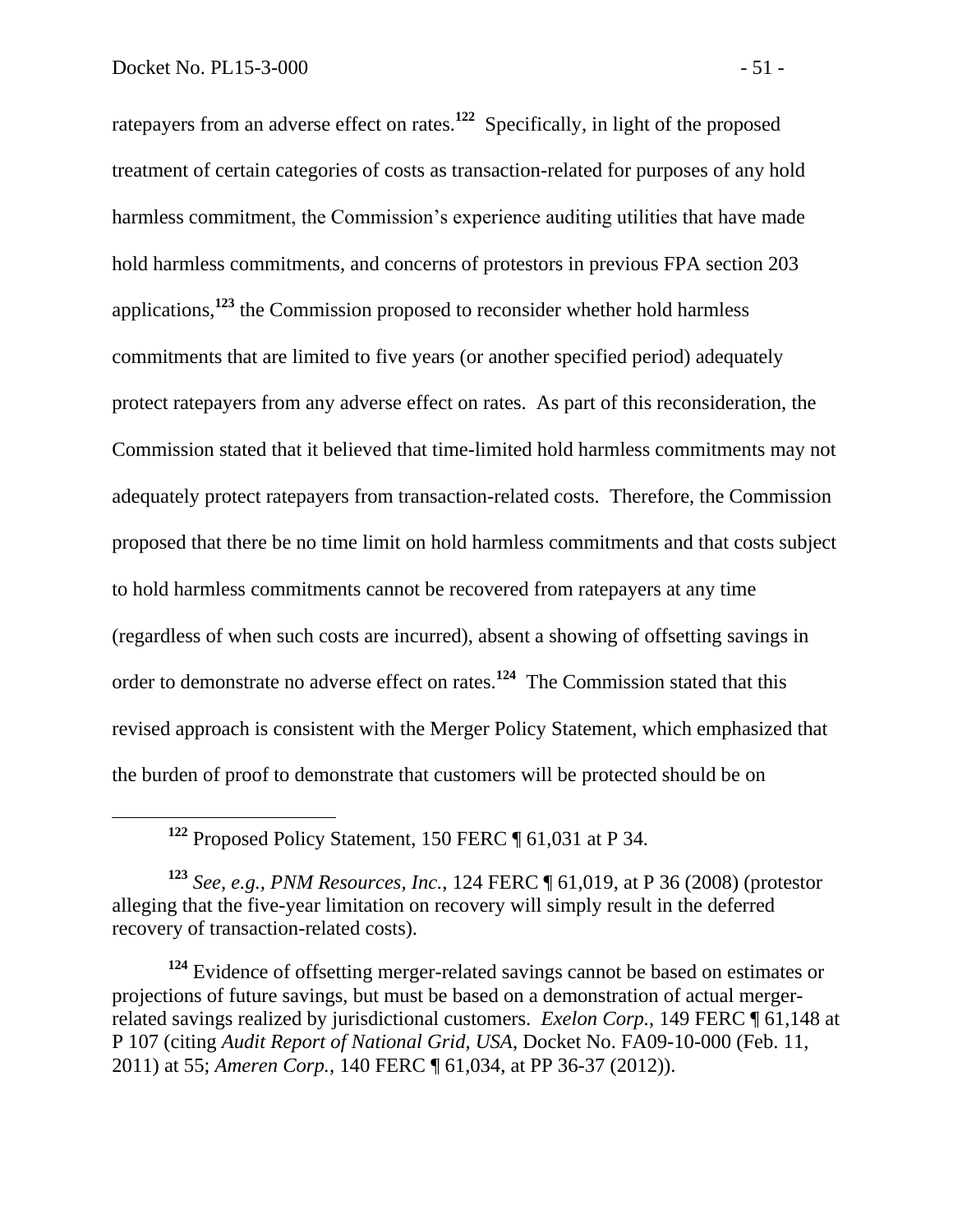ratepayers from an adverse effect on rates.[122] Specifically, in light of the proposed treatment of certain categories of costs as transaction-related for purposes of any hold harmless commitment, the Commission's experience auditing utilities that have made hold harmless commitments, and concerns of protestors in previous FPA section 203 applications,[123] the Commission proposed to reconsider whether hold harmless commitments that are limited to five years (or another specified period) adequately protect ratepayers from any adverse effect on rates. As part of this reconsideration, the Commission stated that it believed that time-limited hold harmless commitments may not adequately protect ratepayers from transaction-related costs. Therefore, the Commission proposed that there be no time limit on hold harmless commitments and that costs subject to hold harmless commitments cannot be recovered from ratepayers at any time (regardless of when such costs are incurred), absent a showing of offsetting savings in order to demonstrate no adverse effect on rates.[124] The Commission stated that this revised approach is consistent with the Merger Policy Statement, which emphasized that the burden of proof to demonstrate that customers will be protected should be on

[122] Proposed Policy Statement, 150 FERC ¶ 61,031 at P 34.

[123] *See, e.g.*, *PNM Resources, Inc.*, 124 FERC ¶ 61,019, at P 36 (2008) (protestor alleging that the five-year limitation on recovery will simply result in the deferred recovery of transaction-related costs).

[124] Evidence of offsetting merger-related savings cannot be based on estimates or projections of future savings, but must be based on a demonstration of actual merger-related savings realized by jurisdictional customers. *Exelon Corp.*, 149 FERC ¶ 61,148 at P 107 (citing *Audit Report of National Grid, USA*, Docket No. FA09-10-000 (Feb. 11, 2011) at 55; *Ameren Corp.*, 140 FERC ¶ 61,034, at PP 36-37 (2012)).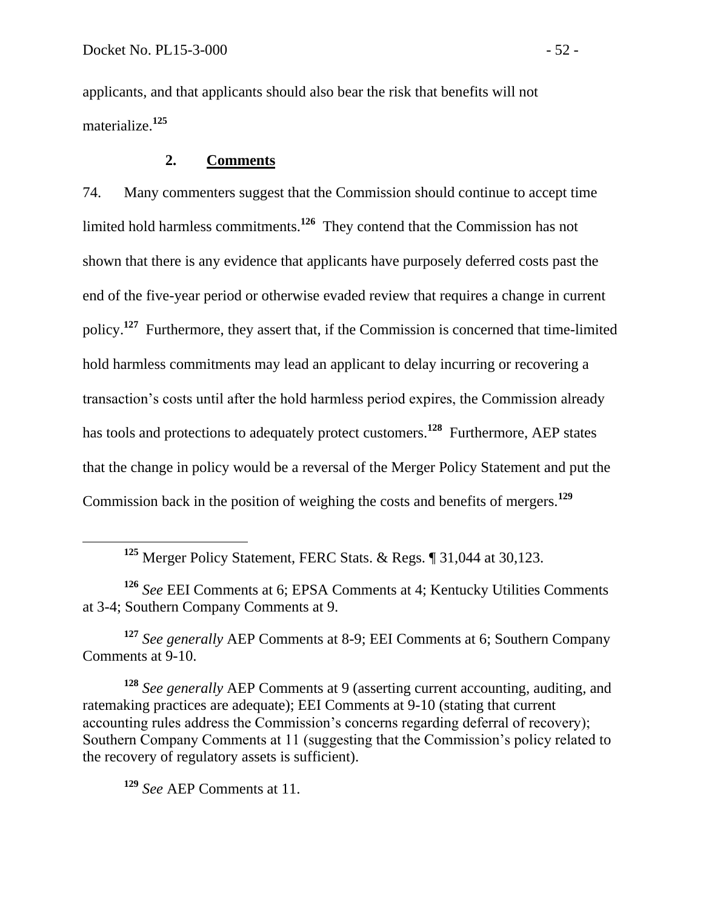applicants, and that applicants should also bear the risk that benefits will not materialize.[125]

### 2. Comments

74. Many commenters suggest that the Commission should continue to accept time limited hold harmless commitments.[126] They contend that the Commission has not shown that there is any evidence that applicants have purposely deferred costs past the end of the five-year period or otherwise evaded review that requires a change in current policy.[127] Furthermore, they assert that, if the Commission is concerned that time-limited hold harmless commitments may lead an applicant to delay incurring or recovering a transaction's costs until after the hold harmless period expires, the Commission already has tools and protections to adequately protect customers.[128] Furthermore, AEP states that the change in policy would be a reversal of the Merger Policy Statement and put the Commission back in the position of weighing the costs and benefits of mergers.[129]

---

[125] Merger Policy Statement, FERC Stats. & Regs. ¶ 31,044 at 30,123.

[126] *See* EEI Comments at 6; EPSA Comments at 4; Kentucky Utilities Comments at 3-4; Southern Company Comments at 9.

[127] *See generally* AEP Comments at 8-9; EEI Comments at 6; Southern Company Comments at 9-10.

[128] *See generally* AEP Comments at 9 (asserting current accounting, auditing, and ratemaking practices are adequate); EEI Comments at 9-10 (stating that current accounting rules address the Commission's concerns regarding deferral of recovery); Southern Company Comments at 11 (suggesting that the Commission's policy related to the recovery of regulatory assets is sufficient).

[129] *See* AEP Comments at 11.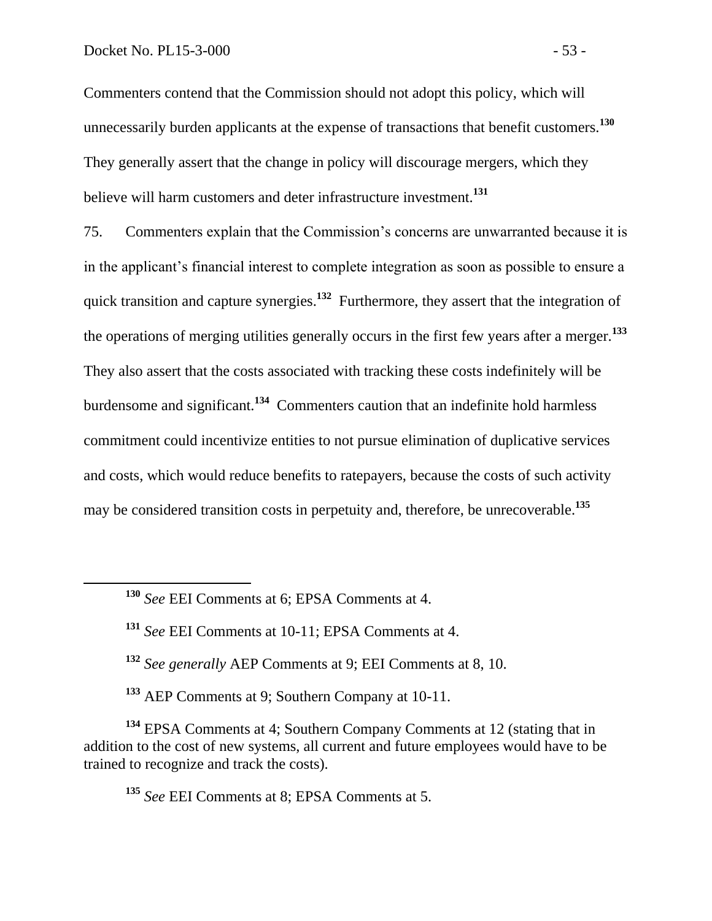Commenters contend that the Commission should not adopt this policy, which will unnecessarily burden applicants at the expense of transactions that benefit customers.[130] They generally assert that the change in policy will discourage mergers, which they believe will harm customers and deter infrastructure investment.[131]

75. Commenters explain that the Commission's concerns are unwarranted because it is in the applicant's financial interest to complete integration as soon as possible to ensure a quick transition and capture synergies.[132] Furthermore, they assert that the integration of the operations of merging utilities generally occurs in the first few years after a merger.[133] They also assert that the costs associated with tracking these costs indefinitely will be burdensome and significant.[134] Commenters caution that an indefinite hold harmless commitment could incentivize entities to not pursue elimination of duplicative services and costs, which would reduce benefits to ratepayers, because the costs of such activity may be considered transition costs in perpetuity and, therefore, be unrecoverable.[135]

---

[130] *See* EEI Comments at 6; EPSA Comments at 4.

[131] *See* EEI Comments at 10-11; EPSA Comments at 4.

[132] *See generally* AEP Comments at 9; EEI Comments at 8, 10.

[133] AEP Comments at 9; Southern Company at 10-11.

[134] EPSA Comments at 4; Southern Company Comments at 12 (stating that in addition to the cost of new systems, all current and future employees would have to be trained to recognize and track the costs).

[135] *See* EEI Comments at 8; EPSA Comments at 5.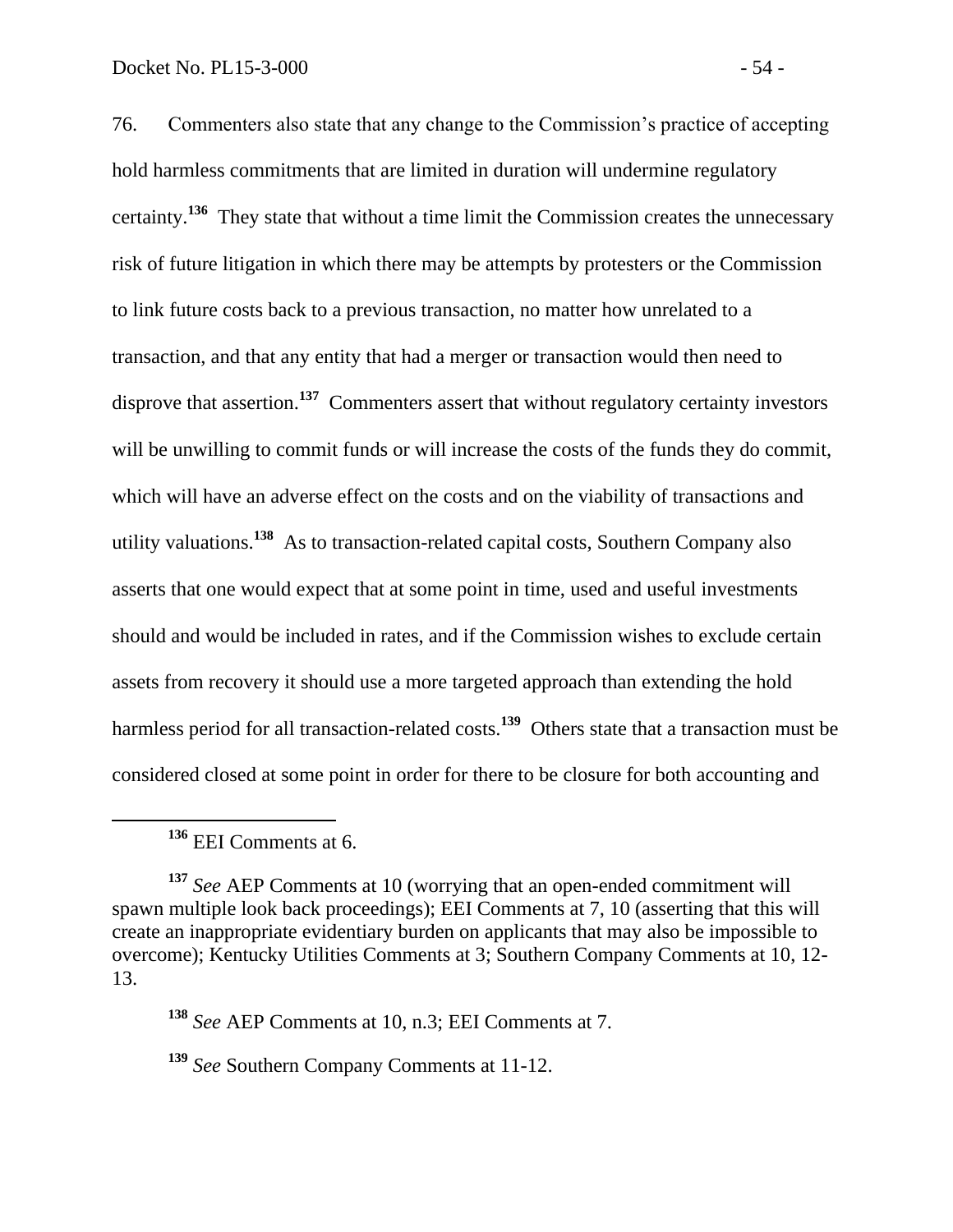76. Commenters also state that any change to the Commission's practice of accepting hold harmless commitments that are limited in duration will undermine regulatory certainty.[136] They state that without a time limit the Commission creates the unnecessary risk of future litigation in which there may be attempts by protesters or the Commission to link future costs back to a previous transaction, no matter how unrelated to a transaction, and that any entity that had a merger or transaction would then need to disprove that assertion.[137] Commenters assert that without regulatory certainty investors will be unwilling to commit funds or will increase the costs of the funds they do commit, which will have an adverse effect on the costs and on the viability of transactions and utility valuations.[138] As to transaction-related capital costs, Southern Company also asserts that one would expect that at some point in time, used and useful investments should and would be included in rates, and if the Commission wishes to exclude certain assets from recovery it should use a more targeted approach than extending the hold harmless period for all transaction-related costs.[139] Others state that a transaction must be considered closed at some point in order for there to be closure for both accounting and

[136] EEI Comments at 6.

[137] *See* AEP Comments at 10 (worrying that an open-ended commitment will spawn multiple look back proceedings); EEI Comments at 7, 10 (asserting that this will create an inappropriate evidentiary burden on applicants that may also be impossible to overcome); Kentucky Utilities Comments at 3; Southern Company Comments at 10, 12-13.

[138] *See* AEP Comments at 10, n.3; EEI Comments at 7.

[139] *See* Southern Company Comments at 11-12.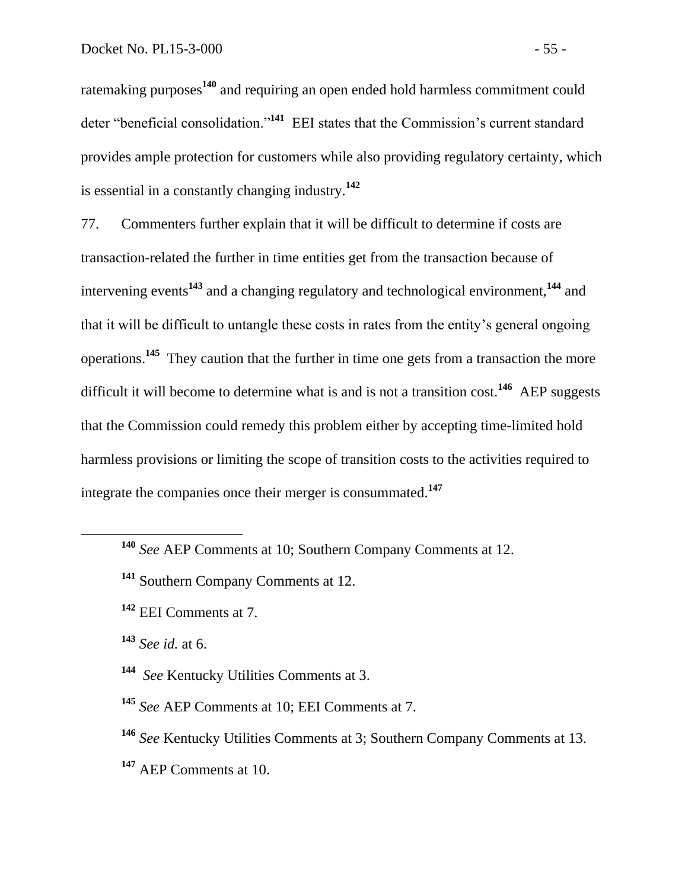ratemaking purposes[140] and requiring an open ended hold harmless commitment could deter "beneficial consolidation."[141] EEI states that the Commission's current standard provides ample protection for customers while also providing regulatory certainty, which is essential in a constantly changing industry.[142]

77. Commenters further explain that it will be difficult to determine if costs are transaction-related the further in time entities get from the transaction because of intervening events[143] and a changing regulatory and technological environment,[144] and that it will be difficult to untangle these costs in rates from the entity's general ongoing operations.[145] They caution that the further in time one gets from a transaction the more difficult it will become to determine what is and is not a transition cost.[146] AEP suggests that the Commission could remedy this problem either by accepting time-limited hold harmless provisions or limiting the scope of transition costs to the activities required to integrate the companies once their merger is consummated.[147]

---

[140] *See* AEP Comments at 10; Southern Company Comments at 12.

[141] Southern Company Comments at 12.

[142] EEI Comments at 7.

[143] *See id.* at 6.

[144] *See* Kentucky Utilities Comments at 3.

[145] *See* AEP Comments at 10; EEI Comments at 7.

[146] *See* Kentucky Utilities Comments at 3; Southern Company Comments at 13.

[147] AEP Comments at 10.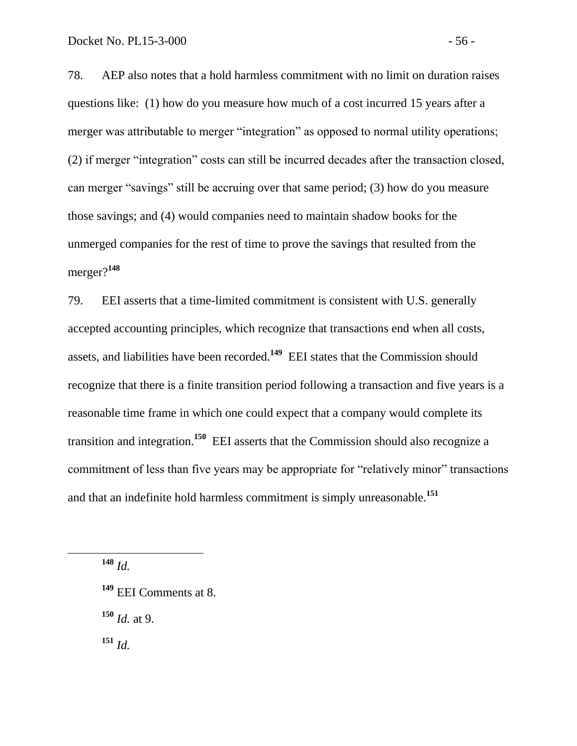78. AEP also notes that a hold harmless commitment with no limit on duration raises questions like: (1) how do you measure how much of a cost incurred 15 years after a merger was attributable to merger "integration" as opposed to normal utility operations; (2) if merger "integration" costs can still be incurred decades after the transaction closed, can merger "savings" still be accruing over that same period; (3) how do you measure those savings; and (4) would companies need to maintain shadow books for the unmerged companies for the rest of time to prove the savings that resulted from the merger?[148]

79. EEI asserts that a time-limited commitment is consistent with U.S. generally accepted accounting principles, which recognize that transactions end when all costs, assets, and liabilities have been recorded.[149] EEI states that the Commission should recognize that there is a finite transition period following a transaction and five years is a reasonable time frame in which one could expect that a company would complete its transition and integration.[150] EEI asserts that the Commission should also recognize a commitment of less than five years may be appropriate for "relatively minor" transactions and that an indefinite hold harmless commitment is simply unreasonable.[151]

---

[148] *Id.*

[149] EEI Comments at 8.

[150] *Id.* at 9.

[151] *Id.*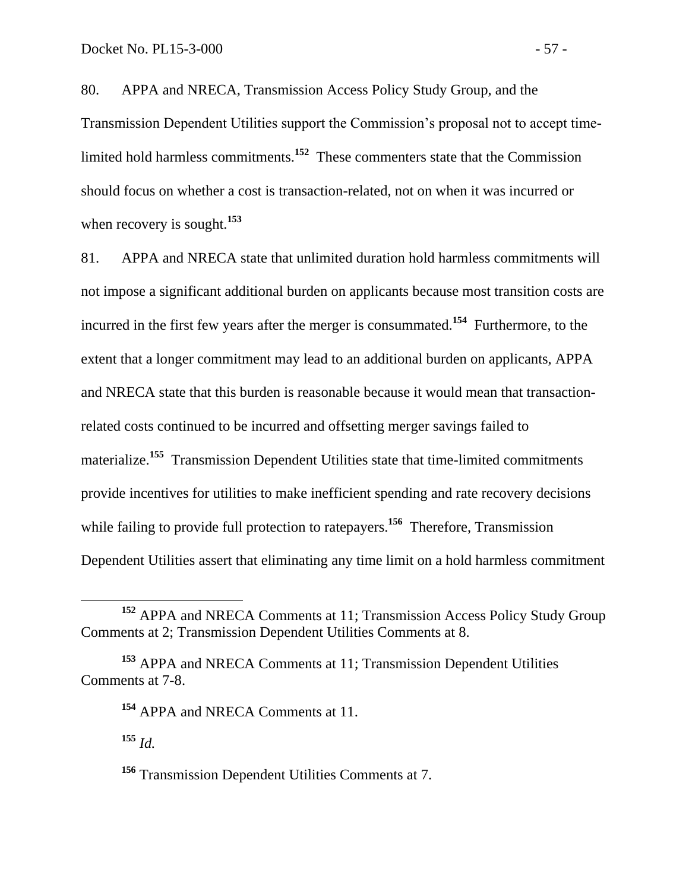80. APPA and NRECA, Transmission Access Policy Study Group, and the Transmission Dependent Utilities support the Commission's proposal not to accept time-limited hold harmless commitments.[152] These commenters state that the Commission should focus on whether a cost is transaction-related, not on when it was incurred or when recovery is sought.[153]

81. APPA and NRECA state that unlimited duration hold harmless commitments will not impose a significant additional burden on applicants because most transition costs are incurred in the first few years after the merger is consummated.[154] Furthermore, to the extent that a longer commitment may lead to an additional burden on applicants, APPA and NRECA state that this burden is reasonable because it would mean that transaction-related costs continued to be incurred and offsetting merger savings failed to materialize.[155] Transmission Dependent Utilities state that time-limited commitments provide incentives for utilities to make inefficient spending and rate recovery decisions while failing to provide full protection to ratepayers.[156] Therefore, Transmission Dependent Utilities assert that eliminating any time limit on a hold harmless commitment

[152] APPA and NRECA Comments at 11; Transmission Access Policy Study Group Comments at 2; Transmission Dependent Utilities Comments at 8.

[153] APPA and NRECA Comments at 11; Transmission Dependent Utilities Comments at 7-8.

[154] APPA and NRECA Comments at 11.

[155] *Id.*

[156] Transmission Dependent Utilities Comments at 7.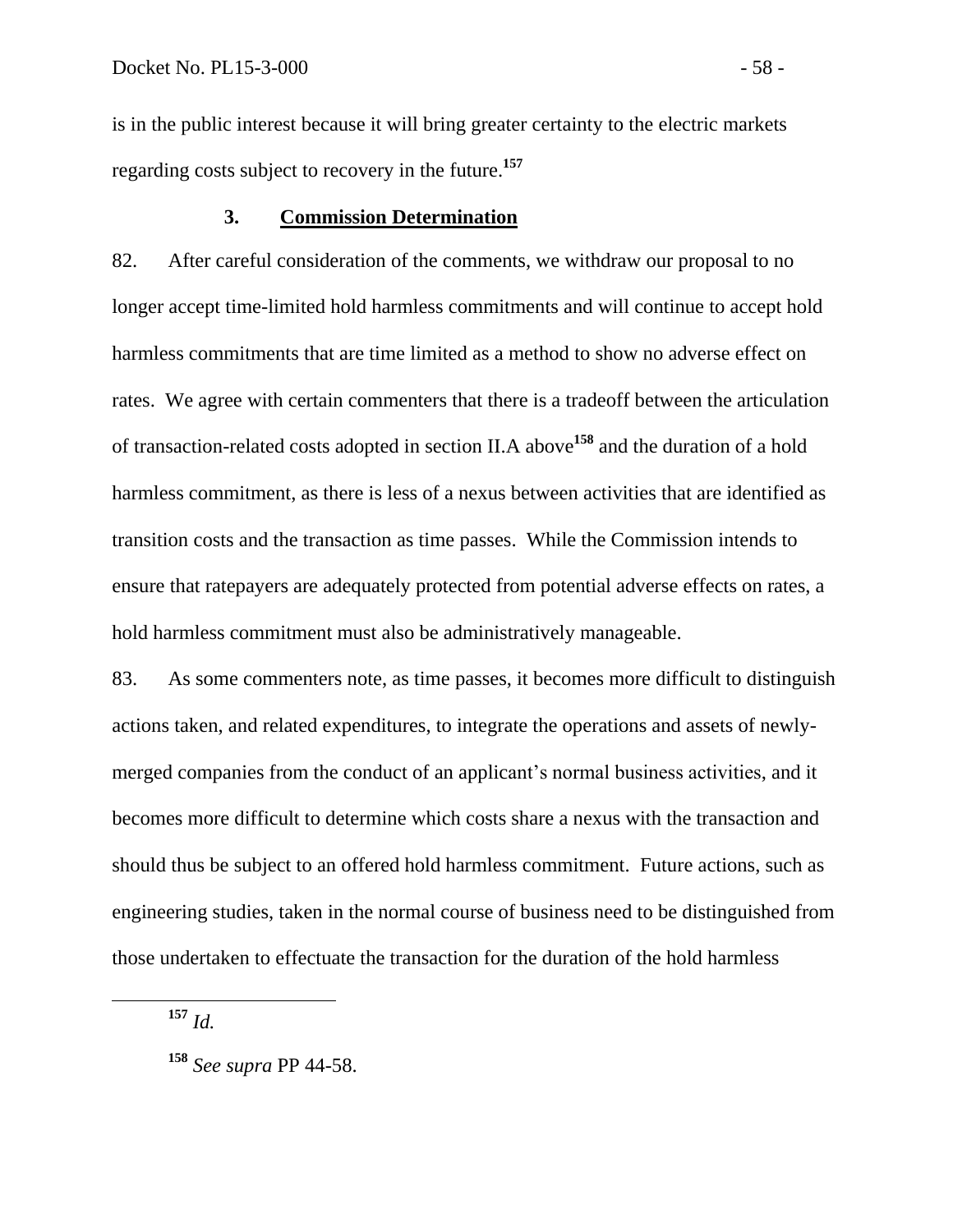is in the public interest because it will bring greater certainty to the electric markets regarding costs subject to recovery in the future.[157]

### 3. Commission Determination

82. After careful consideration of the comments, we withdraw our proposal to no longer accept time-limited hold harmless commitments and will continue to accept hold harmless commitments that are time limited as a method to show no adverse effect on rates. We agree with certain commenters that there is a tradeoff between the articulation of transaction-related costs adopted in section II.A above[158] and the duration of a hold harmless commitment, as there is less of a nexus between activities that are identified as transition costs and the transaction as time passes. While the Commission intends to ensure that ratepayers are adequately protected from potential adverse effects on rates, a hold harmless commitment must also be administratively manageable.

83. As some commenters note, as time passes, it becomes more difficult to distinguish actions taken, and related expenditures, to integrate the operations and assets of newly-merged companies from the conduct of an applicant's normal business activities, and it becomes more difficult to determine which costs share a nexus with the transaction and should thus be subject to an offered hold harmless commitment. Future actions, such as engineering studies, taken in the normal course of business need to be distinguished from those undertaken to effectuate the transaction for the duration of the hold harmless

[157] *Id.*

[158] *See supra* PP 44-58.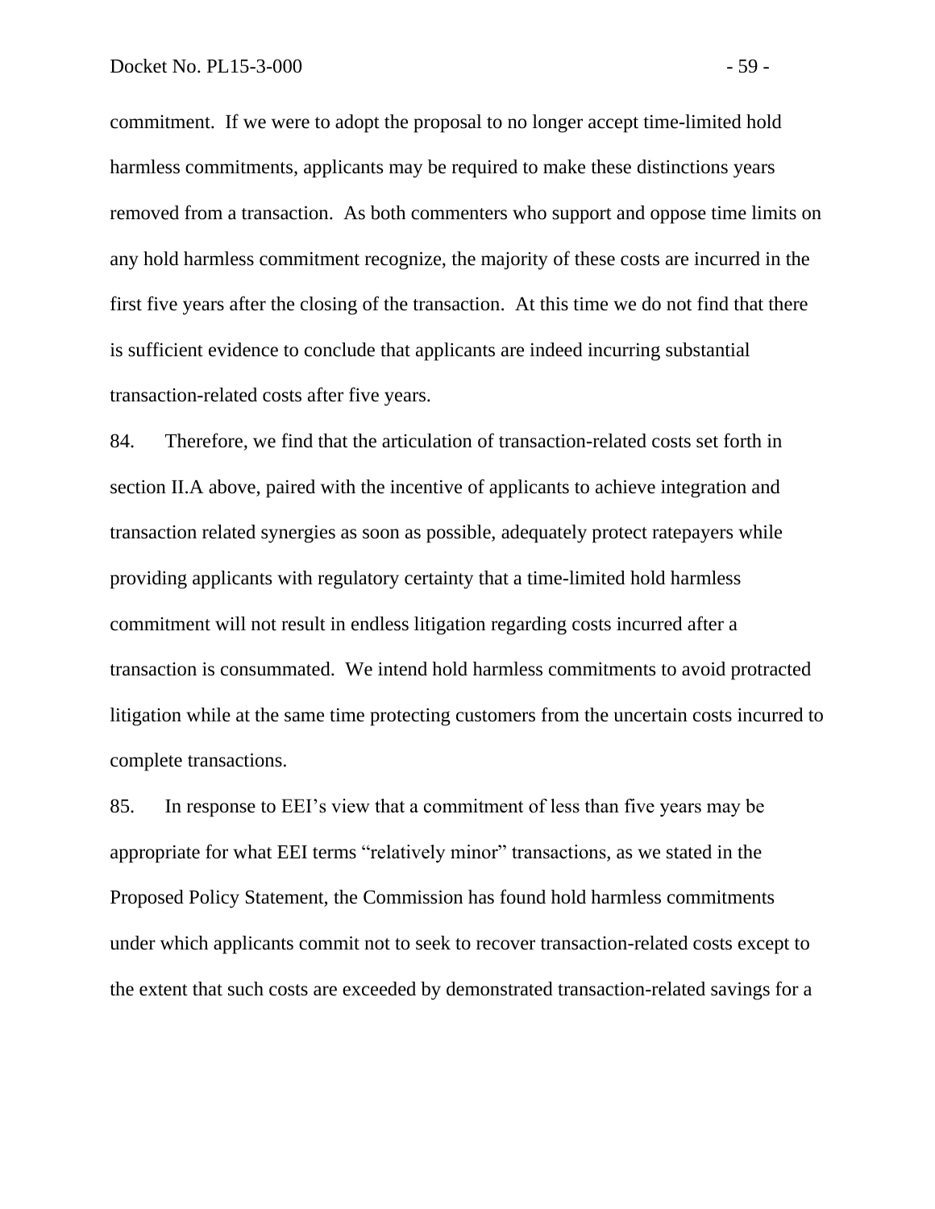commitment. If we were to adopt the proposal to no longer accept time-limited hold harmless commitments, applicants may be required to make these distinctions years removed from a transaction. As both commenters who support and oppose time limits on any hold harmless commitment recognize, the majority of these costs are incurred in the first five years after the closing of the transaction. At this time we do not find that there is sufficient evidence to conclude that applicants are indeed incurring substantial transaction-related costs after five years.

84. Therefore, we find that the articulation of transaction-related costs set forth in section II.A above, paired with the incentive of applicants to achieve integration and transaction related synergies as soon as possible, adequately protect ratepayers while providing applicants with regulatory certainty that a time-limited hold harmless commitment will not result in endless litigation regarding costs incurred after a transaction is consummated. We intend hold harmless commitments to avoid protracted litigation while at the same time protecting customers from the uncertain costs incurred to complete transactions.

85. In response to EEI's view that a commitment of less than five years may be appropriate for what EEI terms "relatively minor" transactions, as we stated in the Proposed Policy Statement, the Commission has found hold harmless commitments under which applicants commit not to seek to recover transaction-related costs except to the extent that such costs are exceeded by demonstrated transaction-related savings for a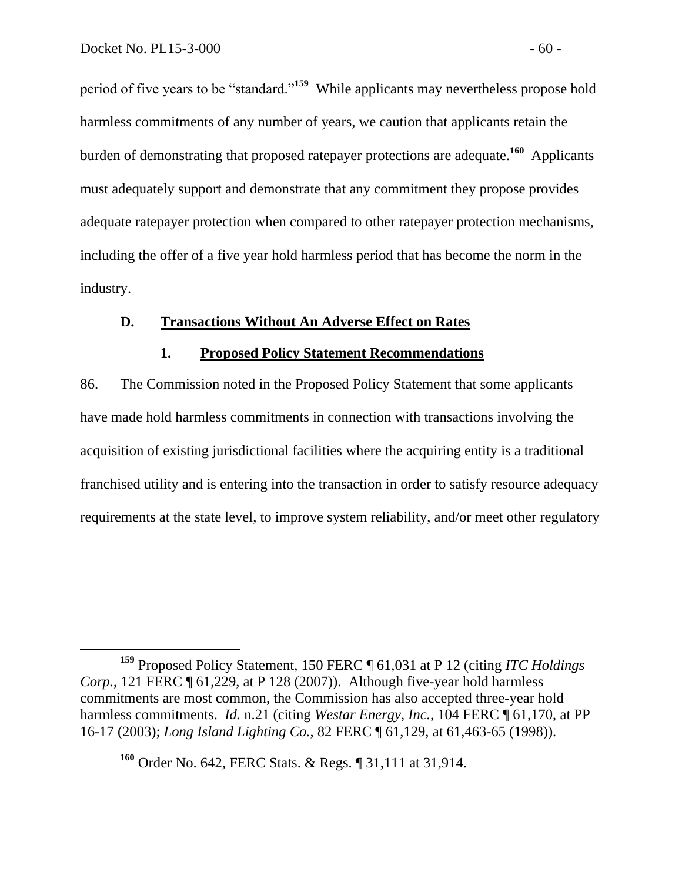period of five years to be "standard."[159] While applicants may nevertheless propose hold harmless commitments of any number of years, we caution that applicants retain the burden of demonstrating that proposed ratepayer protections are adequate.[160] Applicants must adequately support and demonstrate that any commitment they propose provides adequate ratepayer protection when compared to other ratepayer protection mechanisms, including the offer of a five year hold harmless period that has become the norm in the industry.

### D. Transactions Without An Adverse Effect on Rates

#### 1. Proposed Policy Statement Recommendations

86. The Commission noted in the Proposed Policy Statement that some applicants have made hold harmless commitments in connection with transactions involving the acquisition of existing jurisdictional facilities where the acquiring entity is a traditional franchised utility and is entering into the transaction in order to satisfy resource adequacy requirements at the state level, to improve system reliability, and/or meet other regulatory

---

[159] Proposed Policy Statement, 150 FERC ¶ 61,031 at P 12 (citing *ITC Holdings Corp.*, 121 FERC ¶ 61,229, at P 128 (2007)). Although five-year hold harmless commitments are most common, the Commission has also accepted three-year hold harmless commitments. *Id.* n.21 (citing *Westar Energy, Inc.*, 104 FERC ¶ 61,170, at PP 16-17 (2003); *Long Island Lighting Co.*, 82 FERC ¶ 61,129, at 61,463-65 (1998)).

[160] Order No. 642, FERC Stats. & Regs. ¶ 31,111 at 31,914.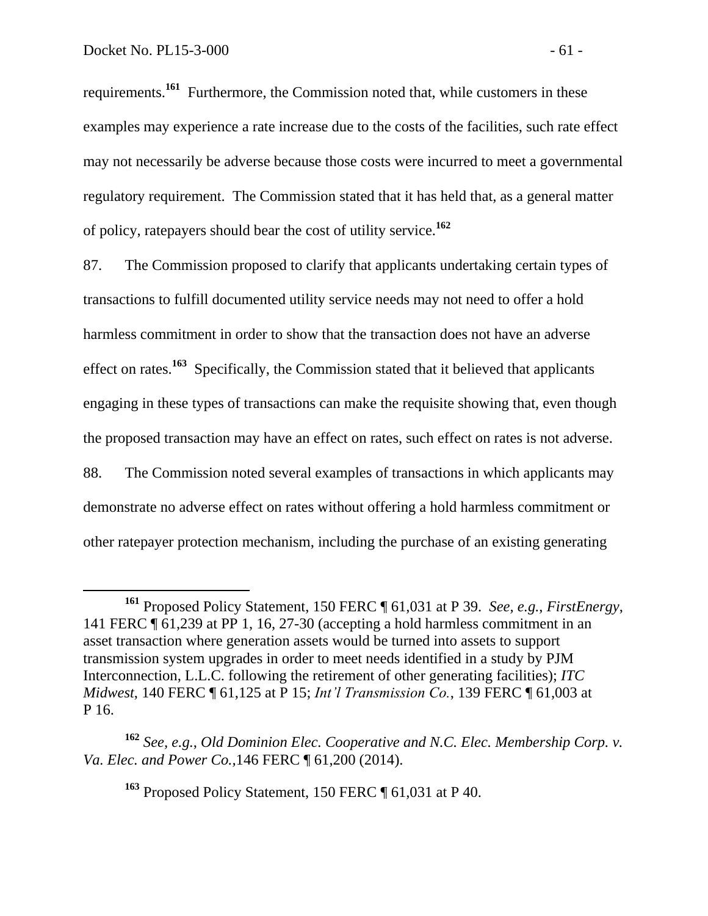requirements.[161] Furthermore, the Commission noted that, while customers in these examples may experience a rate increase due to the costs of the facilities, such rate effect may not necessarily be adverse because those costs were incurred to meet a governmental regulatory requirement. The Commission stated that it has held that, as a general matter of policy, ratepayers should bear the cost of utility service.[162]

87. The Commission proposed to clarify that applicants undertaking certain types of transactions to fulfill documented utility service needs may not need to offer a hold harmless commitment in order to show that the transaction does not have an adverse effect on rates.[163] Specifically, the Commission stated that it believed that applicants engaging in these types of transactions can make the requisite showing that, even though the proposed transaction may have an effect on rates, such effect on rates is not adverse.

88. The Commission noted several examples of transactions in which applicants may demonstrate no adverse effect on rates without offering a hold harmless commitment or other ratepayer protection mechanism, including the purchase of an existing generating

---

[161] Proposed Policy Statement, 150 FERC ¶ 61,031 at P 39. *See, e.g.*, *FirstEnergy*, 141 FERC ¶ 61,239 at PP 1, 16, 27-30 (accepting a hold harmless commitment in an asset transaction where generation assets would be turned into assets to support transmission system upgrades in order to meet needs identified in a study by PJM Interconnection, L.L.C. following the retirement of other generating facilities); *ITC Midwest*, 140 FERC ¶ 61,125 at P 15; *Int'l Transmission Co.*, 139 FERC ¶ 61,003 at P 16.

[162] *See, e.g.*, *Old Dominion Elec. Cooperative and N.C. Elec. Membership Corp. v. Va. Elec. and Power Co.*,146 FERC ¶ 61,200 (2014).

[163] Proposed Policy Statement, 150 FERC ¶ 61,031 at P 40.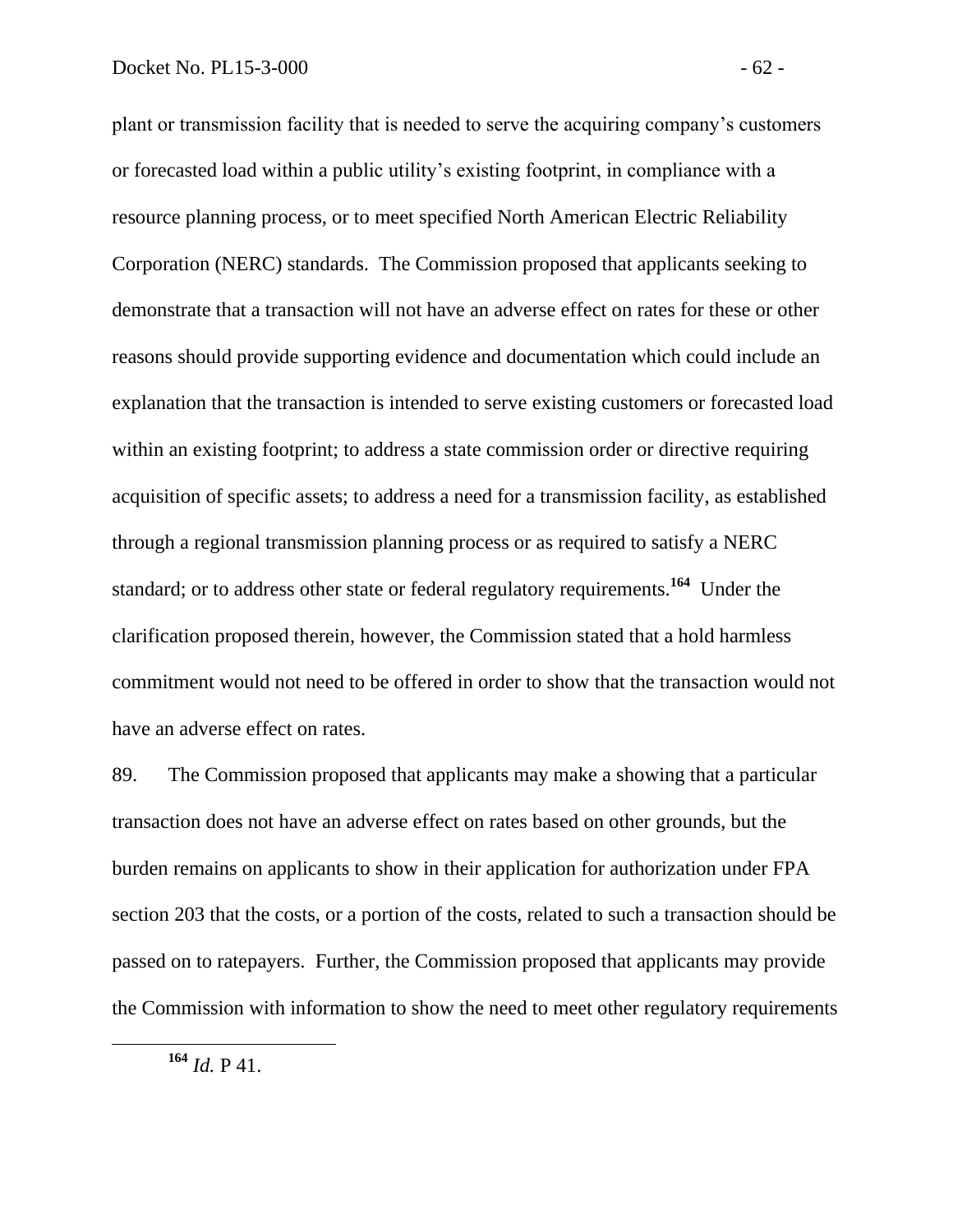plant or transmission facility that is needed to serve the acquiring company's customers or forecasted load within a public utility's existing footprint, in compliance with a resource planning process, or to meet specified North American Electric Reliability Corporation (NERC) standards. The Commission proposed that applicants seeking to demonstrate that a transaction will not have an adverse effect on rates for these or other reasons should provide supporting evidence and documentation which could include an explanation that the transaction is intended to serve existing customers or forecasted load within an existing footprint; to address a state commission order or directive requiring acquisition of specific assets; to address a need for a transmission facility, as established through a regional transmission planning process or as required to satisfy a NERC standard; or to address other state or federal regulatory requirements.[164] Under the clarification proposed therein, however, the Commission stated that a hold harmless commitment would not need to be offered in order to show that the transaction would not have an adverse effect on rates.

89. The Commission proposed that applicants may make a showing that a particular transaction does not have an adverse effect on rates based on other grounds, but the burden remains on applicants to show in their application for authorization under FPA section 203 that the costs, or a portion of the costs, related to such a transaction should be passed on to ratepayers. Further, the Commission proposed that applicants may provide the Commission with information to show the need to meet other regulatory requirements

[164] *Id.* P 41.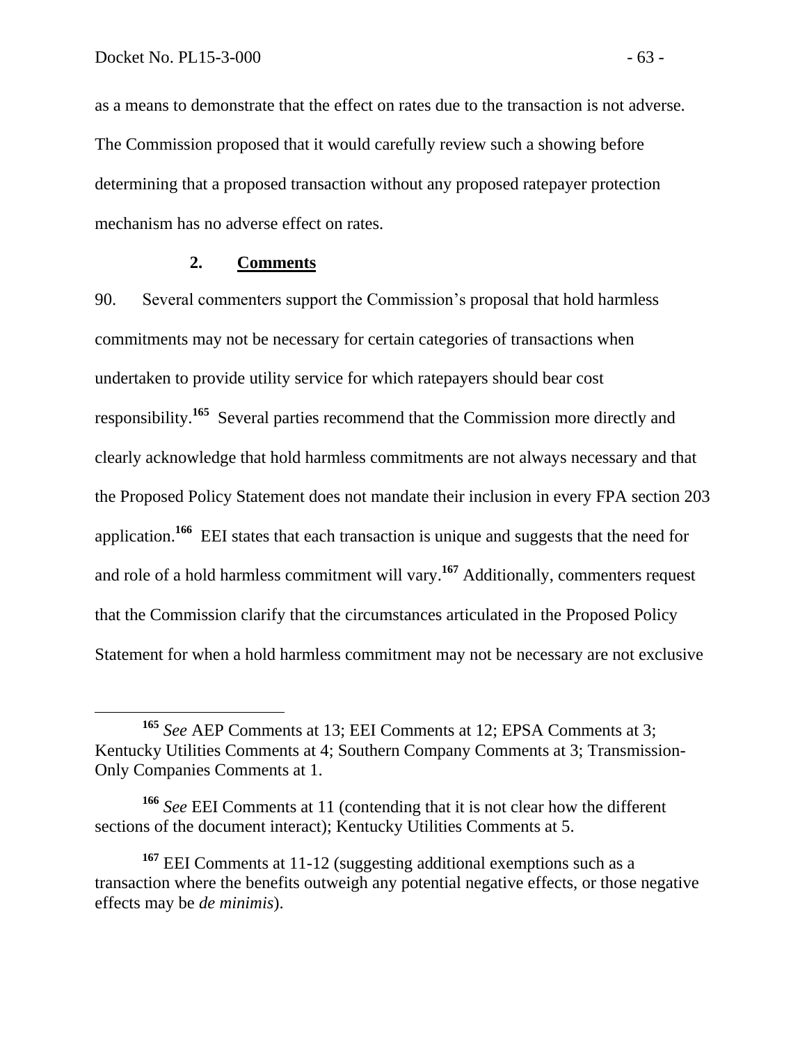as a means to demonstrate that the effect on rates due to the transaction is not adverse. The Commission proposed that it would carefully review such a showing before determining that a proposed transaction without any proposed ratepayer protection mechanism has no adverse effect on rates.

### 2. Comments

90. Several commenters support the Commission's proposal that hold harmless commitments may not be necessary for certain categories of transactions when undertaken to provide utility service for which ratepayers should bear cost responsibility.[165] Several parties recommend that the Commission more directly and clearly acknowledge that hold harmless commitments are not always necessary and that the Proposed Policy Statement does not mandate their inclusion in every FPA section 203 application.[166] EEI states that each transaction is unique and suggests that the need for and role of a hold harmless commitment will vary.[167] Additionally, commenters request that the Commission clarify that the circumstances articulated in the Proposed Policy Statement for when a hold harmless commitment may not be necessary are not exclusive

---

[165] *See* AEP Comments at 13; EEI Comments at 12; EPSA Comments at 3; Kentucky Utilities Comments at 4; Southern Company Comments at 3; Transmission-Only Companies Comments at 1.

[166] *See* EEI Comments at 11 (contending that it is not clear how the different sections of the document interact); Kentucky Utilities Comments at 5.

[167] EEI Comments at 11-12 (suggesting additional exemptions such as a transaction where the benefits outweigh any potential negative effects, or those negative effects may be *de minimis*).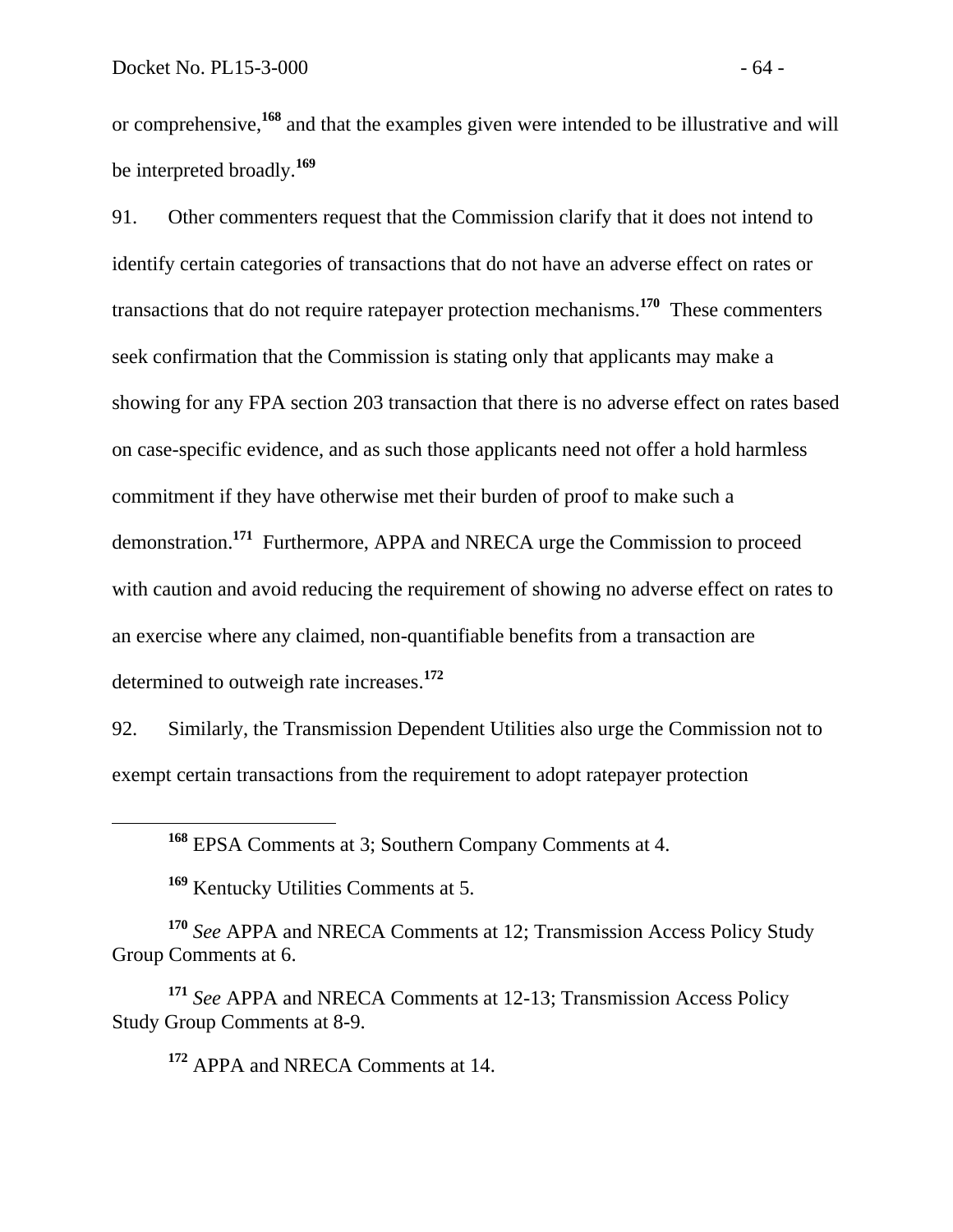or comprehensive,[168] and that the examples given were intended to be illustrative and will be interpreted broadly.[169]

91. Other commenters request that the Commission clarify that it does not intend to identify certain categories of transactions that do not have an adverse effect on rates or transactions that do not require ratepayer protection mechanisms.[170] These commenters seek confirmation that the Commission is stating only that applicants may make a showing for any FPA section 203 transaction that there is no adverse effect on rates based on case-specific evidence, and as such those applicants need not offer a hold harmless commitment if they have otherwise met their burden of proof to make such a demonstration.[171] Furthermore, APPA and NRECA urge the Commission to proceed with caution and avoid reducing the requirement of showing no adverse effect on rates to an exercise where any claimed, non-quantifiable benefits from a transaction are determined to outweigh rate increases.[172]

92. Similarly, the Transmission Dependent Utilities also urge the Commission not to exempt certain transactions from the requirement to adopt ratepayer protection

---

[168] EPSA Comments at 3; Southern Company Comments at 4.

[169] Kentucky Utilities Comments at 5.

[170] *See* APPA and NRECA Comments at 12; Transmission Access Policy Study Group Comments at 6.

[171] *See* APPA and NRECA Comments at 12-13; Transmission Access Policy Study Group Comments at 8-9.

[172] APPA and NRECA Comments at 14.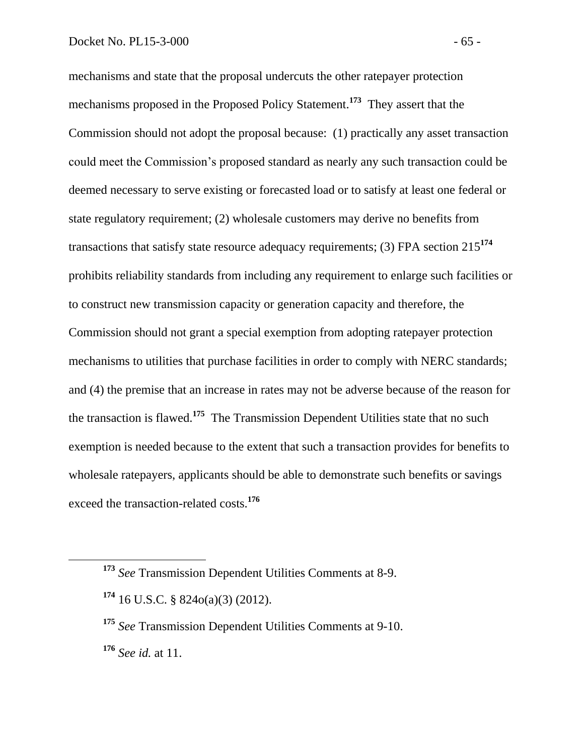mechanisms and state that the proposal undercuts the other ratepayer protection mechanisms proposed in the Proposed Policy Statement.[173] They assert that the Commission should not adopt the proposal because: (1) practically any asset transaction could meet the Commission's proposed standard as nearly any such transaction could be deemed necessary to serve existing or forecasted load or to satisfy at least one federal or state regulatory requirement; (2) wholesale customers may derive no benefits from transactions that satisfy state resource adequacy requirements; (3) FPA section 215[174] prohibits reliability standards from including any requirement to enlarge such facilities or to construct new transmission capacity or generation capacity and therefore, the Commission should not grant a special exemption from adopting ratepayer protection mechanisms to utilities that purchase facilities in order to comply with NERC standards; and (4) the premise that an increase in rates may not be adverse because of the reason for the transaction is flawed.[175] The Transmission Dependent Utilities state that no such exemption is needed because to the extent that such a transaction provides for benefits to wholesale ratepayers, applicants should be able to demonstrate such benefits or savings exceed the transaction-related costs.[176]

---

[173] *See* Transmission Dependent Utilities Comments at 8-9.

[174] 16 U.S.C. § 824o(a)(3) (2012).

[175] *See* Transmission Dependent Utilities Comments at 9-10.

[176] *See id.* at 11.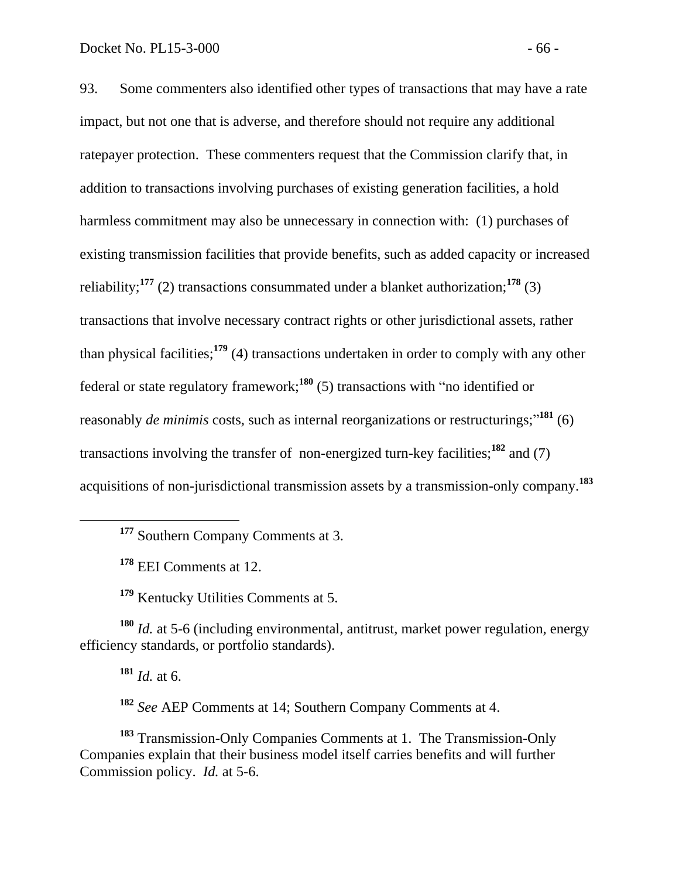93. Some commenters also identified other types of transactions that may have a rate impact, but not one that is adverse, and therefore should not require any additional ratepayer protection. These commenters request that the Commission clarify that, in addition to transactions involving purchases of existing generation facilities, a hold harmless commitment may also be unnecessary in connection with: (1) purchases of existing transmission facilities that provide benefits, such as added capacity or increased reliability;[177] (2) transactions consummated under a blanket authorization;[178] (3) transactions that involve necessary contract rights or other jurisdictional assets, rather than physical facilities;[179] (4) transactions undertaken in order to comply with any other federal or state regulatory framework;[180] (5) transactions with "no identified or reasonably *de minimis* costs, such as internal reorganizations or restructurings;"[181] (6) transactions involving the transfer of non-energized turn-key facilities;[182] and (7) acquisitions of non-jurisdictional transmission assets by a transmission-only company.[183]

---

[177] Southern Company Comments at 3.

[178] EEI Comments at 12.

[179] Kentucky Utilities Comments at 5.

[180] *Id.* at 5-6 (including environmental, antitrust, market power regulation, energy efficiency standards, or portfolio standards).

[181] *Id.* at 6.

[182] *See* AEP Comments at 14; Southern Company Comments at 4.

[183] Transmission-Only Companies Comments at 1. The Transmission-Only Companies explain that their business model itself carries benefits and will further Commission policy. *Id.* at 5-6.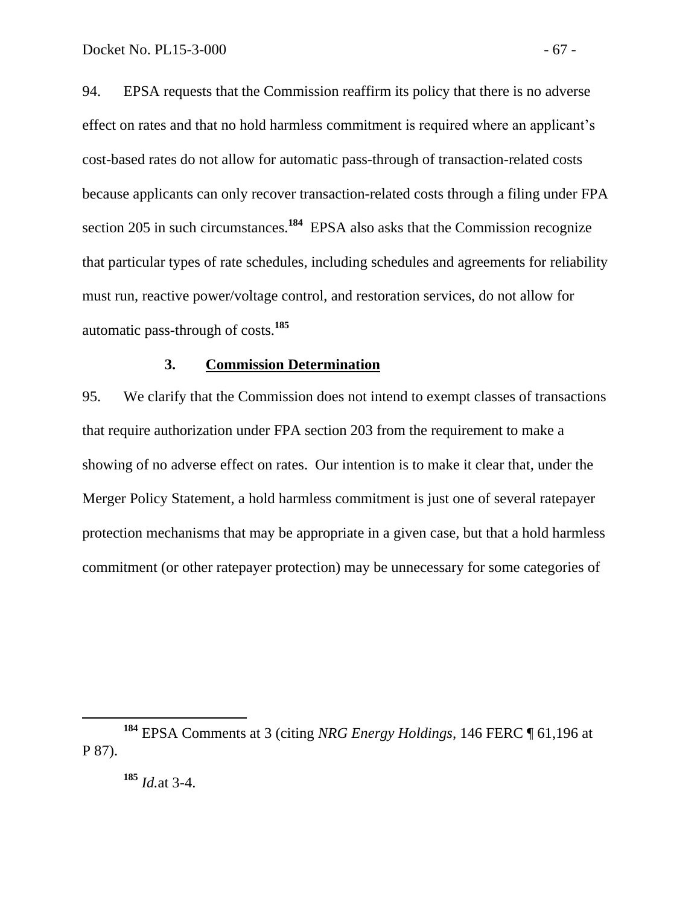94. EPSA requests that the Commission reaffirm its policy that there is no adverse effect on rates and that no hold harmless commitment is required where an applicant's cost-based rates do not allow for automatic pass-through of transaction-related costs because applicants can only recover transaction-related costs through a filing under FPA section 205 in such circumstances.[184] EPSA also asks that the Commission recognize that particular types of rate schedules, including schedules and agreements for reliability must run, reactive power/voltage control, and restoration services, do not allow for automatic pass-through of costs.[185]

### 3. Commission Determination

95. We clarify that the Commission does not intend to exempt classes of transactions that require authorization under FPA section 203 from the requirement to make a showing of no adverse effect on rates. Our intention is to make it clear that, under the Merger Policy Statement, a hold harmless commitment is just one of several ratepayer protection mechanisms that may be appropriate in a given case, but that a hold harmless commitment (or other ratepayer protection) may be unnecessary for some categories of

---

[184] EPSA Comments at 3 (citing *NRG Energy Holdings*, 146 FERC ¶ 61,196 at P 87).

[185] *Id.*at 3-4.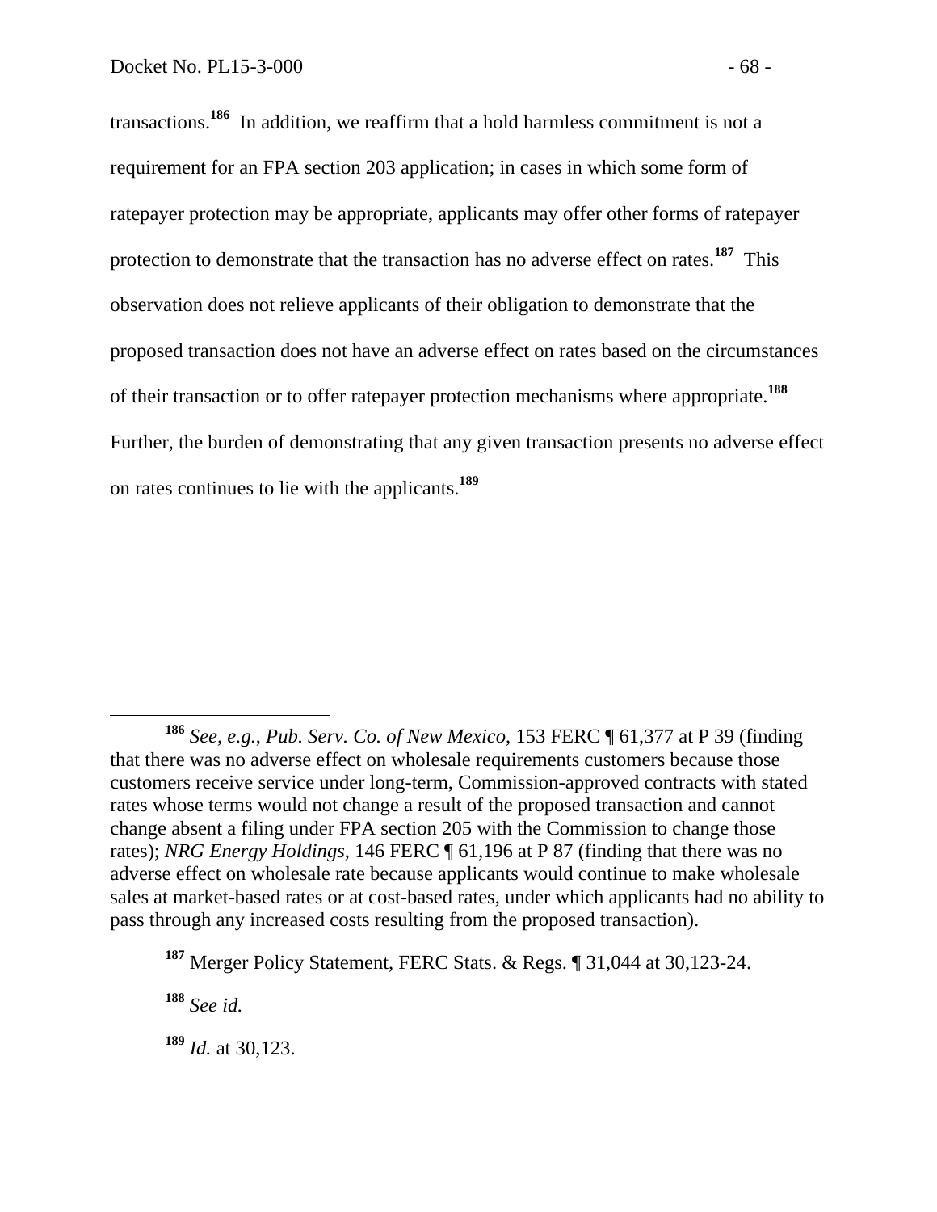transactions.[186] In addition, we reaffirm that a hold harmless commitment is not a requirement for an FPA section 203 application; in cases in which some form of ratepayer protection may be appropriate, applicants may offer other forms of ratepayer protection to demonstrate that the transaction has no adverse effect on rates.[187] This observation does not relieve applicants of their obligation to demonstrate that the proposed transaction does not have an adverse effect on rates based on the circumstances of their transaction or to offer ratepayer protection mechanisms where appropriate.[188] Further, the burden of demonstrating that any given transaction presents no adverse effect on rates continues to lie with the applicants.[189]

---

[186] *See, e.g., Pub. Serv. Co. of New Mexico*, 153 FERC ¶ 61,377 at P 39 (finding that there was no adverse effect on wholesale requirements customers because those customers receive service under long-term, Commission-approved contracts with stated rates whose terms would not change a result of the proposed transaction and cannot change absent a filing under FPA section 205 with the Commission to change those rates); *NRG Energy Holdings*, 146 FERC ¶ 61,196 at P 87 (finding that there was no adverse effect on wholesale rate because applicants would continue to make wholesale sales at market-based rates or at cost-based rates, under which applicants had no ability to pass through any increased costs resulting from the proposed transaction).

[187] Merger Policy Statement, FERC Stats. & Regs. ¶ 31,044 at 30,123-24.

[188] *See id.*

[189] *Id.* at 30,123.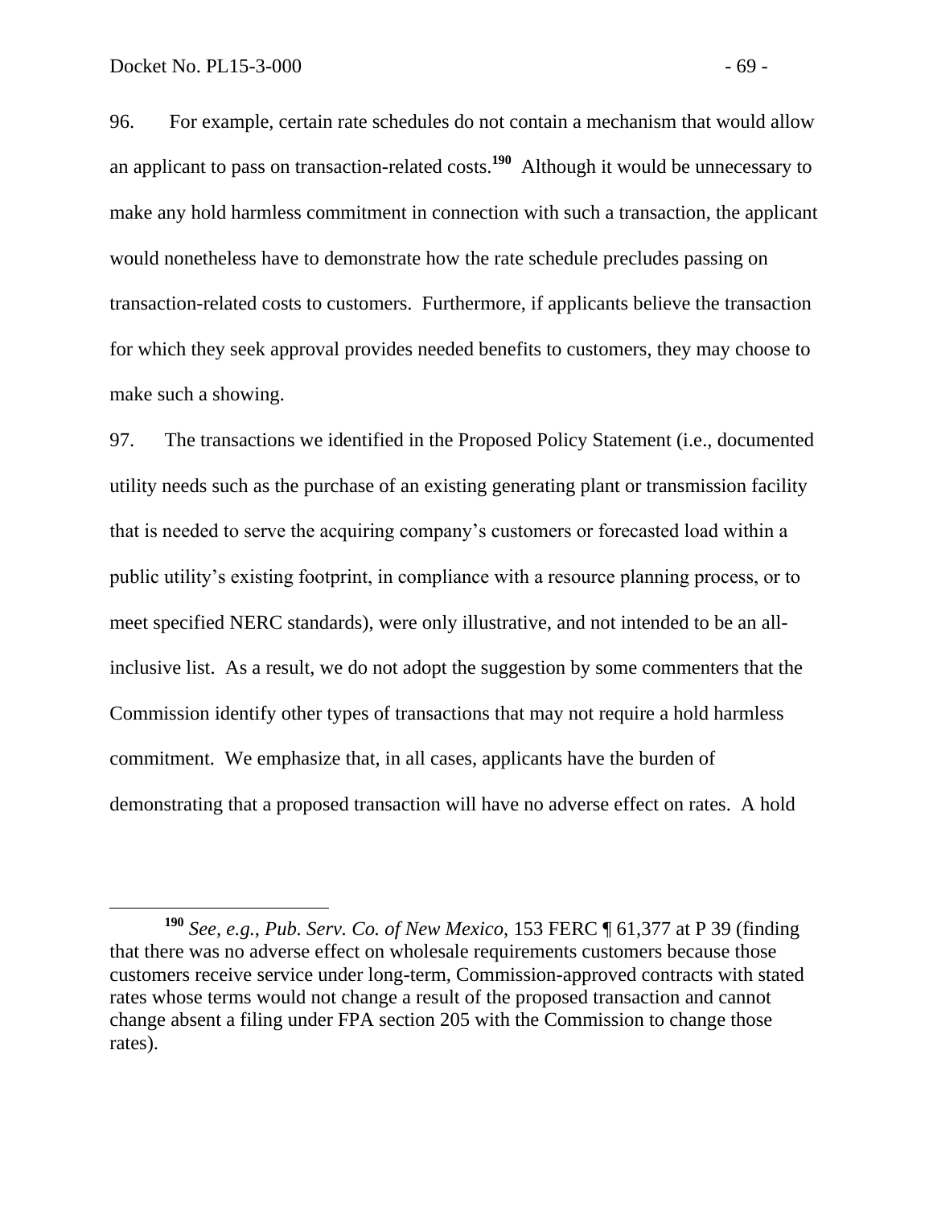96. For example, certain rate schedules do not contain a mechanism that would allow an applicant to pass on transaction-related costs.[190] Although it would be unnecessary to make any hold harmless commitment in connection with such a transaction, the applicant would nonetheless have to demonstrate how the rate schedule precludes passing on transaction-related costs to customers. Furthermore, if applicants believe the transaction for which they seek approval provides needed benefits to customers, they may choose to make such a showing.

97. The transactions we identified in the Proposed Policy Statement (i.e., documented utility needs such as the purchase of an existing generating plant or transmission facility that is needed to serve the acquiring company's customers or forecasted load within a public utility's existing footprint, in compliance with a resource planning process, or to meet specified NERC standards), were only illustrative, and not intended to be an all-inclusive list. As a result, we do not adopt the suggestion by some commenters that the Commission identify other types of transactions that may not require a hold harmless commitment. We emphasize that, in all cases, applicants have the burden of demonstrating that a proposed transaction will have no adverse effect on rates. A hold

---

[190] *See, e.g.*, *Pub. Serv. Co. of New Mexico*, 153 FERC ¶ 61,377 at P 39 (finding that there was no adverse effect on wholesale requirements customers because those customers receive service under long-term, Commission-approved contracts with stated rates whose terms would not change a result of the proposed transaction and cannot change absent a filing under FPA section 205 with the Commission to change those rates).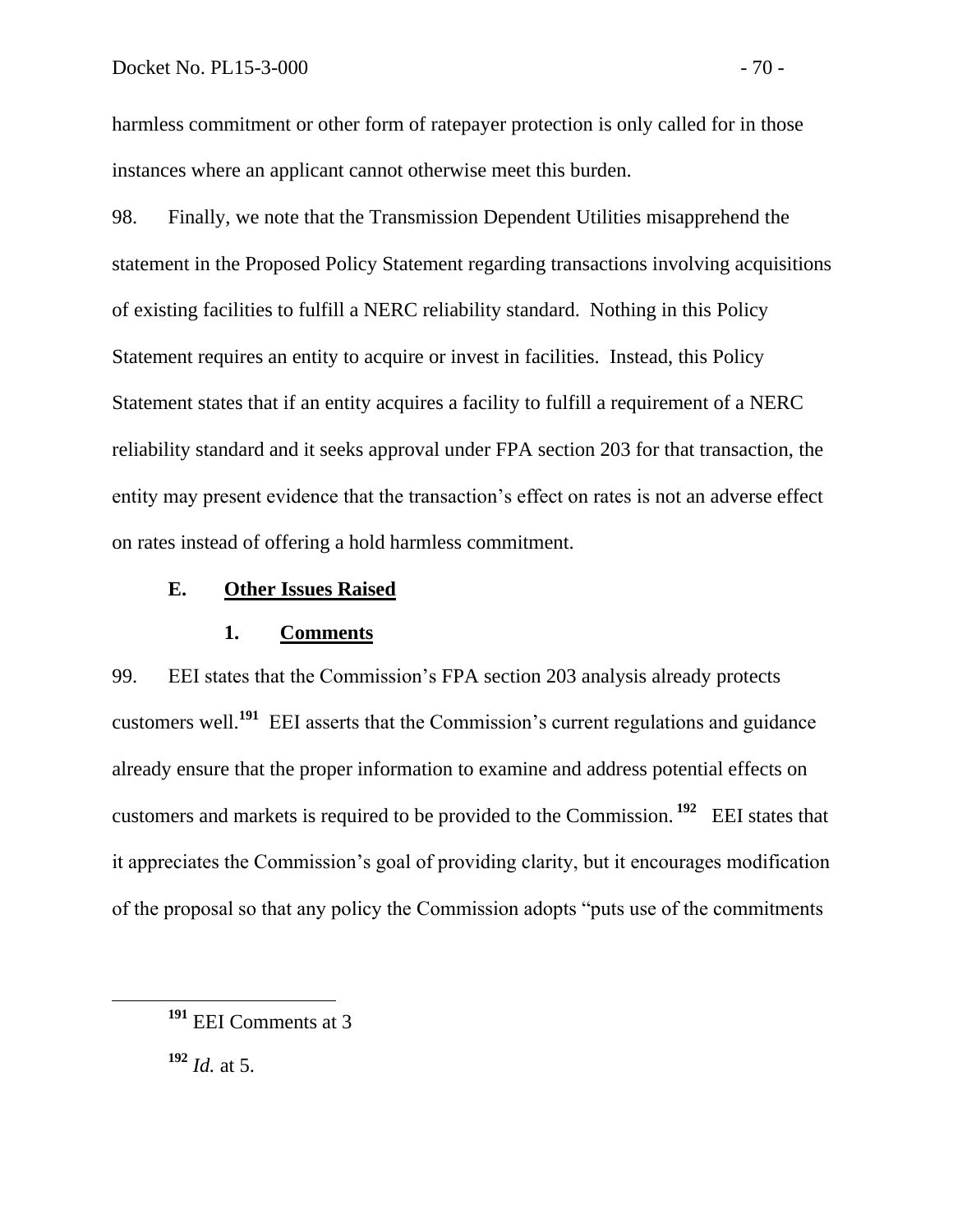harmless commitment or other form of ratepayer protection is only called for in those instances where an applicant cannot otherwise meet this burden.

98. Finally, we note that the Transmission Dependent Utilities misapprehend the statement in the Proposed Policy Statement regarding transactions involving acquisitions of existing facilities to fulfill a NERC reliability standard. Nothing in this Policy Statement requires an entity to acquire or invest in facilities. Instead, this Policy Statement states that if an entity acquires a facility to fulfill a requirement of a NERC reliability standard and it seeks approval under FPA section 203 for that transaction, the entity may present evidence that the transaction's effect on rates is not an adverse effect on rates instead of offering a hold harmless commitment.

## E. Other Issues Raised

### 1. Comments

99. EEI states that the Commission's FPA section 203 analysis already protects customers well.[191] EEI asserts that the Commission's current regulations and guidance already ensure that the proper information to examine and address potential effects on customers and markets is required to be provided to the Commission.[192] EEI states that it appreciates the Commission's goal of providing clarity, but it encourages modification of the proposal so that any policy the Commission adopts "puts use of the commitments

[191] EEI Comments at 3

[192] *Id.* at 5.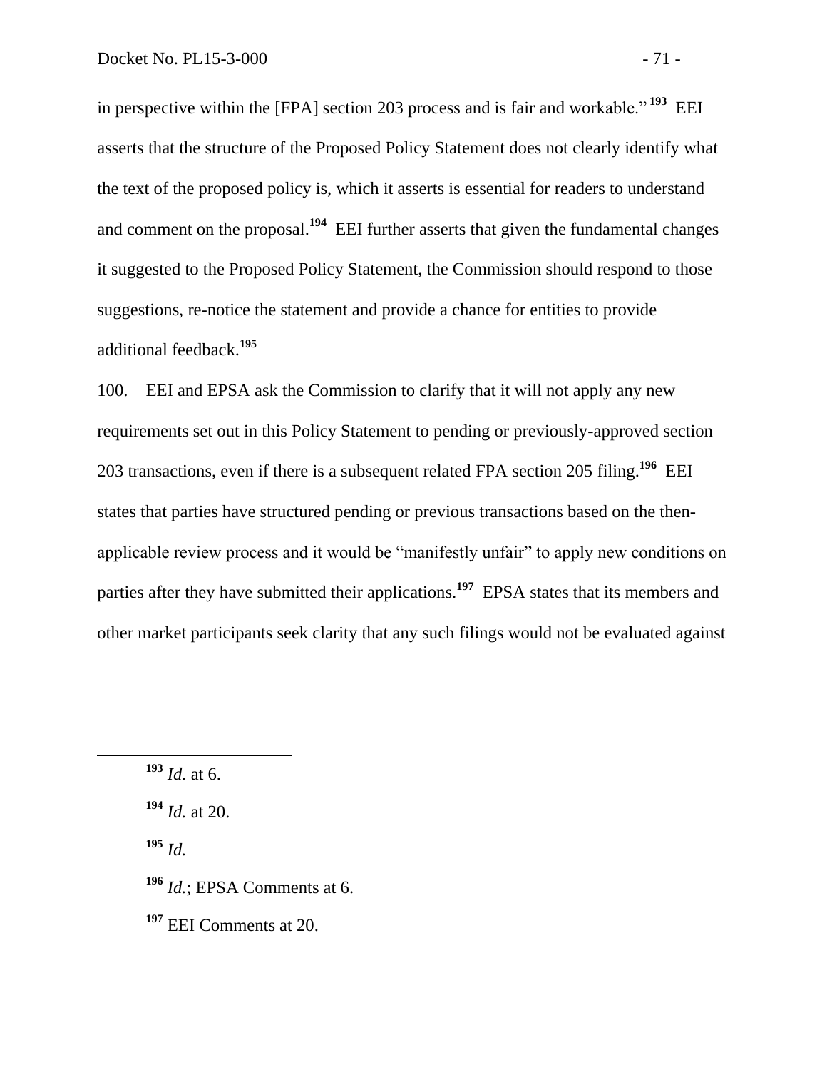in perspective within the [FPA] section 203 process and is fair and workable."[193] EEI asserts that the structure of the Proposed Policy Statement does not clearly identify what the text of the proposed policy is, which it asserts is essential for readers to understand and comment on the proposal.[194] EEI further asserts that given the fundamental changes it suggested to the Proposed Policy Statement, the Commission should respond to those suggestions, re-notice the statement and provide a chance for entities to provide additional feedback.[195]

100. EEI and EPSA ask the Commission to clarify that it will not apply any new requirements set out in this Policy Statement to pending or previously-approved section 203 transactions, even if there is a subsequent related FPA section 205 filing.[196] EEI states that parties have structured pending or previous transactions based on the then-applicable review process and it would be "manifestly unfair" to apply new conditions on parties after they have submitted their applications.[197] EPSA states that its members and other market participants seek clarity that any such filings would not be evaluated against

---

[193] *Id.* at 6.

[194] *Id.* at 20.

[195] *Id.*

[196] *Id.*; EPSA Comments at 6.

[197] EEI Comments at 20.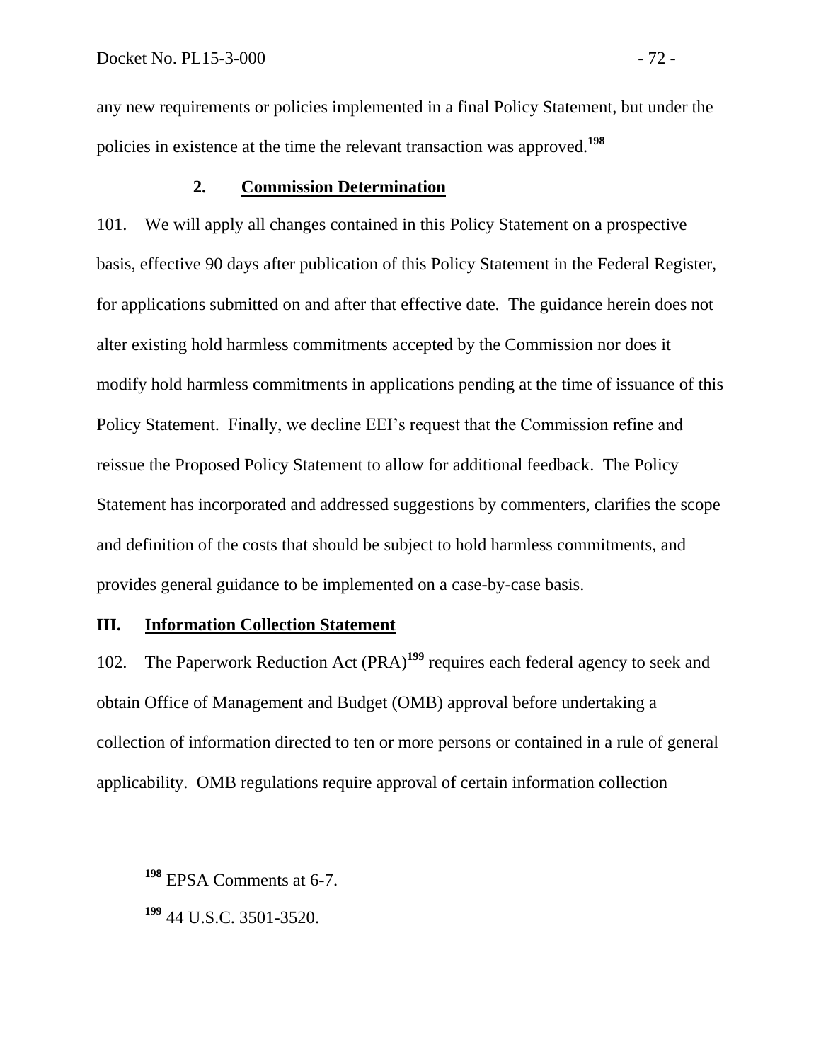any new requirements or policies implemented in a final Policy Statement, but under the policies in existence at the time the relevant transaction was approved.[198]

### 2. Commission Determination

101. We will apply all changes contained in this Policy Statement on a prospective basis, effective 90 days after publication of this Policy Statement in the Federal Register, for applications submitted on and after that effective date. The guidance herein does not alter existing hold harmless commitments accepted by the Commission nor does it modify hold harmless commitments in applications pending at the time of issuance of this Policy Statement. Finally, we decline EEI's request that the Commission refine and reissue the Proposed Policy Statement to allow for additional feedback. The Policy Statement has incorporated and addressed suggestions by commenters, clarifies the scope and definition of the costs that should be subject to hold harmless commitments, and provides general guidance to be implemented on a case-by-case basis.

## III. Information Collection Statement

102. The Paperwork Reduction Act (PRA)[199] requires each federal agency to seek and obtain Office of Management and Budget (OMB) approval before undertaking a collection of information directed to ten or more persons or contained in a rule of general applicability. OMB regulations require approval of certain information collection

---

[198] EPSA Comments at 6-7.

[199] 44 U.S.C. 3501-3520.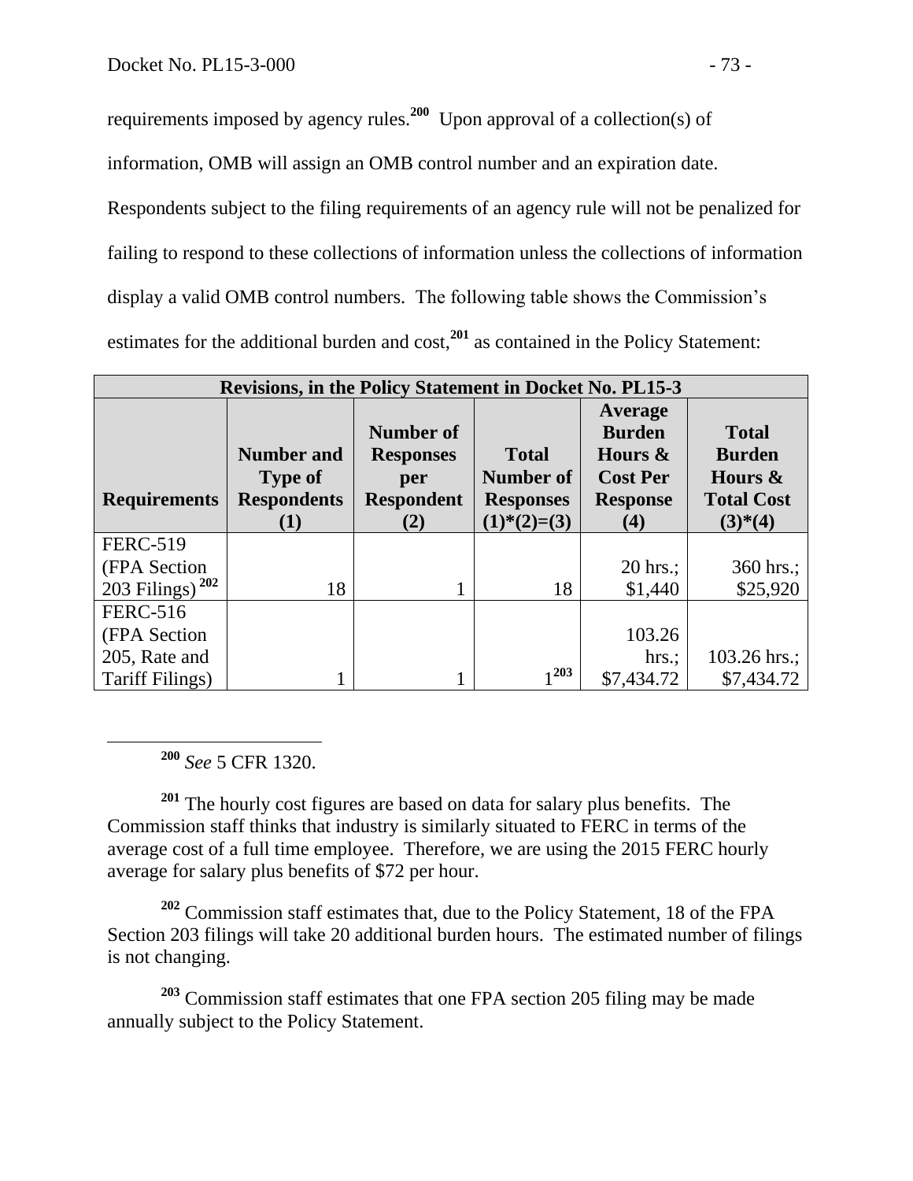requirements imposed by agency rules.[200] Upon approval of a collection(s) of information, OMB will assign an OMB control number and an expiration date. Respondents subject to the filing requirements of an agency rule will not be penalized for failing to respond to these collections of information unless the collections of information display a valid OMB control numbers. The following table shows the Commission's estimates for the additional burden and cost,[201] as contained in the Policy Statement:

| Revisions, in the Policy Statement in Docket No. PL15-3 | | | | | |
|---|---|---|---|---|---|
| **Requirements** | **Number and Type of Respondents (1)** | **Number of Responses per Respondent (2)** | **Total Number of Responses (1)*(2)=(3)** | **Average Burden Hours & Cost Per Response (4)** | **Total Burden Hours & Total Cost (3)*(4)** |
| FERC-519 (FPA Section 203 Filings)[202] | 18 | 1 | 18 | 20 hrs.; $1,440 | 360 hrs.; $25,920 |
| FERC-516 (FPA Section 205, Rate and Tariff Filings) | 1 | 1 | 1[203] | 103.26 hrs.; $7,434.72 | 103.26 hrs.; $7,434.72 |

---

[200] *See* 5 CFR 1320.

[201] The hourly cost figures are based on data for salary plus benefits. The Commission staff thinks that industry is similarly situated to FERC in terms of the average cost of a full time employee. Therefore, we are using the 2015 FERC hourly average for salary plus benefits of $72 per hour.

[202] Commission staff estimates that, due to the Policy Statement, 18 of the FPA Section 203 filings will take 20 additional burden hours. The estimated number of filings is not changing.

[203] Commission staff estimates that one FPA section 205 filing may be made annually subject to the Policy Statement.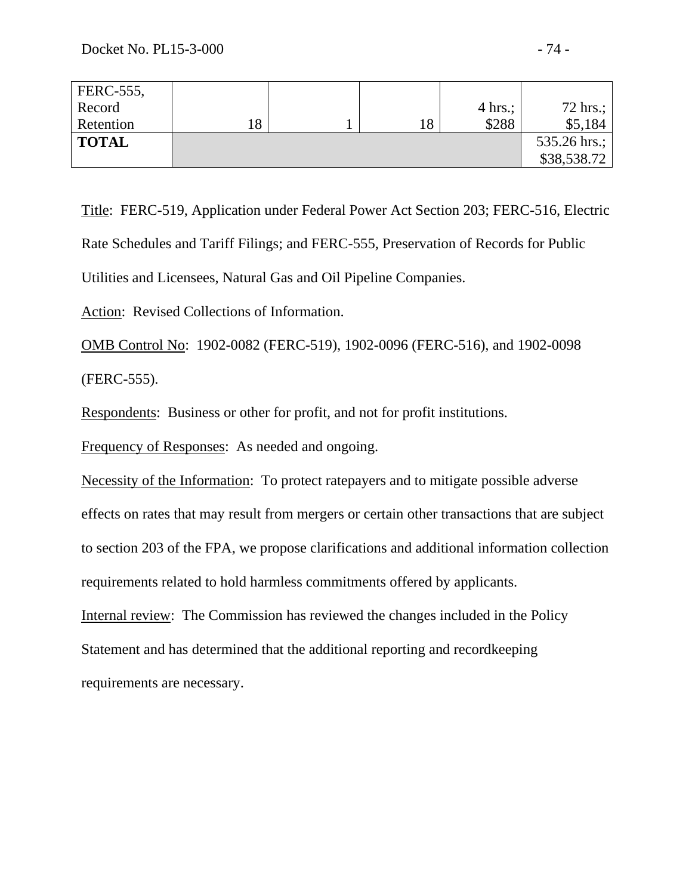| | | | | | |
|---|---|---|---|---|---|
| FERC-555, Record Retention | 18 | 1 | 18 | 4 hrs.; $288 | 72 hrs.; $5,184 |
| **TOTAL** | | | | | 535.26 hrs.; $38,538.72 |

Title: FERC-519, Application under Federal Power Act Section 203; FERC-516, Electric Rate Schedules and Tariff Filings; and FERC-555, Preservation of Records for Public Utilities and Licensees, Natural Gas and Oil Pipeline Companies.

Action: Revised Collections of Information.

OMB Control No: 1902-0082 (FERC-519), 1902-0096 (FERC-516), and 1902-0098 (FERC-555).

Respondents: Business or other for profit, and not for profit institutions.

Frequency of Responses: As needed and ongoing.

Necessity of the Information: To protect ratepayers and to mitigate possible adverse effects on rates that may result from mergers or certain other transactions that are subject to section 203 of the FPA, we propose clarifications and additional information collection requirements related to hold harmless commitments offered by applicants.

Internal review: The Commission has reviewed the changes included in the Policy Statement and has determined that the additional reporting and recordkeeping requirements are necessary.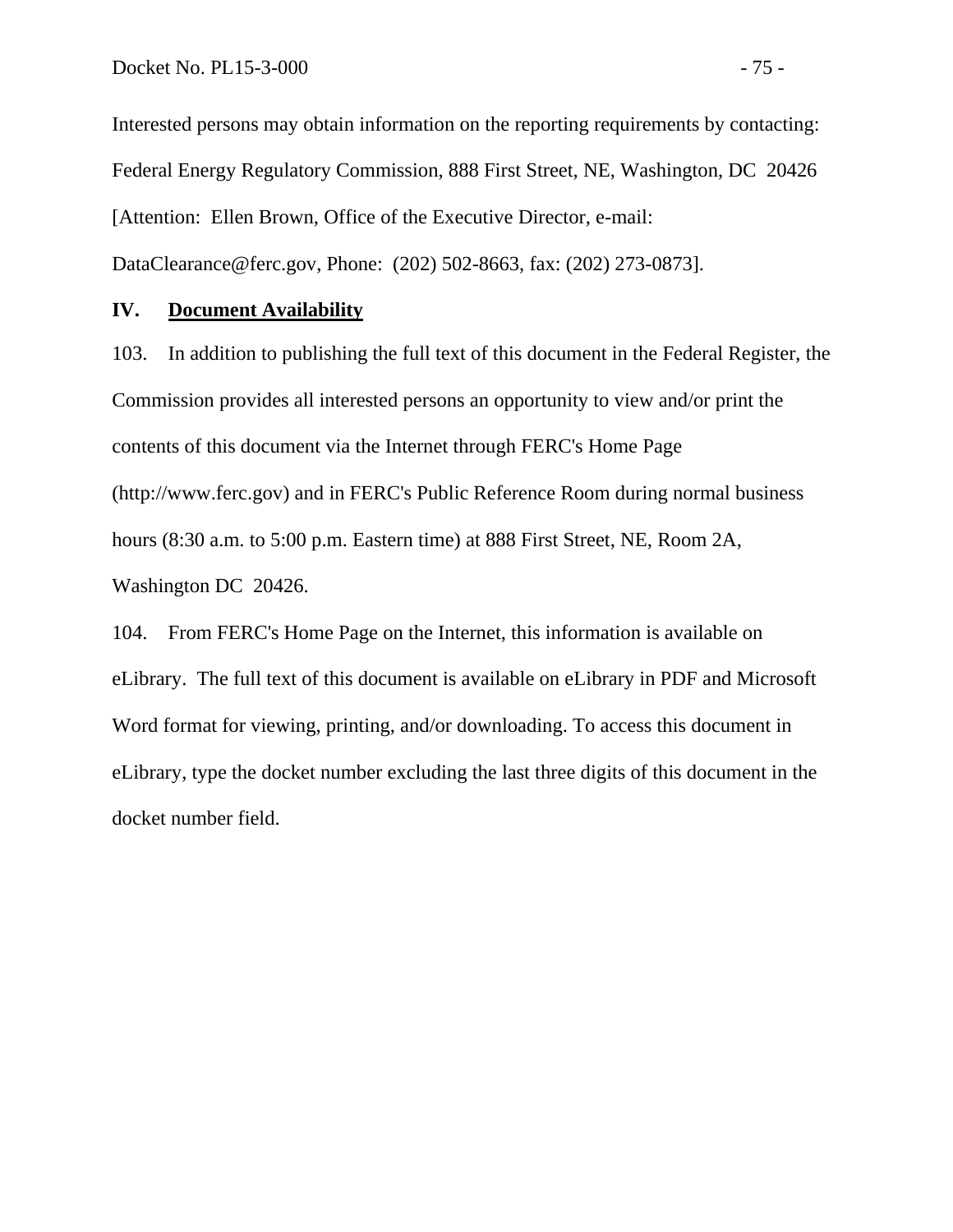Interested persons may obtain information on the reporting requirements by contacting: Federal Energy Regulatory Commission, 888 First Street, NE, Washington, DC 20426 [Attention: Ellen Brown, Office of the Executive Director, e-mail: DataClearance@ferc.gov, Phone: (202) 502-8663, fax: (202) 273-0873].

## IV. **Document Availability**

103. In addition to publishing the full text of this document in the Federal Register, the Commission provides all interested persons an opportunity to view and/or print the contents of this document via the Internet through FERC's Home Page (http://www.ferc.gov) and in FERC's Public Reference Room during normal business hours (8:30 a.m. to 5:00 p.m. Eastern time) at 888 First Street, NE, Room 2A, Washington DC 20426.

104. From FERC's Home Page on the Internet, this information is available on eLibrary. The full text of this document is available on eLibrary in PDF and Microsoft Word format for viewing, printing, and/or downloading. To access this document in eLibrary, type the docket number excluding the last three digits of this document in the docket number field.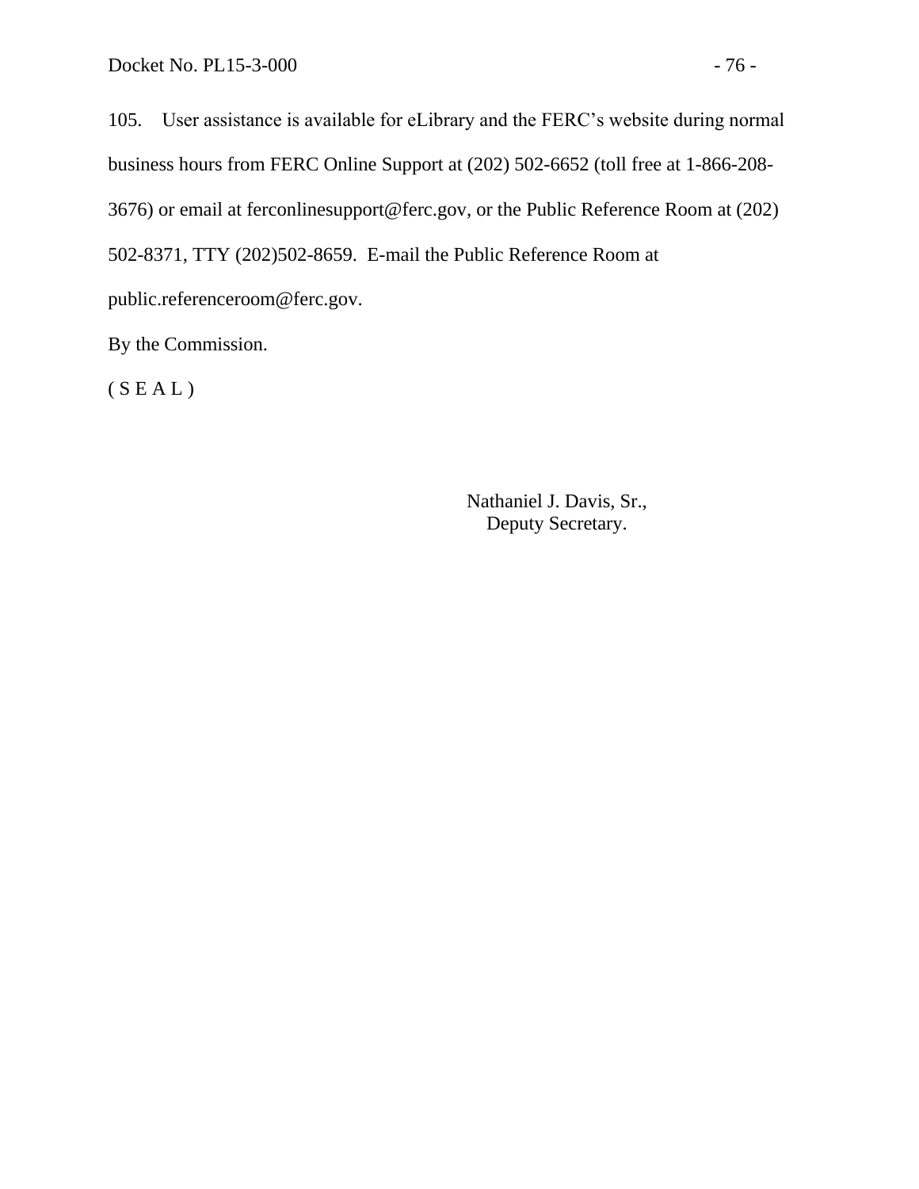105. User assistance is available for eLibrary and the FERC's website during normal business hours from FERC Online Support at (202) 502-6652 (toll free at 1-866-208-3676) or email at ferconlinesupport@ferc.gov, or the Public Reference Room at (202) 502-8371, TTY (202)502-8659. E-mail the Public Reference Room at public.referenceroom@ferc.gov.

By the Commission.

( S E A L )

Nathaniel J. Davis, Sr.,
Deputy Secretary.